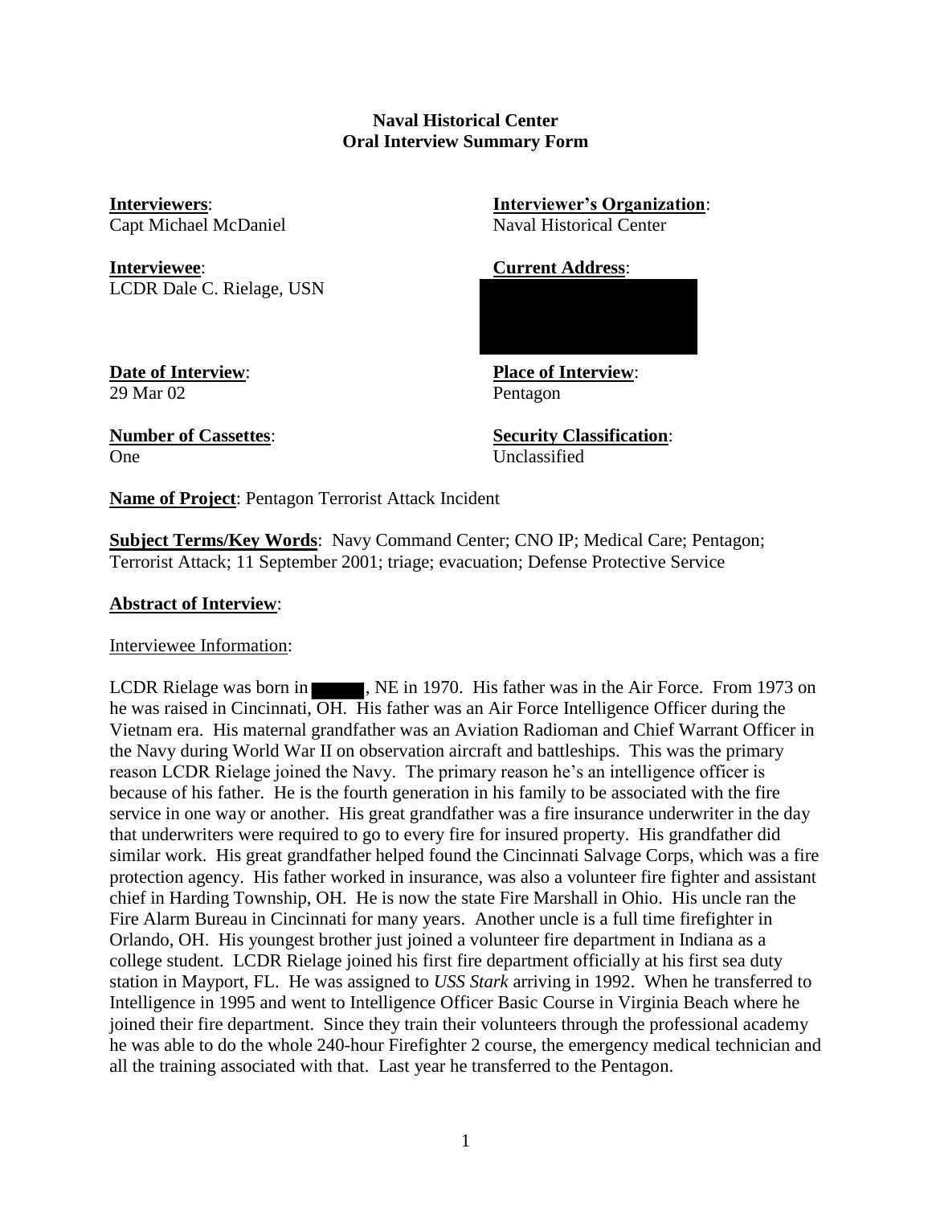# Naval Historical Center
## Oral Interview Summary Form

**Interviewers**:
Capt Michael McDaniel

**Interviewer's Organization**:
Naval Historical Center

**Interviewee**:
LCDR Dale C. Rielage, USN

**Current Address**:
[redacted]

**Date of Interview**:
29 Mar 02

**Place of Interview**:
Pentagon

**Number of Cassettes**:
One

**Security Classification**:
Unclassified

**Name of Project**: Pentagon Terrorist Attack Incident

**Subject Terms/Key Words**: Navy Command Center; CNO IP; Medical Care; Pentagon; Terrorist Attack; 11 September 2001; triage; evacuation; Defense Protective Service

**Abstract of Interview**:

Interviewee Information:

LCDR Rielage was born in [redacted], NE in 1970. His father was in the Air Force. From 1973 on he was raised in Cincinnati, OH. His father was an Air Force Intelligence Officer during the Vietnam era. His maternal grandfather was an Aviation Radioman and Chief Warrant Officer in the Navy during World War II on observation aircraft and battleships. This was the primary reason LCDR Rielage joined the Navy. The primary reason he's an intelligence officer is because of his father. He is the fourth generation in his family to be associated with the fire service in one way or another. His great grandfather was a fire insurance underwriter in the day that underwriters were required to go to every fire for insured property. His grandfather did similar work. His great grandfather helped found the Cincinnati Salvage Corps, which was a fire protection agency. His father worked in insurance, was also a volunteer fire fighter and assistant chief in Harding Township, OH. He is now the state Fire Marshall in Ohio. His uncle ran the Fire Alarm Bureau in Cincinnati for many years. Another uncle is a full time firefighter in Orlando, OH. His youngest brother just joined a volunteer fire department in Indiana as a college student. LCDR Rielage joined his first fire department officially at his first sea duty station in Mayport, FL. He was assigned to *USS Stark* arriving in 1992. When he transferred to Intelligence in 1995 and went to Intelligence Officer Basic Course in Virginia Beach where he joined their fire department. Since they train their volunteers through the professional academy he was able to do the whole 240-hour Firefighter 2 course, the emergency medical technician and all the training associated with that. Last year he transferred to the Pentagon.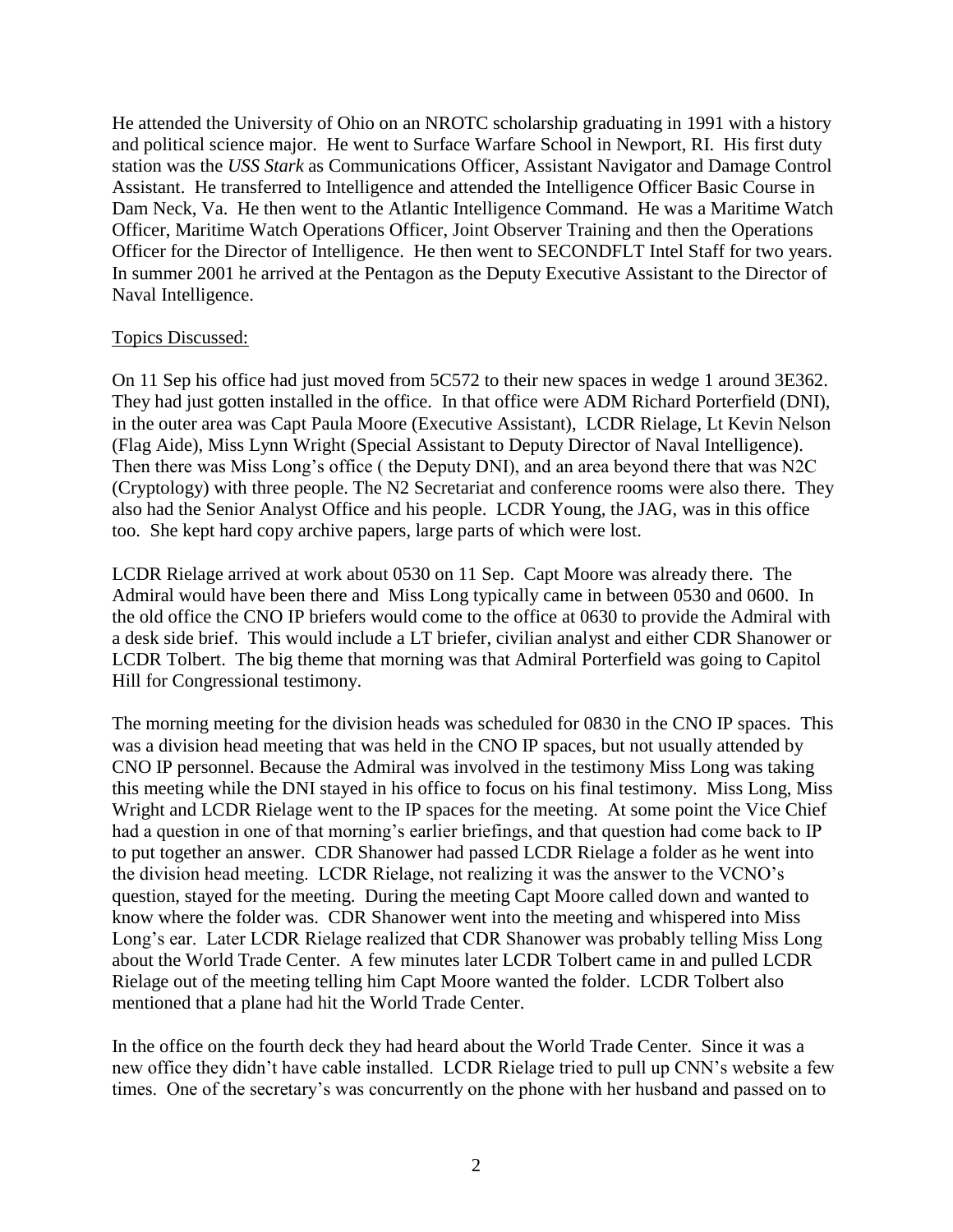He attended the University of Ohio on an NROTC scholarship graduating in 1991 with a history and political science major. He went to Surface Warfare School in Newport, RI. His first duty station was the *USS Stark* as Communications Officer, Assistant Navigator and Damage Control Assistant. He transferred to Intelligence and attended the Intelligence Officer Basic Course in Dam Neck, Va. He then went to the Atlantic Intelligence Command. He was a Maritime Watch Officer, Maritime Watch Operations Officer, Joint Observer Training and then the Operations Officer for the Director of Intelligence. He then went to SECONDFLT Intel Staff for two years. In summer 2001 he arrived at the Pentagon as the Deputy Executive Assistant to the Director of Naval Intelligence.

Topics Discussed:

On 11 Sep his office had just moved from 5C572 to their new spaces in wedge 1 around 3E362. They had just gotten installed in the office. In that office were ADM Richard Porterfield (DNI), in the outer area was Capt Paula Moore (Executive Assistant), LCDR Rielage, Lt Kevin Nelson (Flag Aide), Miss Lynn Wright (Special Assistant to Deputy Director of Naval Intelligence). Then there was Miss Long's office ( the Deputy DNI), and an area beyond there that was N2C (Cryptology) with three people. The N2 Secretariat and conference rooms were also there. They also had the Senior Analyst Office and his people. LCDR Young, the JAG, was in this office too. She kept hard copy archive papers, large parts of which were lost.

LCDR Rielage arrived at work about 0530 on 11 Sep. Capt Moore was already there. The Admiral would have been there and Miss Long typically came in between 0530 and 0600. In the old office the CNO IP briefers would come to the office at 0630 to provide the Admiral with a desk side brief. This would include a LT briefer, civilian analyst and either CDR Shanower or LCDR Tolbert. The big theme that morning was that Admiral Porterfield was going to Capitol Hill for Congressional testimony.

The morning meeting for the division heads was scheduled for 0830 in the CNO IP spaces. This was a division head meeting that was held in the CNO IP spaces, but not usually attended by CNO IP personnel. Because the Admiral was involved in the testimony Miss Long was taking this meeting while the DNI stayed in his office to focus on his final testimony. Miss Long, Miss Wright and LCDR Rielage went to the IP spaces for the meeting. At some point the Vice Chief had a question in one of that morning's earlier briefings, and that question had come back to IP to put together an answer. CDR Shanower had passed LCDR Rielage a folder as he went into the division head meeting. LCDR Rielage, not realizing it was the answer to the VCNO's question, stayed for the meeting. During the meeting Capt Moore called down and wanted to know where the folder was. CDR Shanower went into the meeting and whispered into Miss Long's ear. Later LCDR Rielage realized that CDR Shanower was probably telling Miss Long about the World Trade Center. A few minutes later LCDR Tolbert came in and pulled LCDR Rielage out of the meeting telling him Capt Moore wanted the folder. LCDR Tolbert also mentioned that a plane had hit the World Trade Center.

In the office on the fourth deck they had heard about the World Trade Center. Since it was a new office they didn't have cable installed. LCDR Rielage tried to pull up CNN's website a few times. One of the secretary's was concurrently on the phone with her husband and passed on to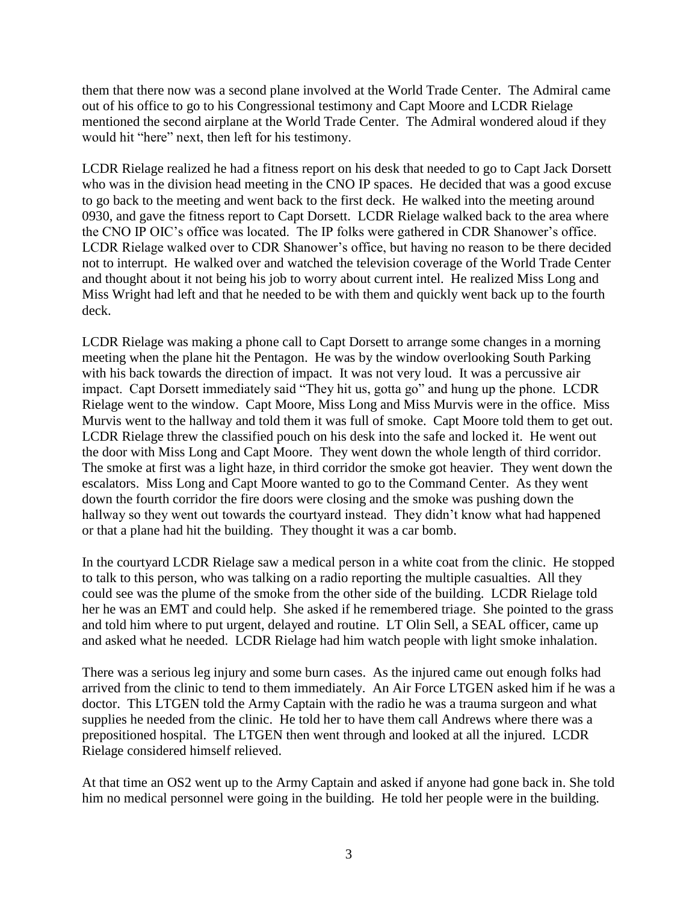them that there now was a second plane involved at the World Trade Center. The Admiral came out of his office to go to his Congressional testimony and Capt Moore and LCDR Rielage mentioned the second airplane at the World Trade Center. The Admiral wondered aloud if they would hit "here" next, then left for his testimony.

LCDR Rielage realized he had a fitness report on his desk that needed to go to Capt Jack Dorsett who was in the division head meeting in the CNO IP spaces. He decided that was a good excuse to go back to the meeting and went back to the first deck. He walked into the meeting around 0930, and gave the fitness report to Capt Dorsett. LCDR Rielage walked back to the area where the CNO IP OIC's office was located. The IP folks were gathered in CDR Shanower's office. LCDR Rielage walked over to CDR Shanower's office, but having no reason to be there decided not to interrupt. He walked over and watched the television coverage of the World Trade Center and thought about it not being his job to worry about current intel. He realized Miss Long and Miss Wright had left and that he needed to be with them and quickly went back up to the fourth deck.

LCDR Rielage was making a phone call to Capt Dorsett to arrange some changes in a morning meeting when the plane hit the Pentagon. He was by the window overlooking South Parking with his back towards the direction of impact. It was not very loud. It was a percussive air impact. Capt Dorsett immediately said "They hit us, gotta go" and hung up the phone. LCDR Rielage went to the window. Capt Moore, Miss Long and Miss Murvis were in the office. Miss Murvis went to the hallway and told them it was full of smoke. Capt Moore told them to get out. LCDR Rielage threw the classified pouch on his desk into the safe and locked it. He went out the door with Miss Long and Capt Moore. They went down the whole length of third corridor. The smoke at first was a light haze, in third corridor the smoke got heavier. They went down the escalators. Miss Long and Capt Moore wanted to go to the Command Center. As they went down the fourth corridor the fire doors were closing and the smoke was pushing down the hallway so they went out towards the courtyard instead. They didn't know what had happened or that a plane had hit the building. They thought it was a car bomb.

In the courtyard LCDR Rielage saw a medical person in a white coat from the clinic. He stopped to talk to this person, who was talking on a radio reporting the multiple casualties. All they could see was the plume of the smoke from the other side of the building. LCDR Rielage told her he was an EMT and could help. She asked if he remembered triage. She pointed to the grass and told him where to put urgent, delayed and routine. LT Olin Sell, a SEAL officer, came up and asked what he needed. LCDR Rielage had him watch people with light smoke inhalation.

There was a serious leg injury and some burn cases. As the injured came out enough folks had arrived from the clinic to tend to them immediately. An Air Force LTGEN asked him if he was a doctor. This LTGEN told the Army Captain with the radio he was a trauma surgeon and what supplies he needed from the clinic. He told her to have them call Andrews where there was a prepositioned hospital. The LTGEN then went through and looked at all the injured. LCDR Rielage considered himself relieved.

At that time an OS2 went up to the Army Captain and asked if anyone had gone back in. She told him no medical personnel were going in the building. He told her people were in the building.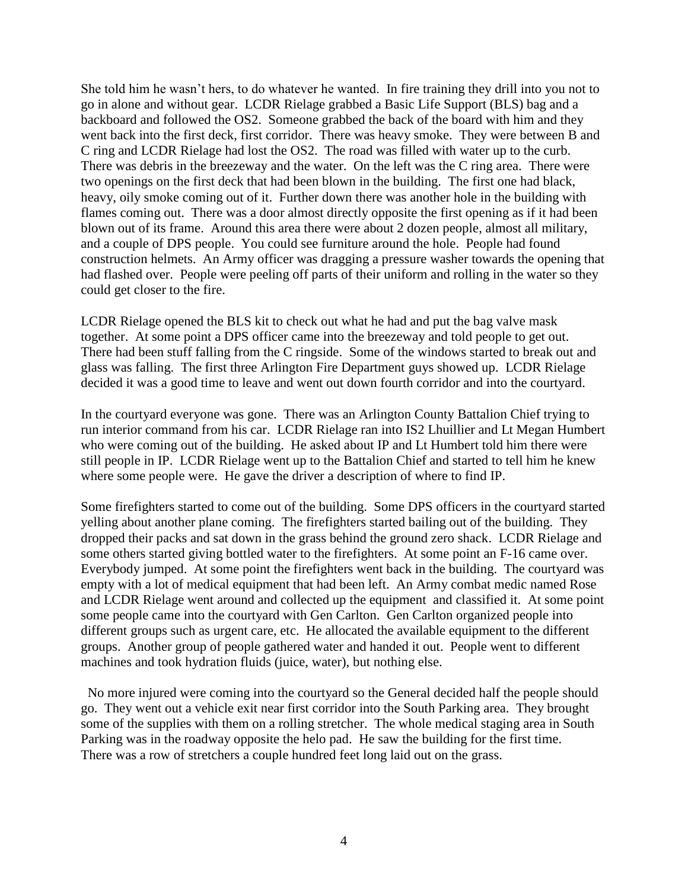She told him he wasn't hers, to do whatever he wanted. In fire training they drill into you not to go in alone and without gear. LCDR Rielage grabbed a Basic Life Support (BLS) bag and a backboard and followed the OS2. Someone grabbed the back of the board with him and they went back into the first deck, first corridor. There was heavy smoke. They were between B and C ring and LCDR Rielage had lost the OS2. The road was filled with water up to the curb. There was debris in the breezeway and the water. On the left was the C ring area. There were two openings on the first deck that had been blown in the building. The first one had black, heavy, oily smoke coming out of it. Further down there was another hole in the building with flames coming out. There was a door almost directly opposite the first opening as if it had been blown out of its frame. Around this area there were about 2 dozen people, almost all military, and a couple of DPS people. You could see furniture around the hole. People had found construction helmets. An Army officer was dragging a pressure washer towards the opening that had flashed over. People were peeling off parts of their uniform and rolling in the water so they could get closer to the fire.

LCDR Rielage opened the BLS kit to check out what he had and put the bag valve mask together. At some point a DPS officer came into the breezeway and told people to get out. There had been stuff falling from the C ringside. Some of the windows started to break out and glass was falling. The first three Arlington Fire Department guys showed up. LCDR Rielage decided it was a good time to leave and went out down fourth corridor and into the courtyard.

In the courtyard everyone was gone. There was an Arlington County Battalion Chief trying to run interior command from his car. LCDR Rielage ran into IS2 Lhuillier and Lt Megan Humbert who were coming out of the building. He asked about IP and Lt Humbert told him there were still people in IP. LCDR Rielage went up to the Battalion Chief and started to tell him he knew where some people were. He gave the driver a description of where to find IP.

Some firefighters started to come out of the building. Some DPS officers in the courtyard started yelling about another plane coming. The firefighters started bailing out of the building. They dropped their packs and sat down in the grass behind the ground zero shack. LCDR Rielage and some others started giving bottled water to the firefighters. At some point an F-16 came over. Everybody jumped. At some point the firefighters went back in the building. The courtyard was empty with a lot of medical equipment that had been left. An Army combat medic named Rose and LCDR Rielage went around and collected up the equipment and classified it. At some point some people came into the courtyard with Gen Carlton. Gen Carlton organized people into different groups such as urgent care, etc. He allocated the available equipment to the different groups. Another group of people gathered water and handed it out. People went to different machines and took hydration fluids (juice, water), but nothing else.

No more injured were coming into the courtyard so the General decided half the people should go. They went out a vehicle exit near first corridor into the South Parking area. They brought some of the supplies with them on a rolling stretcher. The whole medical staging area in South Parking was in the roadway opposite the helo pad. He saw the building for the first time. There was a row of stretchers a couple hundred feet long laid out on the grass.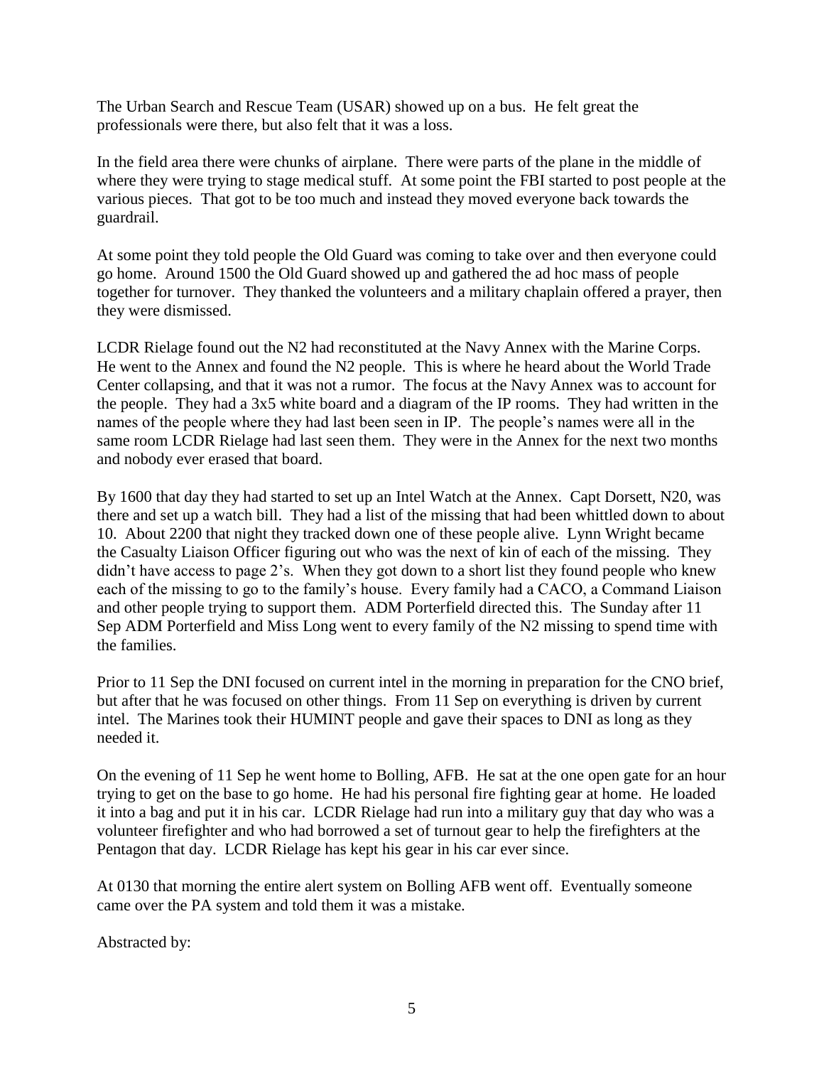The Urban Search and Rescue Team (USAR) showed up on a bus. He felt great the professionals were there, but also felt that it was a loss.

In the field area there were chunks of airplane. There were parts of the plane in the middle of where they were trying to stage medical stuff. At some point the FBI started to post people at the various pieces. That got to be too much and instead they moved everyone back towards the guardrail.

At some point they told people the Old Guard was coming to take over and then everyone could go home. Around 1500 the Old Guard showed up and gathered the ad hoc mass of people together for turnover. They thanked the volunteers and a military chaplain offered a prayer, then they were dismissed.

LCDR Rielage found out the N2 had reconstituted at the Navy Annex with the Marine Corps. He went to the Annex and found the N2 people. This is where he heard about the World Trade Center collapsing, and that it was not a rumor. The focus at the Navy Annex was to account for the people. They had a 3x5 white board and a diagram of the IP rooms. They had written in the names of the people where they had last been seen in IP. The people's names were all in the same room LCDR Rielage had last seen them. They were in the Annex for the next two months and nobody ever erased that board.

By 1600 that day they had started to set up an Intel Watch at the Annex. Capt Dorsett, N20, was there and set up a watch bill. They had a list of the missing that had been whittled down to about 10. About 2200 that night they tracked down one of these people alive. Lynn Wright became the Casualty Liaison Officer figuring out who was the next of kin of each of the missing. They didn't have access to page 2's. When they got down to a short list they found people who knew each of the missing to go to the family's house. Every family had a CACO, a Command Liaison and other people trying to support them. ADM Porterfield directed this. The Sunday after 11 Sep ADM Porterfield and Miss Long went to every family of the N2 missing to spend time with the families.

Prior to 11 Sep the DNI focused on current intel in the morning in preparation for the CNO brief, but after that he was focused on other things. From 11 Sep on everything is driven by current intel. The Marines took their HUMINT people and gave their spaces to DNI as long as they needed it.

On the evening of 11 Sep he went home to Bolling, AFB. He sat at the one open gate for an hour trying to get on the base to go home. He had his personal fire fighting gear at home. He loaded it into a bag and put it in his car. LCDR Rielage had run into a military guy that day who was a volunteer firefighter and who had borrowed a set of turnout gear to help the firefighters at the Pentagon that day. LCDR Rielage has kept his gear in his car ever since.

At 0130 that morning the entire alert system on Bolling AFB went off. Eventually someone came over the PA system and told them it was a mistake.

Abstracted by: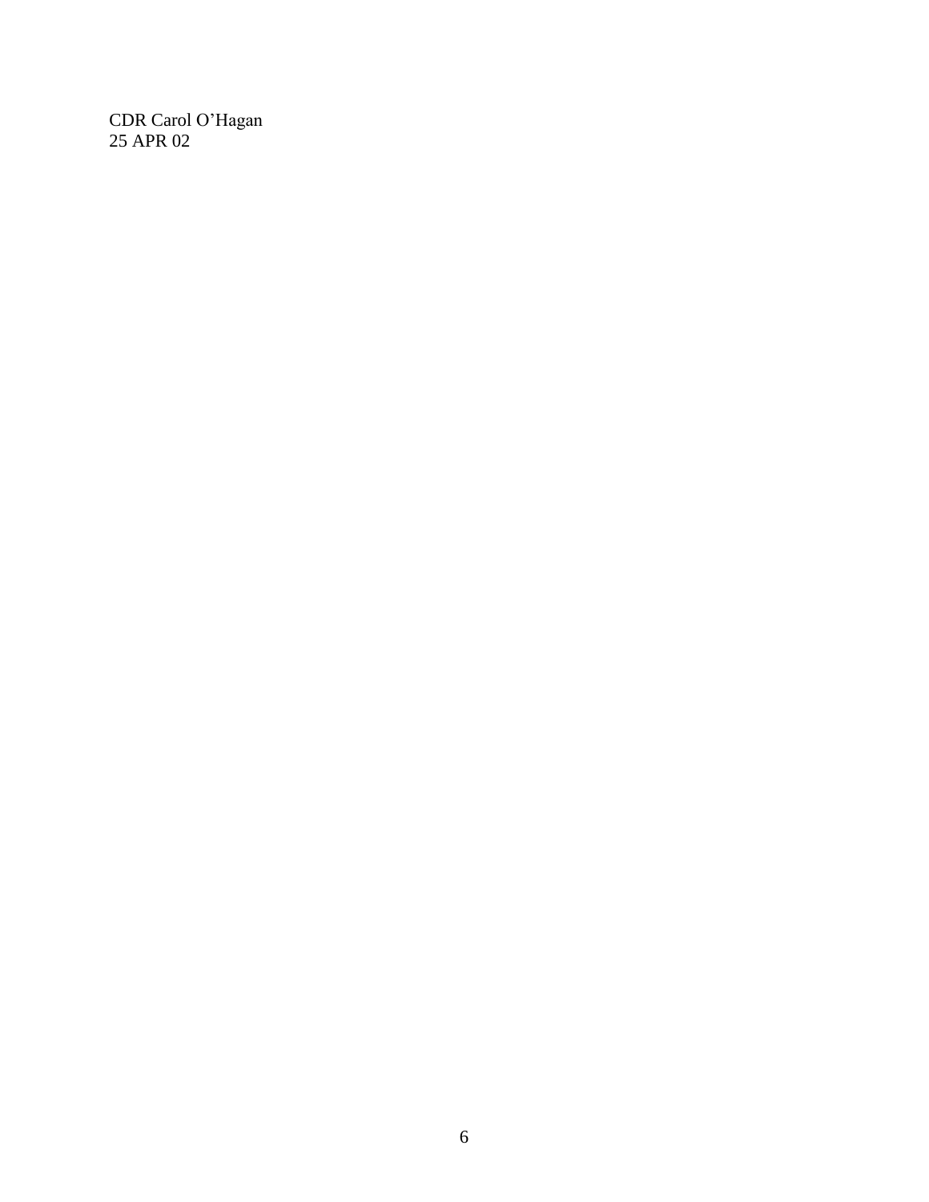CDR Carol O'Hagan  
25 APR 02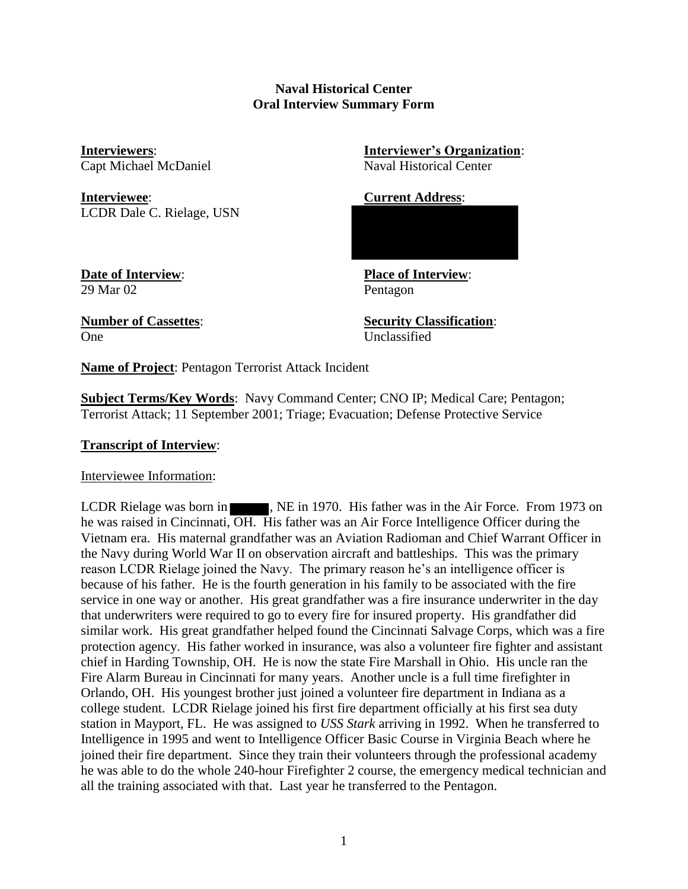**Naval Historical Center**
**Oral Interview Summary Form**

**Interviewers**:
Capt Michael McDaniel

**Interviewer's Organization**:
Naval Historical Center

**Interviewee**:
LCDR Dale C. Rielage, USN

**Current Address**:

**Date of Interview**:
29 Mar 02

**Place of Interview**:
Pentagon

**Number of Cassettes**:
One

**Security Classification**:
Unclassified

**Name of Project**: Pentagon Terrorist Attack Incident

**Subject Terms/Key Words**: Navy Command Center; CNO IP; Medical Care; Pentagon; Terrorist Attack; 11 September 2001; Triage; Evacuation; Defense Protective Service

**Transcript of Interview**:

Interviewee Information:

LCDR Rielage was born in , NE in 1970. His father was in the Air Force. From 1973 on he was raised in Cincinnati, OH. His father was an Air Force Intelligence Officer during the Vietnam era. His maternal grandfather was an Aviation Radioman and Chief Warrant Officer in the Navy during World War II on observation aircraft and battleships. This was the primary reason LCDR Rielage joined the Navy. The primary reason he's an intelligence officer is because of his father. He is the fourth generation in his family to be associated with the fire service in one way or another. His great grandfather was a fire insurance underwriter in the day that underwriters were required to go to every fire for insured property. His grandfather did similar work. His great grandfather helped found the Cincinnati Salvage Corps, which was a fire protection agency. His father worked in insurance, was also a volunteer fire fighter and assistant chief in Harding Township, OH. He is now the state Fire Marshall in Ohio. His uncle ran the Fire Alarm Bureau in Cincinnati for many years. Another uncle is a full time firefighter in Orlando, OH. His youngest brother just joined a volunteer fire department in Indiana as a college student. LCDR Rielage joined his first fire department officially at his first sea duty station in Mayport, FL. He was assigned to *USS Stark* arriving in 1992. When he transferred to Intelligence in 1995 and went to Intelligence Officer Basic Course in Virginia Beach where he joined their fire department. Since they train their volunteers through the professional academy he was able to do the whole 240-hour Firefighter 2 course, the emergency medical technician and all the training associated with that. Last year he transferred to the Pentagon.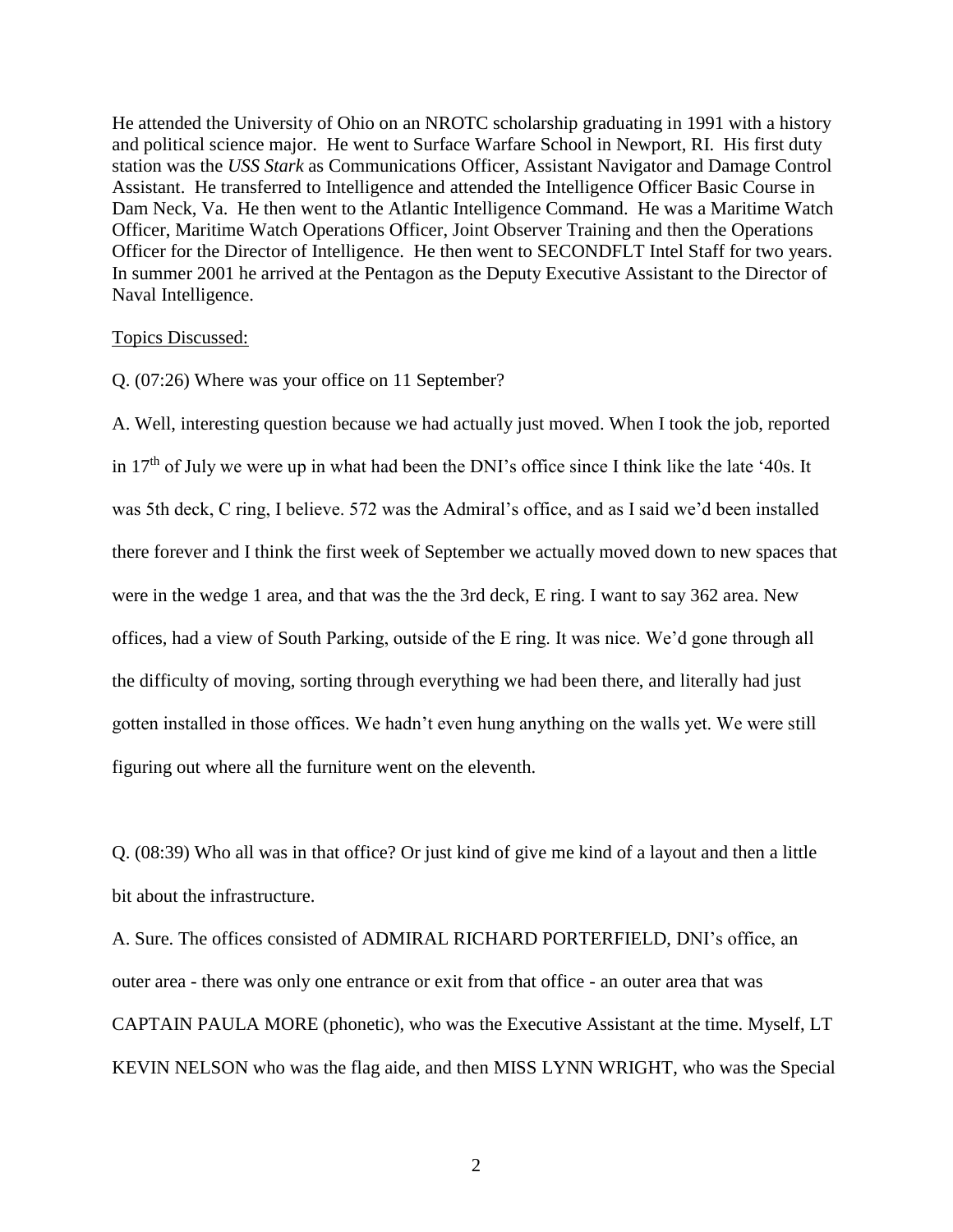He attended the University of Ohio on an NROTC scholarship graduating in 1991 with a history and political science major. He went to Surface Warfare School in Newport, RI. His first duty station was the *USS Stark* as Communications Officer, Assistant Navigator and Damage Control Assistant. He transferred to Intelligence and attended the Intelligence Officer Basic Course in Dam Neck, Va. He then went to the Atlantic Intelligence Command. He was a Maritime Watch Officer, Maritime Watch Operations Officer, Joint Observer Training and then the Operations Officer for the Director of Intelligence. He then went to SECONDFLT Intel Staff for two years. In summer 2001 he arrived at the Pentagon as the Deputy Executive Assistant to the Director of Naval Intelligence.

Topics Discussed:

Q. (07:26) Where was your office on 11 September?

A. Well, interesting question because we had actually just moved. When I took the job, reported in 17th of July we were up in what had been the DNI's office since I think like the late '40s. It was 5th deck, C ring, I believe. 572 was the Admiral's office, and as I said we'd been installed there forever and I think the first week of September we actually moved down to new spaces that were in the wedge 1 area, and that was the the 3rd deck, E ring. I want to say 362 area. New offices, had a view of South Parking, outside of the E ring. It was nice. We'd gone through all the difficulty of moving, sorting through everything we had been there, and literally had just gotten installed in those offices. We hadn't even hung anything on the walls yet. We were still figuring out where all the furniture went on the eleventh.

Q. (08:39) Who all was in that office? Or just kind of give me kind of a layout and then a little bit about the infrastructure.

A. Sure. The offices consisted of ADMIRAL RICHARD PORTERFIELD, DNI's office, an outer area - there was only one entrance or exit from that office - an outer area that was CAPTAIN PAULA MORE (phonetic), who was the Executive Assistant at the time. Myself, LT KEVIN NELSON who was the flag aide, and then MISS LYNN WRIGHT, who was the Special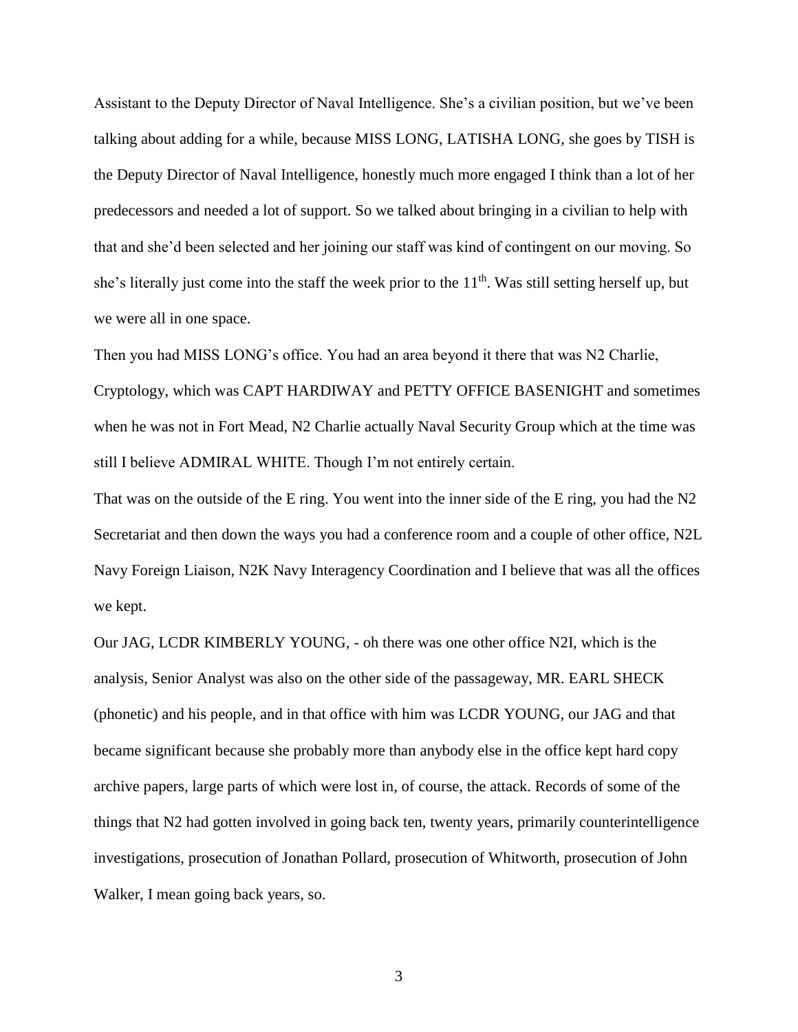Assistant to the Deputy Director of Naval Intelligence. She's a civilian position, but we've been talking about adding for a while, because MISS LONG, LATISHA LONG, she goes by TISH is the Deputy Director of Naval Intelligence, honestly much more engaged I think than a lot of her predecessors and needed a lot of support. So we talked about bringing in a civilian to help with that and she'd been selected and her joining our staff was kind of contingent on our moving. So she's literally just come into the staff the week prior to the 11th. Was still setting herself up, but we were all in one space.

Then you had MISS LONG's office. You had an area beyond it there that was N2 Charlie, Cryptology, which was CAPT HARDIWAY and PETTY OFFICE BASENIGHT and sometimes when he was not in Fort Mead, N2 Charlie actually Naval Security Group which at the time was still I believe ADMIRAL WHITE. Though I'm not entirely certain.

That was on the outside of the E ring. You went into the inner side of the E ring, you had the N2 Secretariat and then down the ways you had a conference room and a couple of other office, N2L Navy Foreign Liaison, N2K Navy Interagency Coordination and I believe that was all the offices we kept.

Our JAG, LCDR KIMBERLY YOUNG, - oh there was one other office N2I, which is the analysis, Senior Analyst was also on the other side of the passageway, MR. EARL SHECK (phonetic) and his people, and in that office with him was LCDR YOUNG, our JAG and that became significant because she probably more than anybody else in the office kept hard copy archive papers, large parts of which were lost in, of course, the attack. Records of some of the things that N2 had gotten involved in going back ten, twenty years, primarily counterintelligence investigations, prosecution of Jonathan Pollard, prosecution of Whitworth, prosecution of John Walker, I mean going back years, so.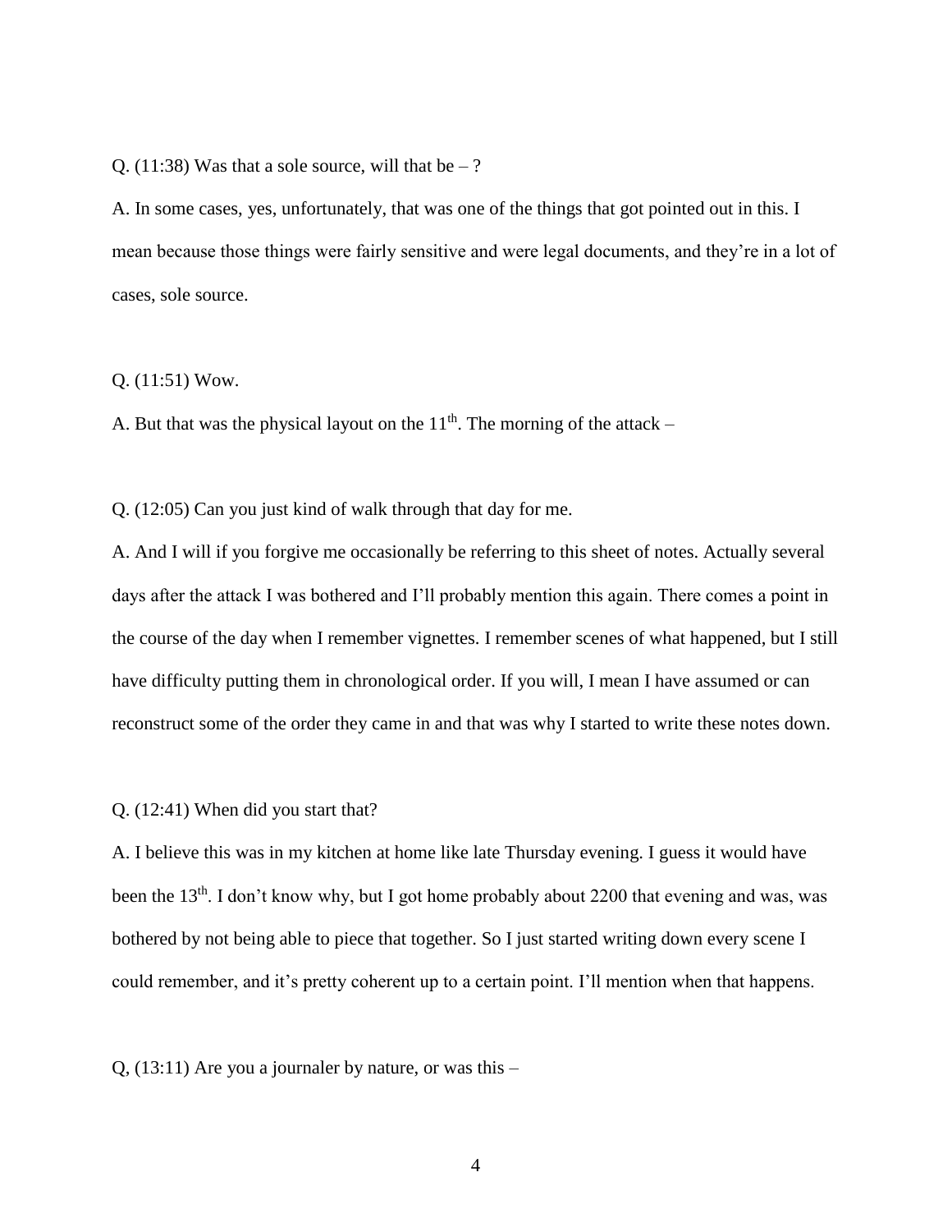Q. (11:38) Was that a sole source, will that be – ?

A. In some cases, yes, unfortunately, that was one of the things that got pointed out in this. I mean because those things were fairly sensitive and were legal documents, and they're in a lot of cases, sole source.

Q. (11:51) Wow.

A. But that was the physical layout on the 11th. The morning of the attack –

Q. (12:05) Can you just kind of walk through that day for me.

A. And I will if you forgive me occasionally be referring to this sheet of notes. Actually several days after the attack I was bothered and I'll probably mention this again. There comes a point in the course of the day when I remember vignettes. I remember scenes of what happened, but I still have difficulty putting them in chronological order. If you will, I mean I have assumed or can reconstruct some of the order they came in and that was why I started to write these notes down.

Q. (12:41) When did you start that?

A. I believe this was in my kitchen at home like late Thursday evening. I guess it would have been the 13th. I don't know why, but I got home probably about 2200 that evening and was, was bothered by not being able to piece that together. So I just started writing down every scene I could remember, and it's pretty coherent up to a certain point. I'll mention when that happens.

Q, (13:11) Are you a journaler by nature, or was this –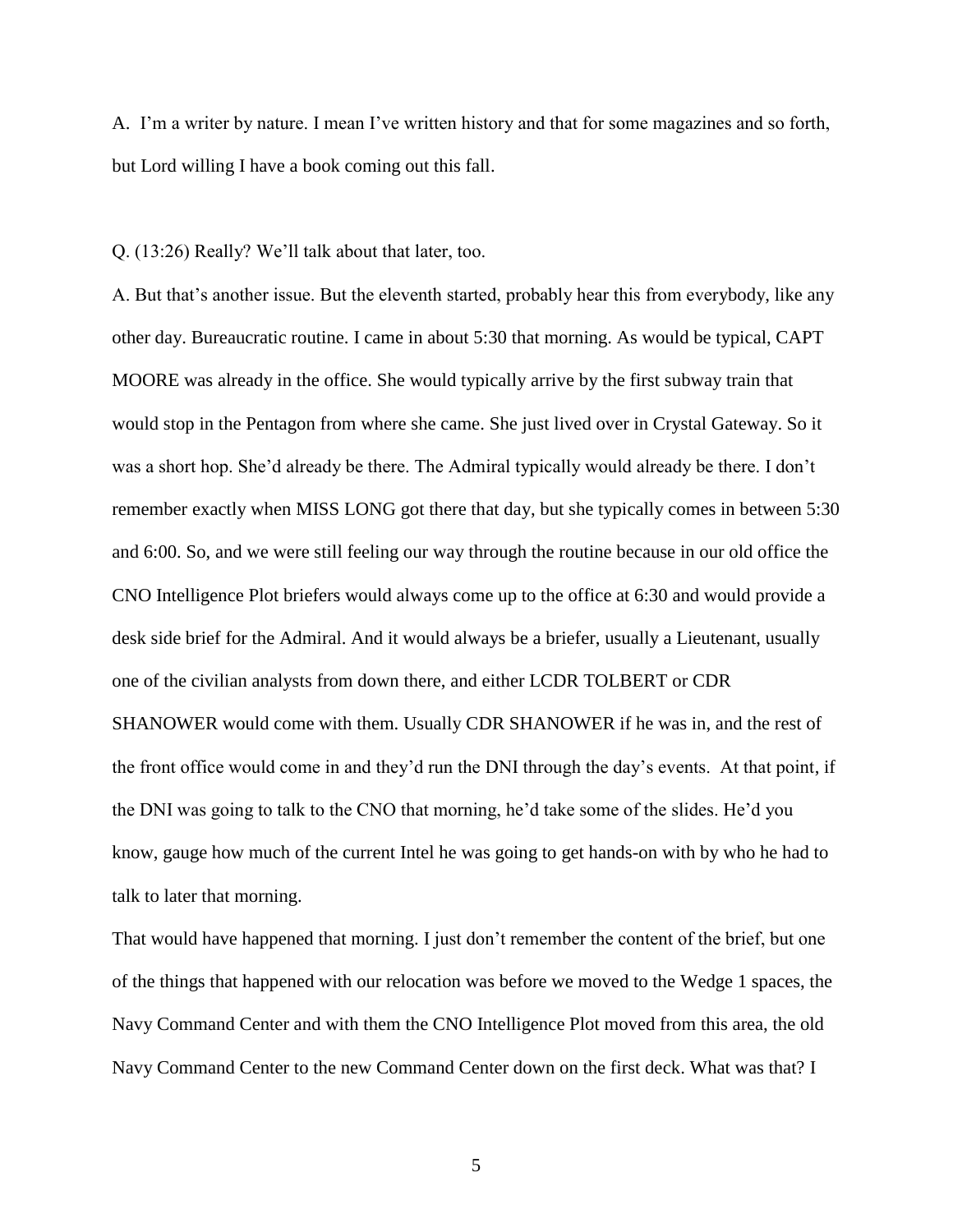A. I'm a writer by nature. I mean I've written history and that for some magazines and so forth, but Lord willing I have a book coming out this fall.

Q. (13:26) Really? We'll talk about that later, too.

A. But that's another issue. But the eleventh started, probably hear this from everybody, like any other day. Bureaucratic routine. I came in about 5:30 that morning. As would be typical, CAPT MOORE was already in the office. She would typically arrive by the first subway train that would stop in the Pentagon from where she came. She just lived over in Crystal Gateway. So it was a short hop. She'd already be there. The Admiral typically would already be there. I don't remember exactly when MISS LONG got there that day, but she typically comes in between 5:30 and 6:00. So, and we were still feeling our way through the routine because in our old office the CNO Intelligence Plot briefers would always come up to the office at 6:30 and would provide a desk side brief for the Admiral. And it would always be a briefer, usually a Lieutenant, usually one of the civilian analysts from down there, and either LCDR TOLBERT or CDR SHANOWER would come with them. Usually CDR SHANOWER if he was in, and the rest of the front office would come in and they'd run the DNI through the day's events. At that point, if the DNI was going to talk to the CNO that morning, he'd take some of the slides. He'd you know, gauge how much of the current Intel he was going to get hands-on with by who he had to talk to later that morning.

That would have happened that morning. I just don't remember the content of the brief, but one of the things that happened with our relocation was before we moved to the Wedge 1 spaces, the Navy Command Center and with them the CNO Intelligence Plot moved from this area, the old Navy Command Center to the new Command Center down on the first deck. What was that? I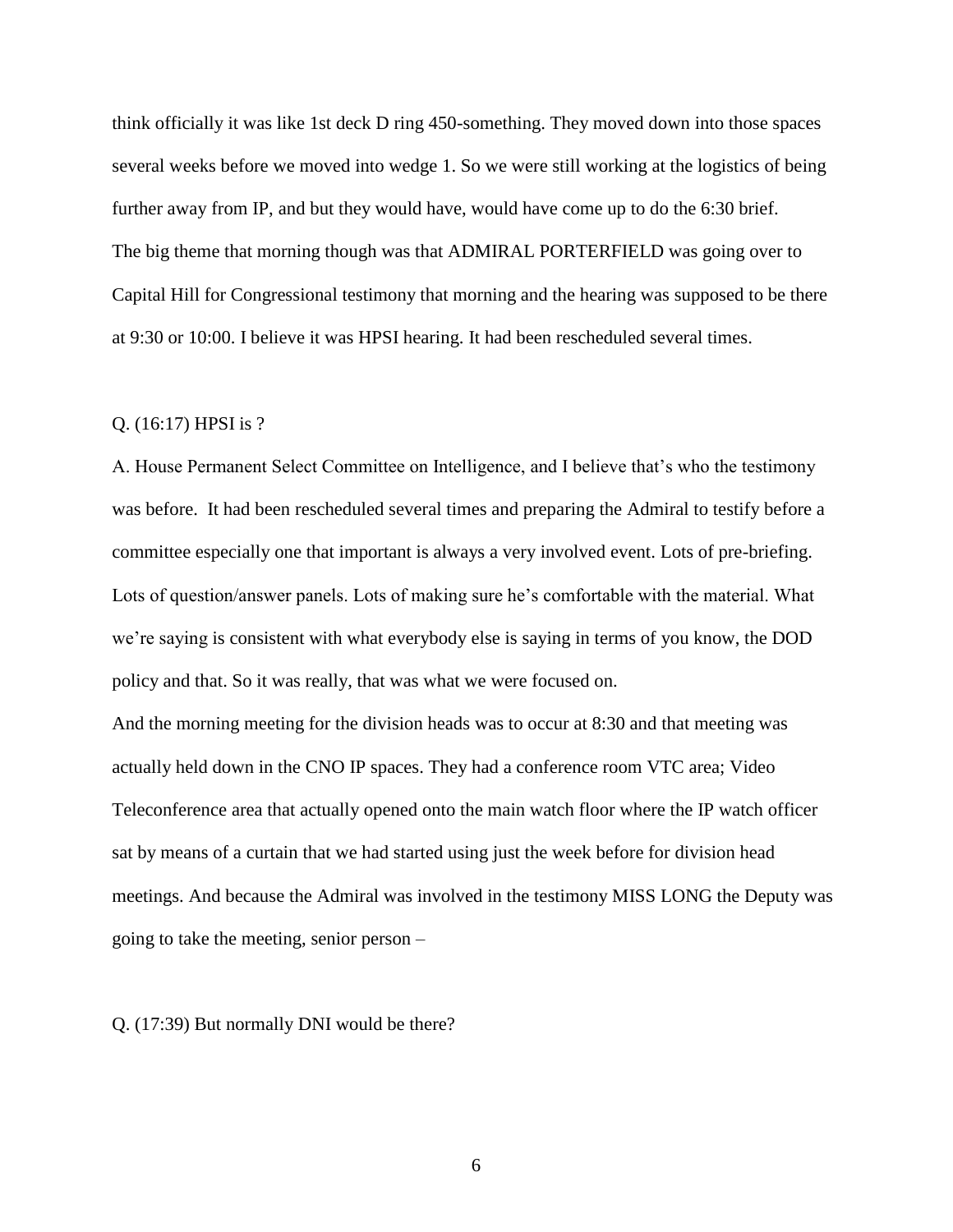think officially it was like 1st deck D ring 450-something. They moved down into those spaces several weeks before we moved into wedge 1. So we were still working at the logistics of being further away from IP, and but they would have, would have come up to do the 6:30 brief.
The big theme that morning though was that ADMIRAL PORTERFIELD was going over to Capital Hill for Congressional testimony that morning and the hearing was supposed to be there at 9:30 or 10:00. I believe it was HPSI hearing. It had been rescheduled several times.

Q. (16:17) HPSI is ?

A. House Permanent Select Committee on Intelligence, and I believe that's who the testimony was before. It had been rescheduled several times and preparing the Admiral to testify before a committee especially one that important is always a very involved event. Lots of pre-briefing. Lots of question/answer panels. Lots of making sure he's comfortable with the material. What we're saying is consistent with what everybody else is saying in terms of you know, the DOD policy and that. So it was really, that was what we were focused on.
And the morning meeting for the division heads was to occur at 8:30 and that meeting was actually held down in the CNO IP spaces. They had a conference room VTC area; Video Teleconference area that actually opened onto the main watch floor where the IP watch officer sat by means of a curtain that we had started using just the week before for division head meetings. And because the Admiral was involved in the testimony MISS LONG the Deputy was going to take the meeting, senior person –

Q. (17:39) But normally DNI would be there?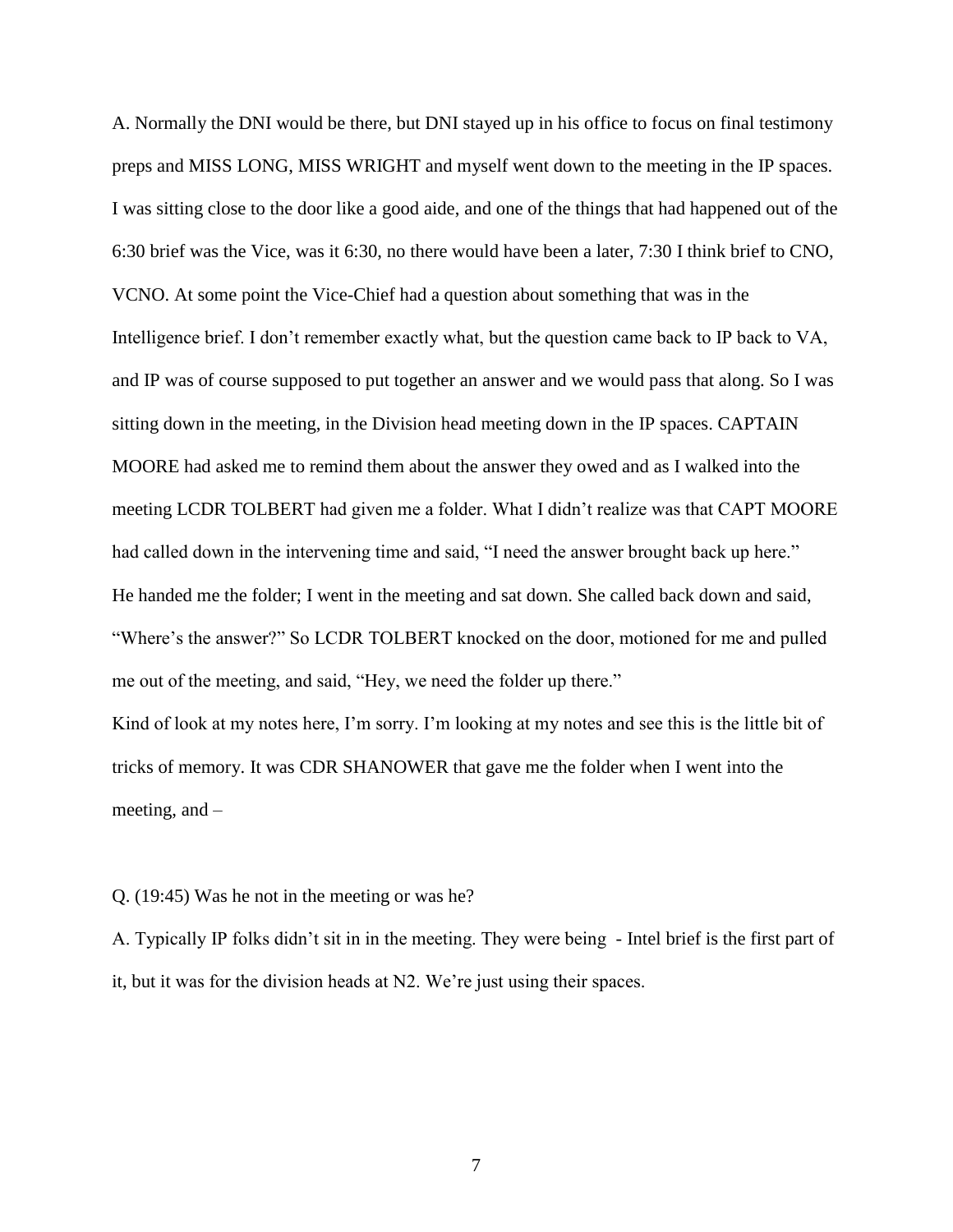A. Normally the DNI would be there, but DNI stayed up in his office to focus on final testimony preps and MISS LONG, MISS WRIGHT and myself went down to the meeting in the IP spaces. I was sitting close to the door like a good aide, and one of the things that had happened out of the 6:30 brief was the Vice, was it 6:30, no there would have been a later, 7:30 I think brief to CNO, VCNO. At some point the Vice-Chief had a question about something that was in the Intelligence brief. I don't remember exactly what, but the question came back to IP back to VA, and IP was of course supposed to put together an answer and we would pass that along. So I was sitting down in the meeting, in the Division head meeting down in the IP spaces. CAPTAIN MOORE had asked me to remind them about the answer they owed and as I walked into the meeting LCDR TOLBERT had given me a folder. What I didn't realize was that CAPT MOORE had called down in the intervening time and said, "I need the answer brought back up here." He handed me the folder; I went in the meeting and sat down. She called back down and said, "Where's the answer?" So LCDR TOLBERT knocked on the door, motioned for me and pulled me out of the meeting, and said, "Hey, we need the folder up there."

Kind of look at my notes here, I'm sorry. I'm looking at my notes and see this is the little bit of tricks of memory. It was CDR SHANOWER that gave me the folder when I went into the meeting, and –

Q. (19:45) Was he not in the meeting or was he?

A. Typically IP folks didn't sit in in the meeting. They were being - Intel brief is the first part of it, but it was for the division heads at N2. We're just using their spaces.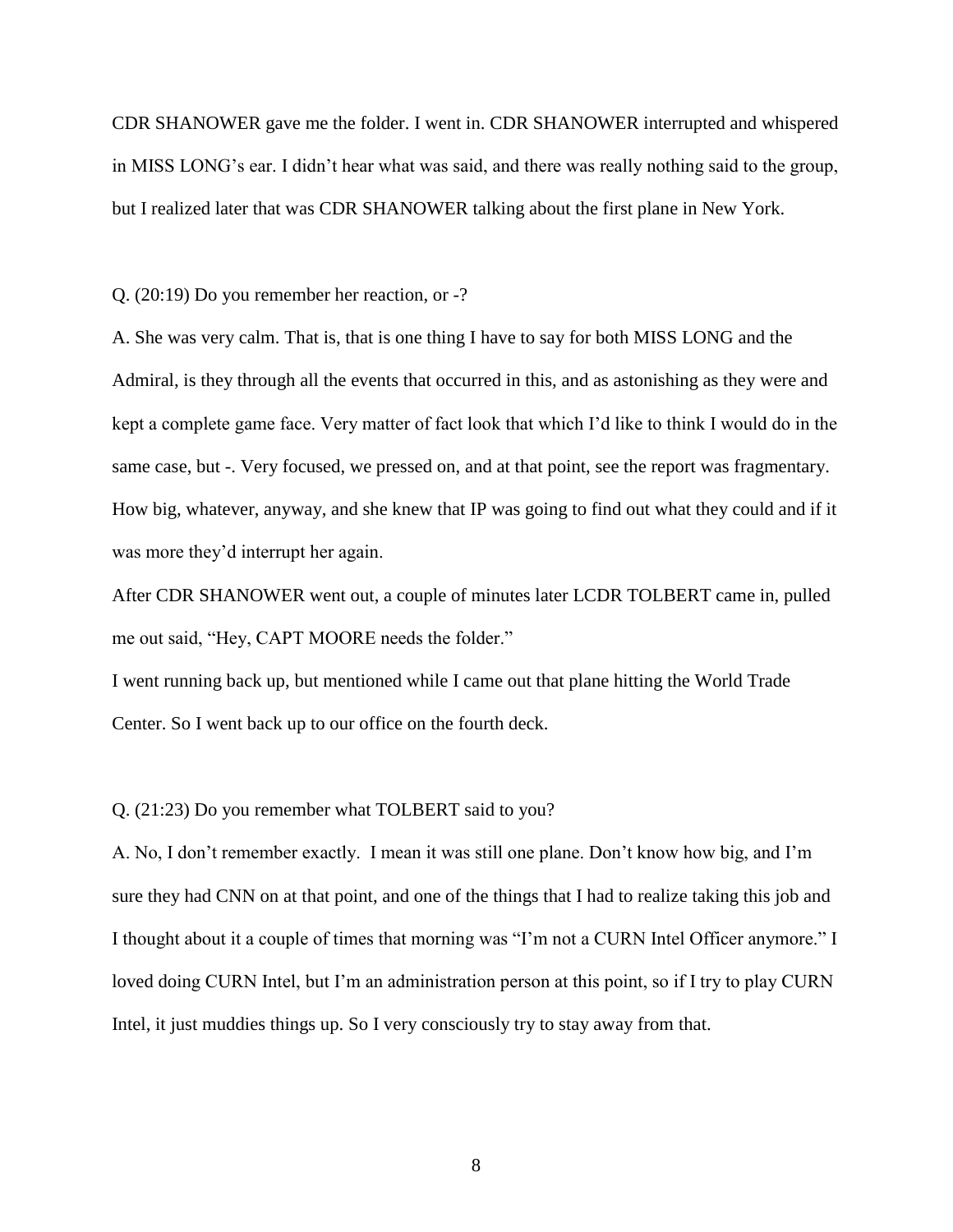CDR SHANOWER gave me the folder. I went in. CDR SHANOWER interrupted and whispered in MISS LONG's ear. I didn't hear what was said, and there was really nothing said to the group, but I realized later that was CDR SHANOWER talking about the first plane in New York.

Q. (20:19) Do you remember her reaction, or -?

A. She was very calm. That is, that is one thing I have to say for both MISS LONG and the Admiral, is they through all the events that occurred in this, and as astonishing as they were and kept a complete game face. Very matter of fact look that which I'd like to think I would do in the same case, but -. Very focused, we pressed on, and at that point, see the report was fragmentary. How big, whatever, anyway, and she knew that IP was going to find out what they could and if it was more they'd interrupt her again.

After CDR SHANOWER went out, a couple of minutes later LCDR TOLBERT came in, pulled me out said, "Hey, CAPT MOORE needs the folder."

I went running back up, but mentioned while I came out that plane hitting the World Trade Center. So I went back up to our office on the fourth deck.

Q. (21:23) Do you remember what TOLBERT said to you?

A. No, I don't remember exactly. I mean it was still one plane. Don't know how big, and I'm sure they had CNN on at that point, and one of the things that I had to realize taking this job and I thought about it a couple of times that morning was "I'm not a CURN Intel Officer anymore." I loved doing CURN Intel, but I'm an administration person at this point, so if I try to play CURN Intel, it just muddies things up. So I very consciously try to stay away from that.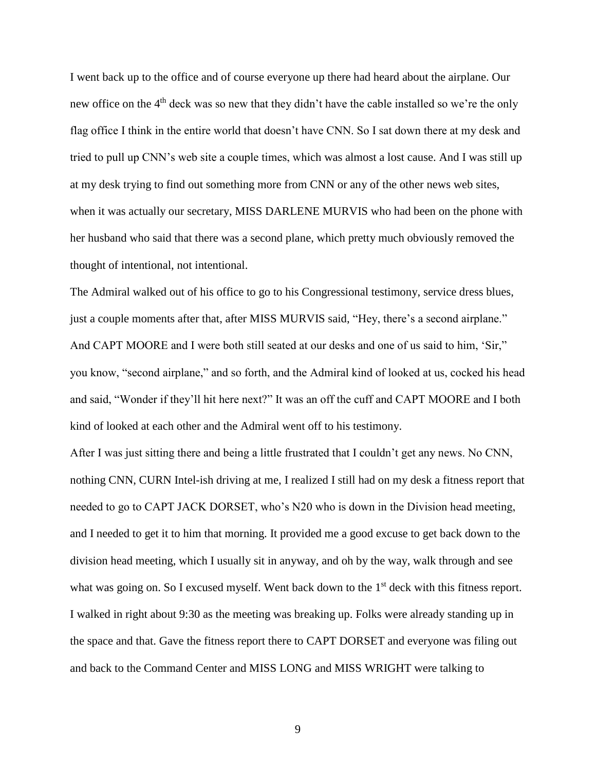I went back up to the office and of course everyone up there had heard about the airplane. Our new office on the 4th deck was so new that they didn't have the cable installed so we're the only flag office I think in the entire world that doesn't have CNN. So I sat down there at my desk and tried to pull up CNN's web site a couple times, which was almost a lost cause. And I was still up at my desk trying to find out something more from CNN or any of the other news web sites, when it was actually our secretary, MISS DARLENE MURVIS who had been on the phone with her husband who said that there was a second plane, which pretty much obviously removed the thought of intentional, not intentional.

The Admiral walked out of his office to go to his Congressional testimony, service dress blues, just a couple moments after that, after MISS MURVIS said, "Hey, there's a second airplane." And CAPT MOORE and I were both still seated at our desks and one of us said to him, 'Sir," you know, "second airplane," and so forth, and the Admiral kind of looked at us, cocked his head and said, "Wonder if they'll hit here next?" It was an off the cuff and CAPT MOORE and I both kind of looked at each other and the Admiral went off to his testimony.

After I was just sitting there and being a little frustrated that I couldn't get any news. No CNN, nothing CNN, CURN Intel-ish driving at me, I realized I still had on my desk a fitness report that needed to go to CAPT JACK DORSET, who's N20 who is down in the Division head meeting, and I needed to get it to him that morning. It provided me a good excuse to get back down to the division head meeting, which I usually sit in anyway, and oh by the way, walk through and see what was going on. So I excused myself. Went back down to the 1st deck with this fitness report. I walked in right about 9:30 as the meeting was breaking up. Folks were already standing up in the space and that. Gave the fitness report there to CAPT DORSET and everyone was filing out and back to the Command Center and MISS LONG and MISS WRIGHT were talking to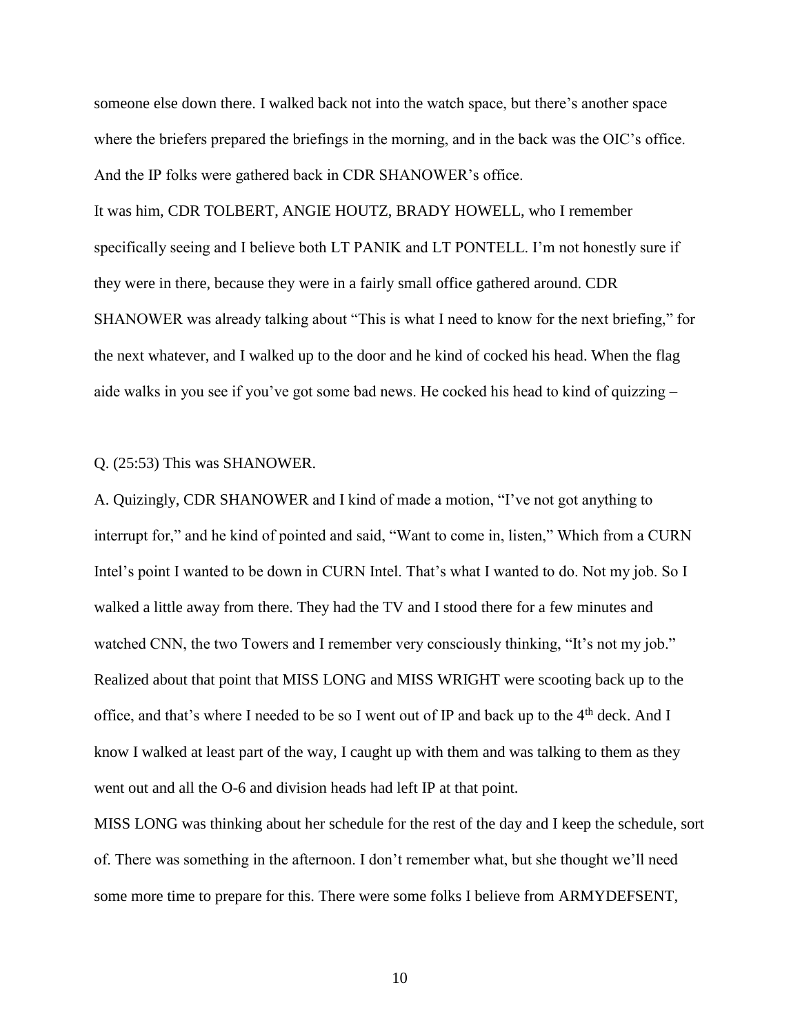someone else down there. I walked back not into the watch space, but there's another space where the briefers prepared the briefings in the morning, and in the back was the OIC's office. And the IP folks were gathered back in CDR SHANOWER's office.

It was him, CDR TOLBERT, ANGIE HOUTZ, BRADY HOWELL, who I remember specifically seeing and I believe both LT PANIK and LT PONTELL. I'm not honestly sure if they were in there, because they were in a fairly small office gathered around. CDR SHANOWER was already talking about "This is what I need to know for the next briefing," for the next whatever, and I walked up to the door and he kind of cocked his head. When the flag aide walks in you see if you've got some bad news. He cocked his head to kind of quizzing –

Q. (25:53) This was SHANOWER.

A. Quizingly, CDR SHANOWER and I kind of made a motion, "I've not got anything to interrupt for," and he kind of pointed and said, "Want to come in, listen," Which from a CURN Intel's point I wanted to be down in CURN Intel. That's what I wanted to do. Not my job. So I walked a little away from there. They had the TV and I stood there for a few minutes and watched CNN, the two Towers and I remember very consciously thinking, "It's not my job." Realized about that point that MISS LONG and MISS WRIGHT were scooting back up to the office, and that's where I needed to be so I went out of IP and back up to the 4th deck. And I know I walked at least part of the way, I caught up with them and was talking to them as they went out and all the O-6 and division heads had left IP at that point.

MISS LONG was thinking about her schedule for the rest of the day and I keep the schedule, sort of. There was something in the afternoon. I don't remember what, but she thought we'll need some more time to prepare for this. There were some folks I believe from ARMYDEFSENT,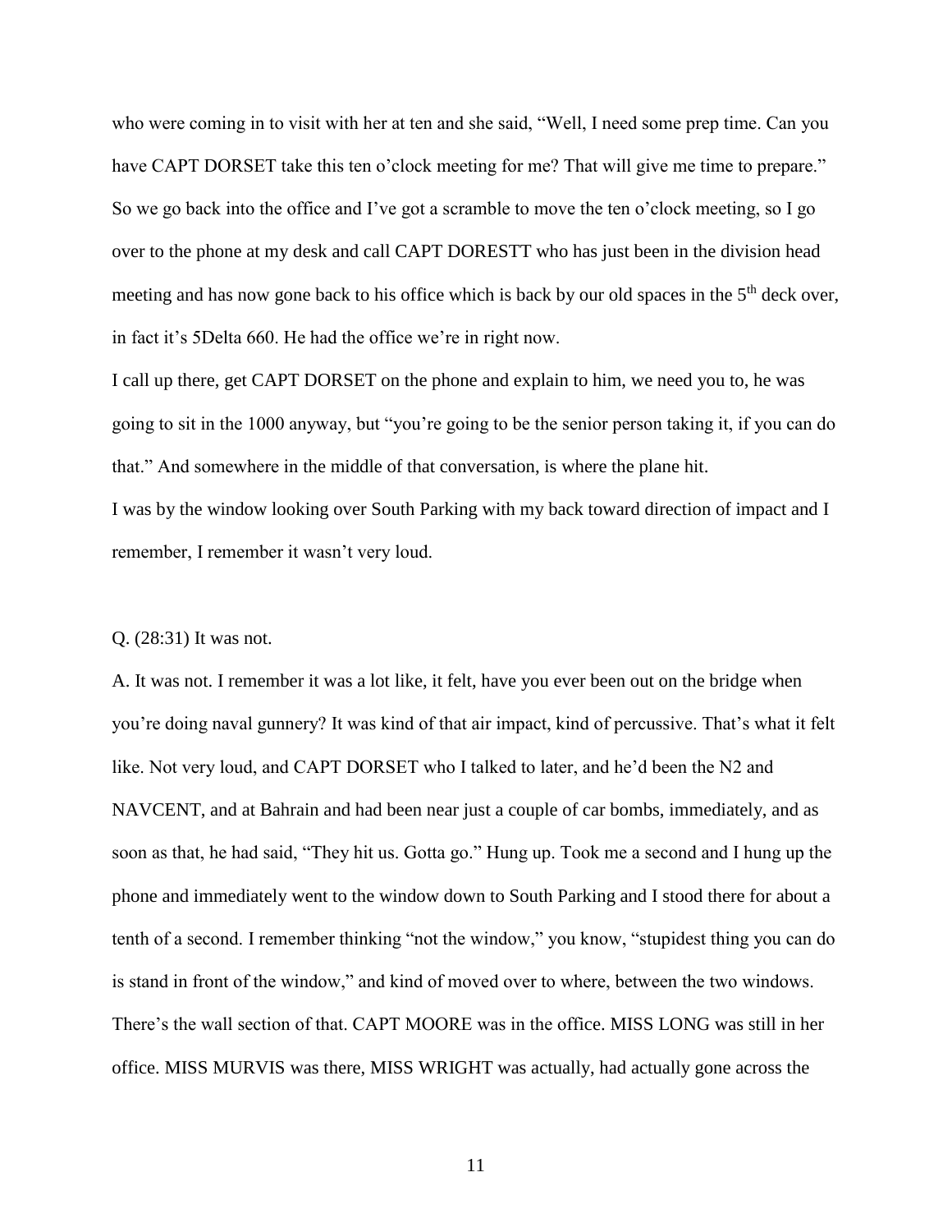who were coming in to visit with her at ten and she said, "Well, I need some prep time. Can you have CAPT DORSET take this ten o'clock meeting for me? That will give me time to prepare." So we go back into the office and I've got a scramble to move the ten o'clock meeting, so I go over to the phone at my desk and call CAPT DORESTT who has just been in the division head meeting and has now gone back to his office which is back by our old spaces in the 5th deck over, in fact it's 5Delta 660. He had the office we're in right now.

I call up there, get CAPT DORSET on the phone and explain to him, we need you to, he was going to sit in the 1000 anyway, but "you're going to be the senior person taking it, if you can do that." And somewhere in the middle of that conversation, is where the plane hit.

I was by the window looking over South Parking with my back toward direction of impact and I remember, I remember it wasn't very loud.

Q. (28:31) It was not.

A. It was not. I remember it was a lot like, it felt, have you ever been out on the bridge when you're doing naval gunnery? It was kind of that air impact, kind of percussive. That's what it felt like. Not very loud, and CAPT DORSET who I talked to later, and he'd been the N2 and NAVCENT, and at Bahrain and had been near just a couple of car bombs, immediately, and as soon as that, he had said, "They hit us. Gotta go." Hung up. Took me a second and I hung up the phone and immediately went to the window down to South Parking and I stood there for about a tenth of a second. I remember thinking "not the window," you know, "stupidest thing you can do is stand in front of the window," and kind of moved over to where, between the two windows. There's the wall section of that. CAPT MOORE was in the office. MISS LONG was still in her office. MISS MURVIS was there, MISS WRIGHT was actually, had actually gone across the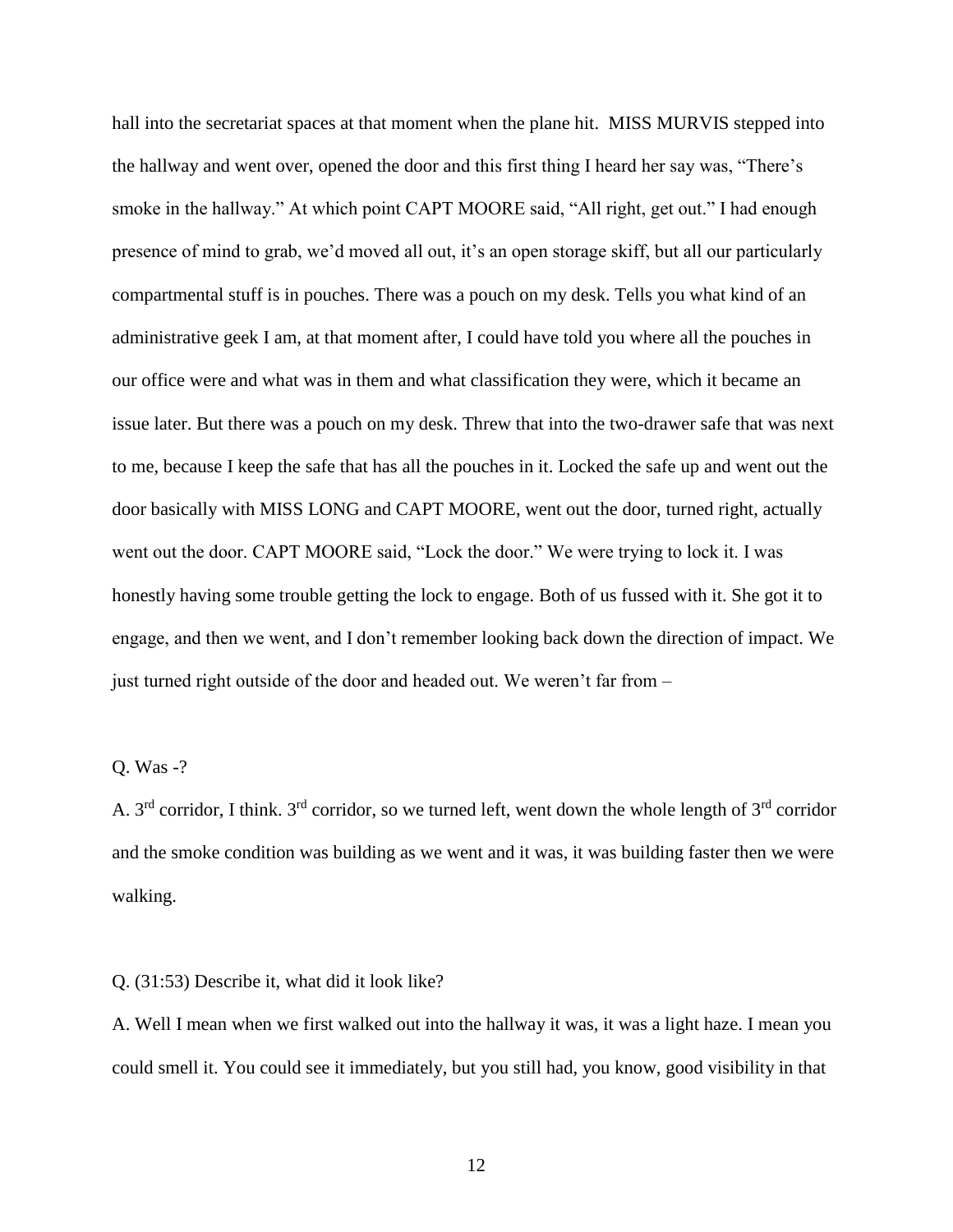hall into the secretariat spaces at that moment when the plane hit. MISS MURVIS stepped into the hallway and went over, opened the door and this first thing I heard her say was, "There's smoke in the hallway." At which point CAPT MOORE said, "All right, get out." I had enough presence of mind to grab, we'd moved all out, it's an open storage skiff, but all our particularly compartmental stuff is in pouches. There was a pouch on my desk. Tells you what kind of an administrative geek I am, at that moment after, I could have told you where all the pouches in our office were and what was in them and what classification they were, which it became an issue later. But there was a pouch on my desk. Threw that into the two-drawer safe that was next to me, because I keep the safe that has all the pouches in it. Locked the safe up and went out the door basically with MISS LONG and CAPT MOORE, went out the door, turned right, actually went out the door. CAPT MOORE said, "Lock the door." We were trying to lock it. I was honestly having some trouble getting the lock to engage. Both of us fussed with it. She got it to engage, and then we went, and I don't remember looking back down the direction of impact. We just turned right outside of the door and headed out. We weren't far from –

Q. Was -?

A. 3rd corridor, I think. 3rd corridor, so we turned left, went down the whole length of 3rd corridor and the smoke condition was building as we went and it was, it was building faster then we were walking.

Q. (31:53) Describe it, what did it look like?

A. Well I mean when we first walked out into the hallway it was, it was a light haze. I mean you could smell it. You could see it immediately, but you still had, you know, good visibility in that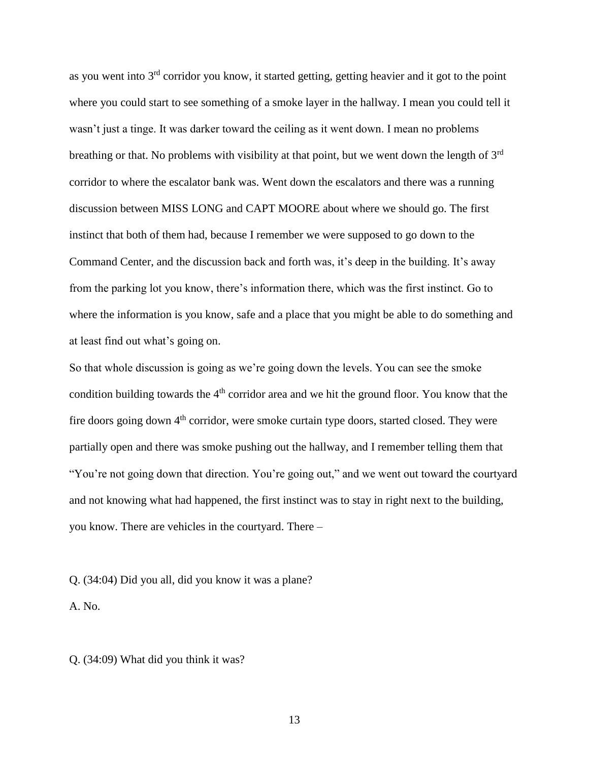as you went into 3rd corridor you know, it started getting, getting heavier and it got to the point where you could start to see something of a smoke layer in the hallway. I mean you could tell it wasn't just a tinge. It was darker toward the ceiling as it went down. I mean no problems breathing or that. No problems with visibility at that point, but we went down the length of 3rd corridor to where the escalator bank was. Went down the escalators and there was a running discussion between MISS LONG and CAPT MOORE about where we should go. The first instinct that both of them had, because I remember we were supposed to go down to the Command Center, and the discussion back and forth was, it's deep in the building. It's away from the parking lot you know, there's information there, which was the first instinct. Go to where the information is you know, safe and a place that you might be able to do something and at least find out what's going on.

So that whole discussion is going as we're going down the levels. You can see the smoke condition building towards the 4th corridor area and we hit the ground floor. You know that the fire doors going down 4th corridor, were smoke curtain type doors, started closed. They were partially open and there was smoke pushing out the hallway, and I remember telling them that "You're not going down that direction. You're going out," and we went out toward the courtyard and not knowing what had happened, the first instinct was to stay in right next to the building, you know. There are vehicles in the courtyard. There –

Q. (34:04) Did you all, did you know it was a plane?

A. No.

Q. (34:09) What did you think it was?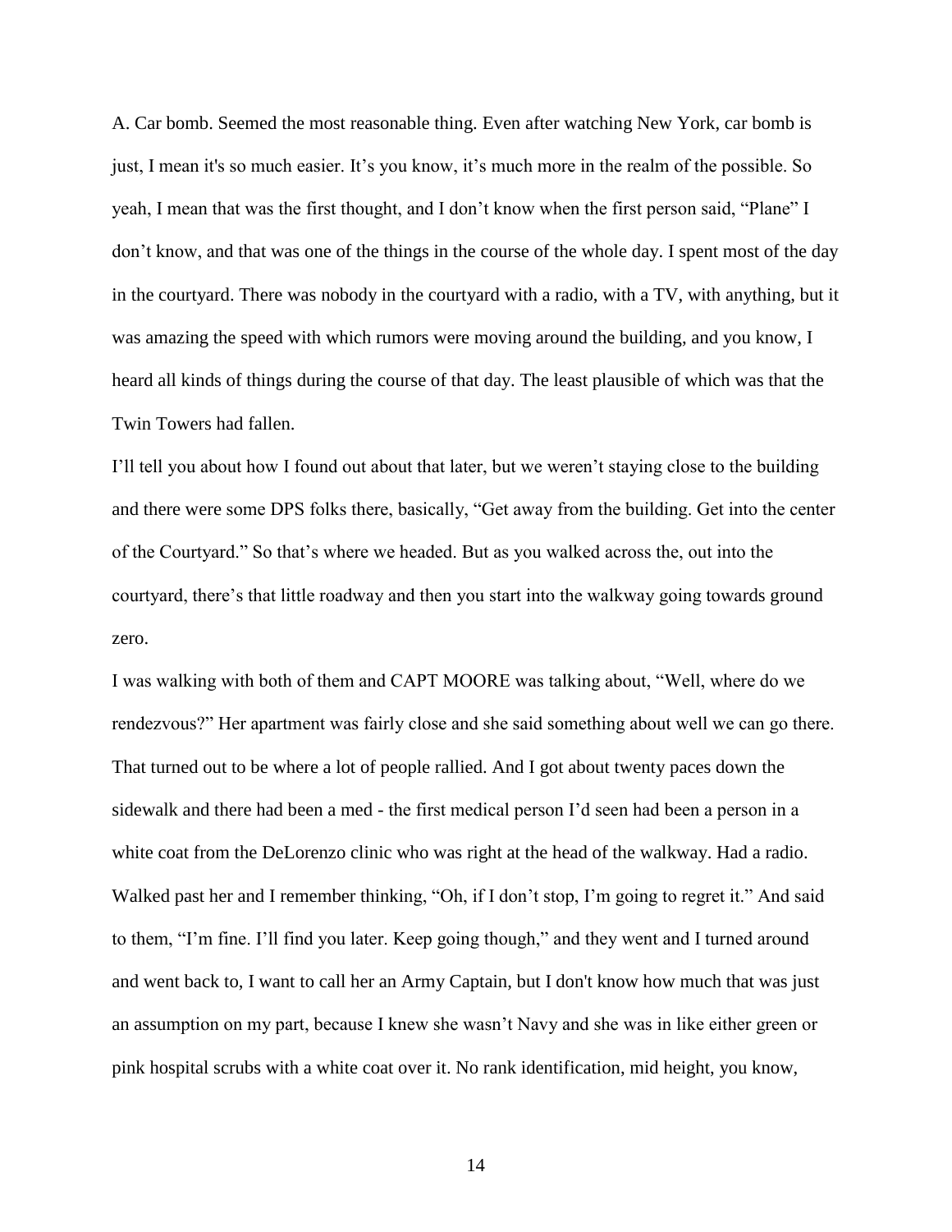A. Car bomb. Seemed the most reasonable thing. Even after watching New York, car bomb is just, I mean it's so much easier. It's you know, it's much more in the realm of the possible. So yeah, I mean that was the first thought, and I don't know when the first person said, "Plane" I don't know, and that was one of the things in the course of the whole day. I spent most of the day in the courtyard. There was nobody in the courtyard with a radio, with a TV, with anything, but it was amazing the speed with which rumors were moving around the building, and you know, I heard all kinds of things during the course of that day. The least plausible of which was that the Twin Towers had fallen.

I'll tell you about how I found out about that later, but we weren't staying close to the building and there were some DPS folks there, basically, "Get away from the building. Get into the center of the Courtyard." So that's where we headed. But as you walked across the, out into the courtyard, there's that little roadway and then you start into the walkway going towards ground zero.

I was walking with both of them and CAPT MOORE was talking about, "Well, where do we rendezvous?" Her apartment was fairly close and she said something about well we can go there. That turned out to be where a lot of people rallied. And I got about twenty paces down the sidewalk and there had been a med - the first medical person I'd seen had been a person in a white coat from the DeLorenzo clinic who was right at the head of the walkway. Had a radio. Walked past her and I remember thinking, "Oh, if I don't stop, I'm going to regret it." And said to them, "I'm fine. I'll find you later. Keep going though," and they went and I turned around and went back to, I want to call her an Army Captain, but I don't know how much that was just an assumption on my part, because I knew she wasn't Navy and she was in like either green or pink hospital scrubs with a white coat over it. No rank identification, mid height, you know,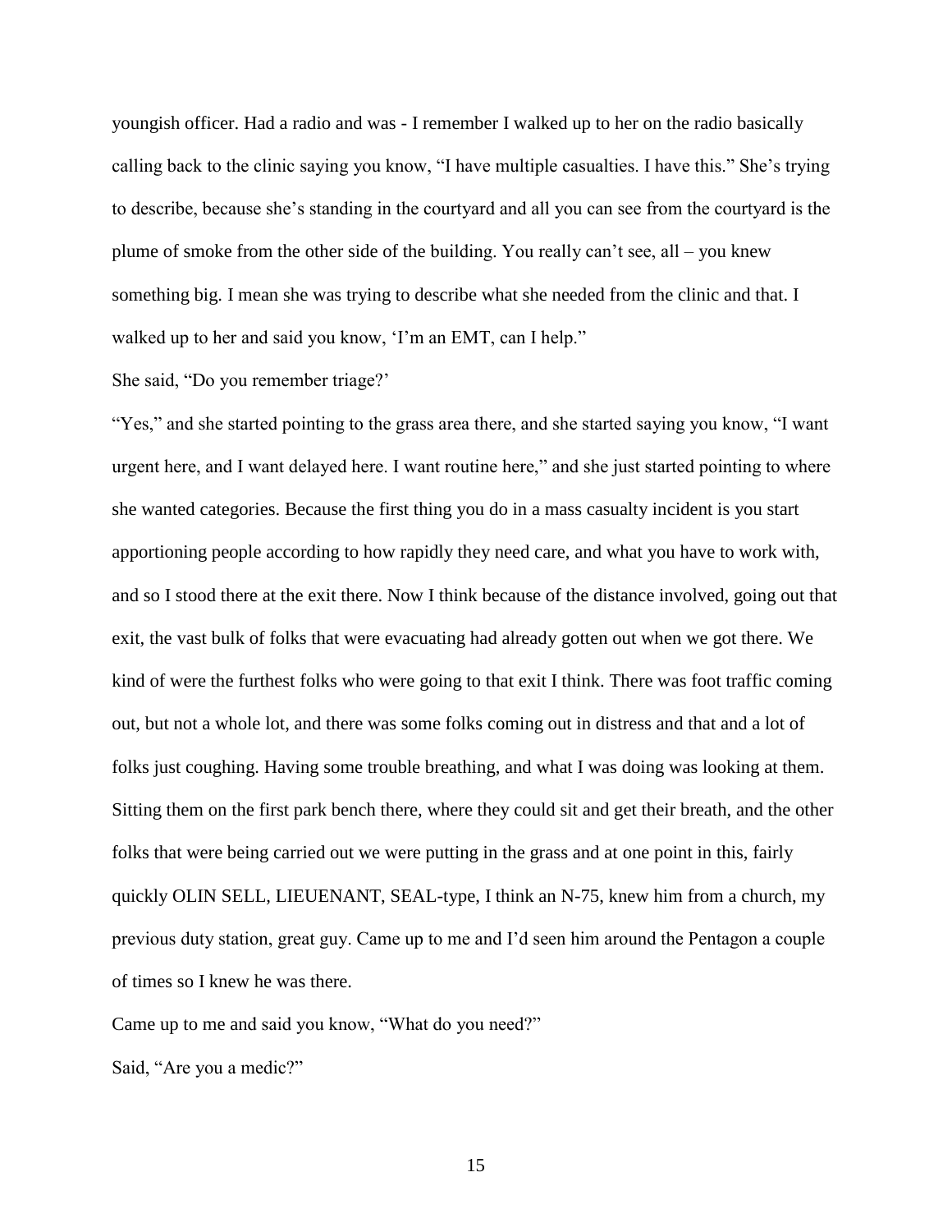youngish officer. Had a radio and was - I remember I walked up to her on the radio basically calling back to the clinic saying you know, "I have multiple casualties. I have this." She's trying to describe, because she's standing in the courtyard and all you can see from the courtyard is the plume of smoke from the other side of the building. You really can't see, all – you knew something big. I mean she was trying to describe what she needed from the clinic and that. I walked up to her and said you know, 'I'm an EMT, can I help."

She said, "Do you remember triage?'

"Yes," and she started pointing to the grass area there, and she started saying you know, "I want urgent here, and I want delayed here. I want routine here," and she just started pointing to where she wanted categories. Because the first thing you do in a mass casualty incident is you start apportioning people according to how rapidly they need care, and what you have to work with, and so I stood there at the exit there. Now I think because of the distance involved, going out that exit, the vast bulk of folks that were evacuating had already gotten out when we got there. We kind of were the furthest folks who were going to that exit I think. There was foot traffic coming out, but not a whole lot, and there was some folks coming out in distress and that and a lot of folks just coughing. Having some trouble breathing, and what I was doing was looking at them. Sitting them on the first park bench there, where they could sit and get their breath, and the other folks that were being carried out we were putting in the grass and at one point in this, fairly quickly OLIN SELL, LIEUENANT, SEAL-type, I think an N-75, knew him from a church, my previous duty station, great guy. Came up to me and I'd seen him around the Pentagon a couple of times so I knew he was there.

Came up to me and said you know, "What do you need?"

Said, "Are you a medic?"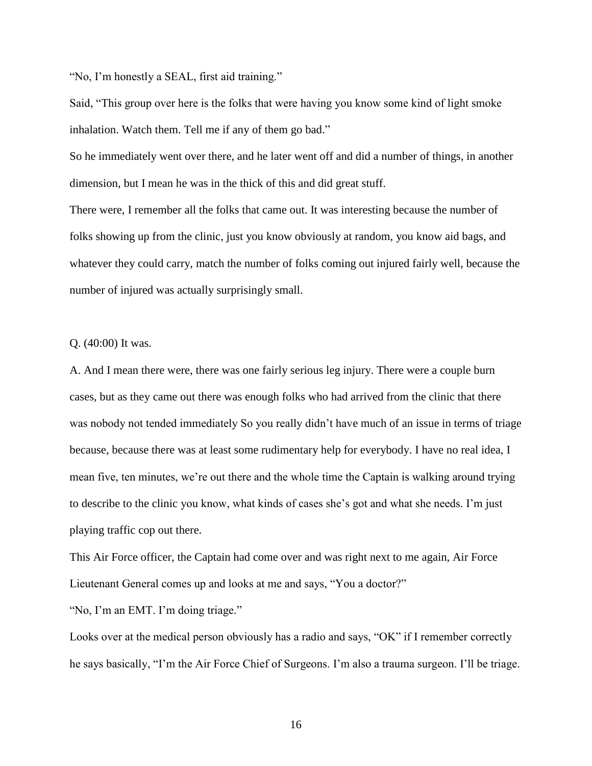"No, I'm honestly a SEAL, first aid training."

Said, "This group over here is the folks that were having you know some kind of light smoke inhalation. Watch them. Tell me if any of them go bad."

So he immediately went over there, and he later went off and did a number of things, in another dimension, but I mean he was in the thick of this and did great stuff.

There were, I remember all the folks that came out. It was interesting because the number of folks showing up from the clinic, just you know obviously at random, you know aid bags, and whatever they could carry, match the number of folks coming out injured fairly well, because the number of injured was actually surprisingly small.

Q. (40:00) It was.

A. And I mean there were, there was one fairly serious leg injury. There were a couple burn cases, but as they came out there was enough folks who had arrived from the clinic that there was nobody not tended immediately So you really didn't have much of an issue in terms of triage because, because there was at least some rudimentary help for everybody. I have no real idea, I mean five, ten minutes, we're out there and the whole time the Captain is walking around trying to describe to the clinic you know, what kinds of cases she's got and what she needs. I'm just playing traffic cop out there.

This Air Force officer, the Captain had come over and was right next to me again, Air Force Lieutenant General comes up and looks at me and says, "You a doctor?"

"No, I'm an EMT. I'm doing triage."

Looks over at the medical person obviously has a radio and says, "OK" if I remember correctly he says basically, "I'm the Air Force Chief of Surgeons. I'm also a trauma surgeon. I'll be triage.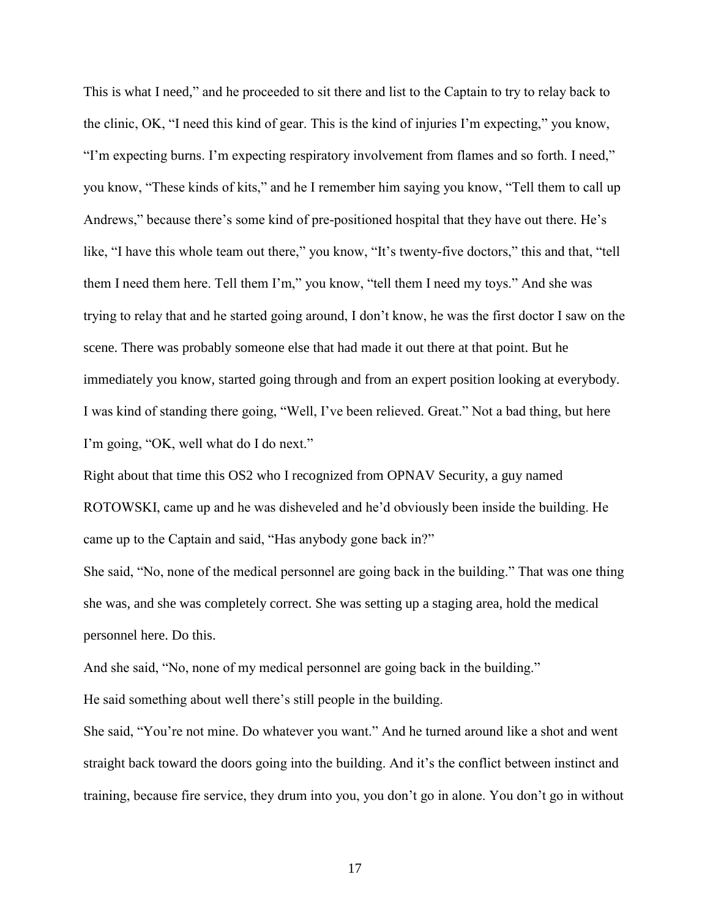This is what I need," and he proceeded to sit there and list to the Captain to try to relay back to the clinic, OK, "I need this kind of gear. This is the kind of injuries I'm expecting," you know, "I'm expecting burns. I'm expecting respiratory involvement from flames and so forth. I need," you know, "These kinds of kits," and he I remember him saying you know, "Tell them to call up Andrews," because there's some kind of pre-positioned hospital that they have out there. He's like, "I have this whole team out there," you know, "It's twenty-five doctors," this and that, "tell them I need them here. Tell them I'm," you know, "tell them I need my toys." And she was trying to relay that and he started going around, I don't know, he was the first doctor I saw on the scene. There was probably someone else that had made it out there at that point. But he immediately you know, started going through and from an expert position looking at everybody. I was kind of standing there going, "Well, I've been relieved. Great." Not a bad thing, but here I'm going, "OK, well what do I do next."

Right about that time this OS2 who I recognized from OPNAV Security, a guy named ROTOWSKI, came up and he was disheveled and he'd obviously been inside the building. He came up to the Captain and said, "Has anybody gone back in?"

She said, "No, none of the medical personnel are going back in the building." That was one thing she was, and she was completely correct. She was setting up a staging area, hold the medical personnel here. Do this.

And she said, "No, none of my medical personnel are going back in the building."

He said something about well there's still people in the building.

She said, "You're not mine. Do whatever you want." And he turned around like a shot and went straight back toward the doors going into the building. And it's the conflict between instinct and training, because fire service, they drum into you, you don't go in alone. You don't go in without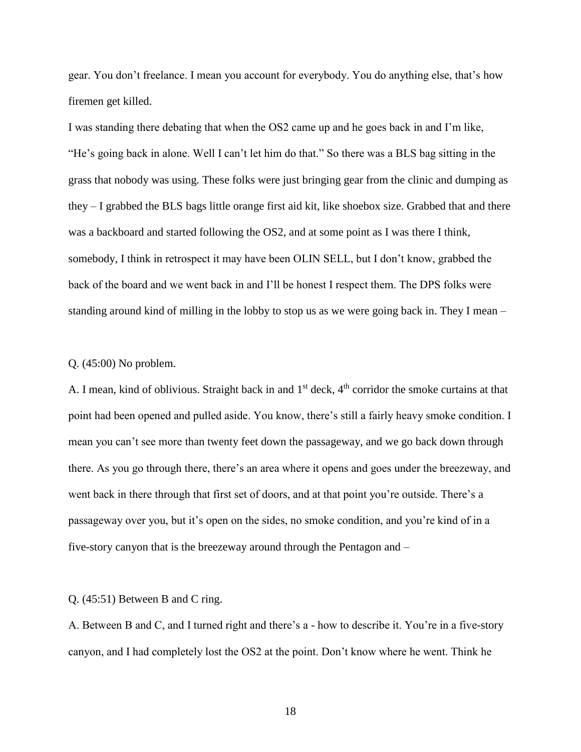gear. You don't freelance. I mean you account for everybody. You do anything else, that's how firemen get killed.

I was standing there debating that when the OS2 came up and he goes back in and I'm like, "He's going back in alone. Well I can't let him do that." So there was a BLS bag sitting in the grass that nobody was using. These folks were just bringing gear from the clinic and dumping as they – I grabbed the BLS bags little orange first aid kit, like shoebox size. Grabbed that and there was a backboard and started following the OS2, and at some point as I was there I think, somebody, I think in retrospect it may have been OLIN SELL, but I don't know, grabbed the back of the board and we went back in and I'll be honest I respect them. The DPS folks were standing around kind of milling in the lobby to stop us as we were going back in. They I mean –

Q. (45:00) No problem.

A. I mean, kind of oblivious. Straight back in and 1st deck, 4th corridor the smoke curtains at that point had been opened and pulled aside. You know, there's still a fairly heavy smoke condition. I mean you can't see more than twenty feet down the passageway, and we go back down through there. As you go through there, there's an area where it opens and goes under the breezeway, and went back in there through that first set of doors, and at that point you're outside. There's a passageway over you, but it's open on the sides, no smoke condition, and you're kind of in a five-story canyon that is the breezeway around through the Pentagon and –

Q. (45:51) Between B and C ring.

A. Between B and C, and I turned right and there's a - how to describe it. You're in a five-story canyon, and I had completely lost the OS2 at the point. Don't know where he went. Think he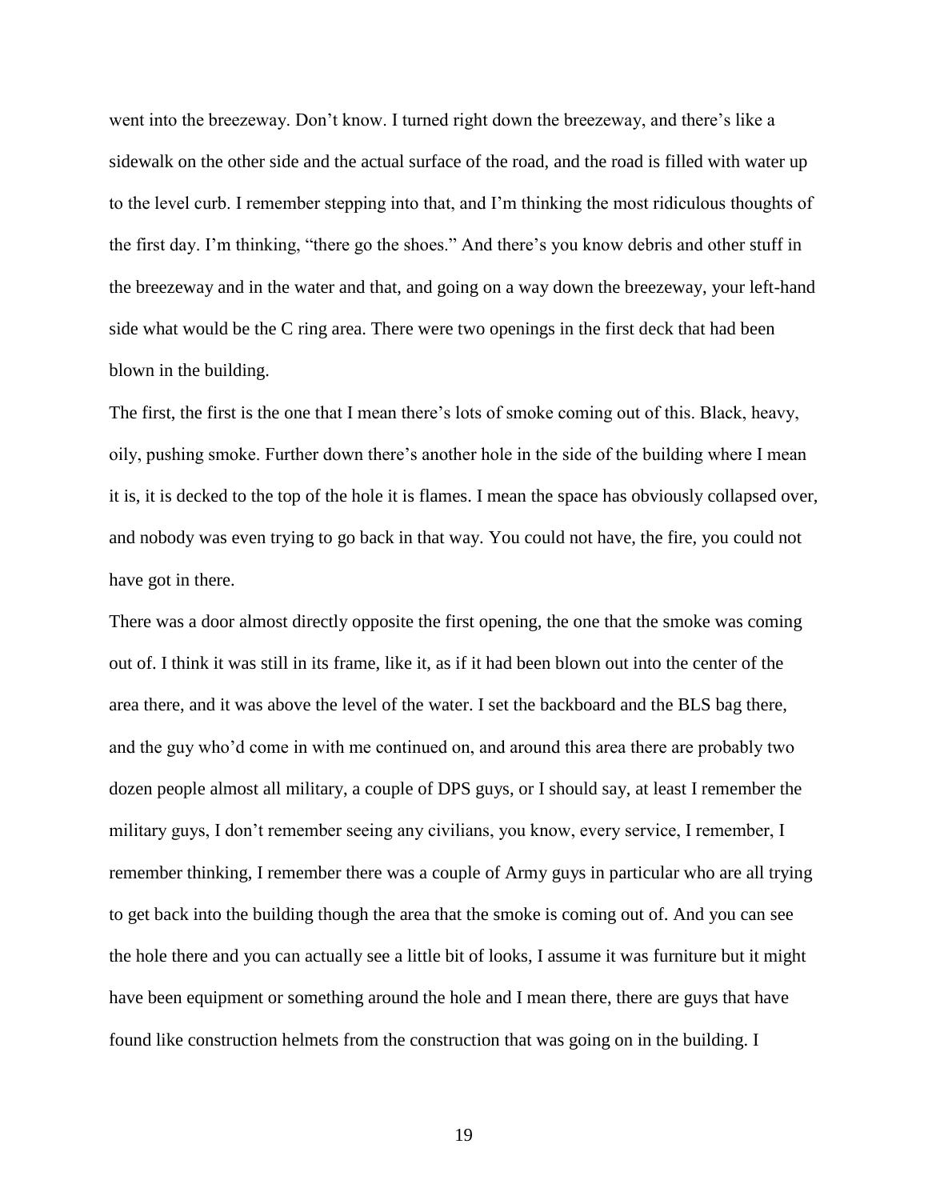went into the breezeway. Don't know. I turned right down the breezeway, and there's like a sidewalk on the other side and the actual surface of the road, and the road is filled with water up to the level curb. I remember stepping into that, and I'm thinking the most ridiculous thoughts of the first day. I'm thinking, "there go the shoes." And there's you know debris and other stuff in the breezeway and in the water and that, and going on a way down the breezeway, your left-hand side what would be the C ring area. There were two openings in the first deck that had been blown in the building.

The first, the first is the one that I mean there's lots of smoke coming out of this. Black, heavy, oily, pushing smoke. Further down there's another hole in the side of the building where I mean it is, it is decked to the top of the hole it is flames. I mean the space has obviously collapsed over, and nobody was even trying to go back in that way. You could not have, the fire, you could not have got in there.

There was a door almost directly opposite the first opening, the one that the smoke was coming out of. I think it was still in its frame, like it, as if it had been blown out into the center of the area there, and it was above the level of the water. I set the backboard and the BLS bag there, and the guy who'd come in with me continued on, and around this area there are probably two dozen people almost all military, a couple of DPS guys, or I should say, at least I remember the military guys, I don't remember seeing any civilians, you know, every service, I remember, I remember thinking, I remember there was a couple of Army guys in particular who are all trying to get back into the building though the area that the smoke is coming out of. And you can see the hole there and you can actually see a little bit of looks, I assume it was furniture but it might have been equipment or something around the hole and I mean there, there are guys that have found like construction helmets from the construction that was going on in the building. I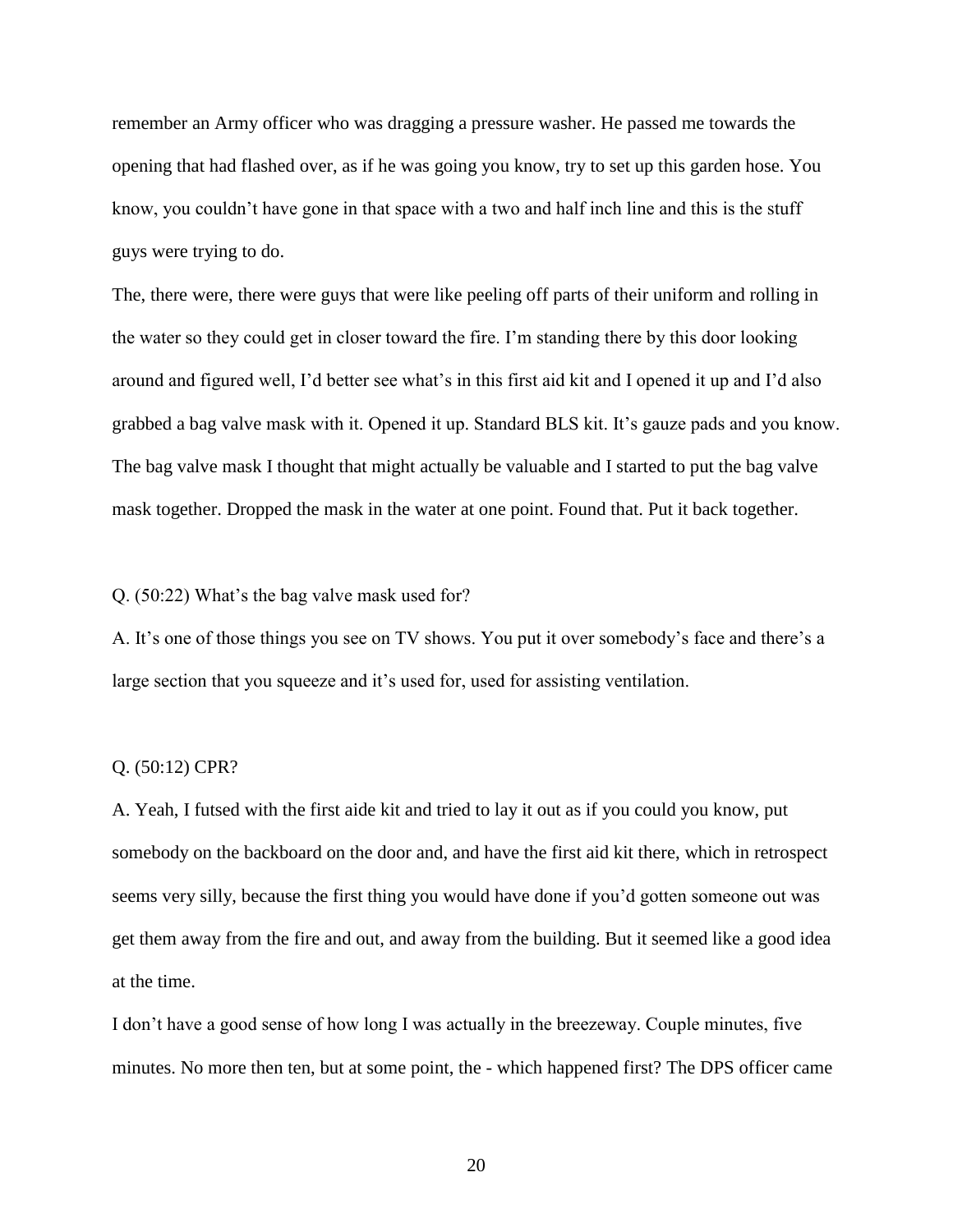remember an Army officer who was dragging a pressure washer. He passed me towards the opening that had flashed over, as if he was going you know, try to set up this garden hose. You know, you couldn't have gone in that space with a two and half inch line and this is the stuff guys were trying to do.

The, there were, there were guys that were like peeling off parts of their uniform and rolling in the water so they could get in closer toward the fire. I'm standing there by this door looking around and figured well, I'd better see what's in this first aid kit and I opened it up and I'd also grabbed a bag valve mask with it. Opened it up. Standard BLS kit. It's gauze pads and you know. The bag valve mask I thought that might actually be valuable and I started to put the bag valve mask together. Dropped the mask in the water at one point. Found that. Put it back together.

Q. (50:22) What's the bag valve mask used for?

A. It's one of those things you see on TV shows. You put it over somebody's face and there's a large section that you squeeze and it's used for, used for assisting ventilation.

Q. (50:12) CPR?

A. Yeah, I futsed with the first aide kit and tried to lay it out as if you could you know, put somebody on the backboard on the door and, and have the first aid kit there, which in retrospect seems very silly, because the first thing you would have done if you'd gotten someone out was get them away from the fire and out, and away from the building. But it seemed like a good idea at the time.

I don't have a good sense of how long I was actually in the breezeway. Couple minutes, five minutes. No more then ten, but at some point, the - which happened first? The DPS officer came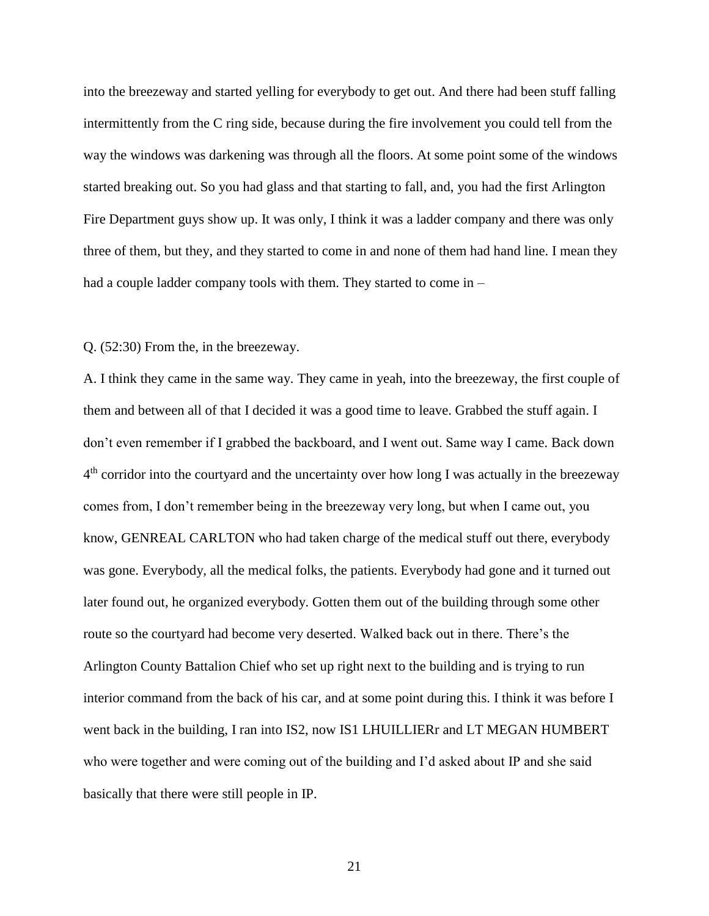into the breezeway and started yelling for everybody to get out. And there had been stuff falling intermittently from the C ring side, because during the fire involvement you could tell from the way the windows was darkening was through all the floors. At some point some of the windows started breaking out. So you had glass and that starting to fall, and, you had the first Arlington Fire Department guys show up. It was only, I think it was a ladder company and there was only three of them, but they, and they started to come in and none of them had hand line. I mean they had a couple ladder company tools with them. They started to come in –

Q. (52:30) From the, in the breezeway.

A. I think they came in the same way. They came in yeah, into the breezeway, the first couple of them and between all of that I decided it was a good time to leave. Grabbed the stuff again. I don't even remember if I grabbed the backboard, and I went out. Same way I came. Back down 4th corridor into the courtyard and the uncertainty over how long I was actually in the breezeway comes from, I don't remember being in the breezeway very long, but when I came out, you know, GENREAL CARLTON who had taken charge of the medical stuff out there, everybody was gone. Everybody, all the medical folks, the patients. Everybody had gone and it turned out later found out, he organized everybody. Gotten them out of the building through some other route so the courtyard had become very deserted. Walked back out in there. There's the Arlington County Battalion Chief who set up right next to the building and is trying to run interior command from the back of his car, and at some point during this. I think it was before I went back in the building, I ran into IS2, now IS1 LHUILLIERr and LT MEGAN HUMBERT who were together and were coming out of the building and I'd asked about IP and she said basically that there were still people in IP.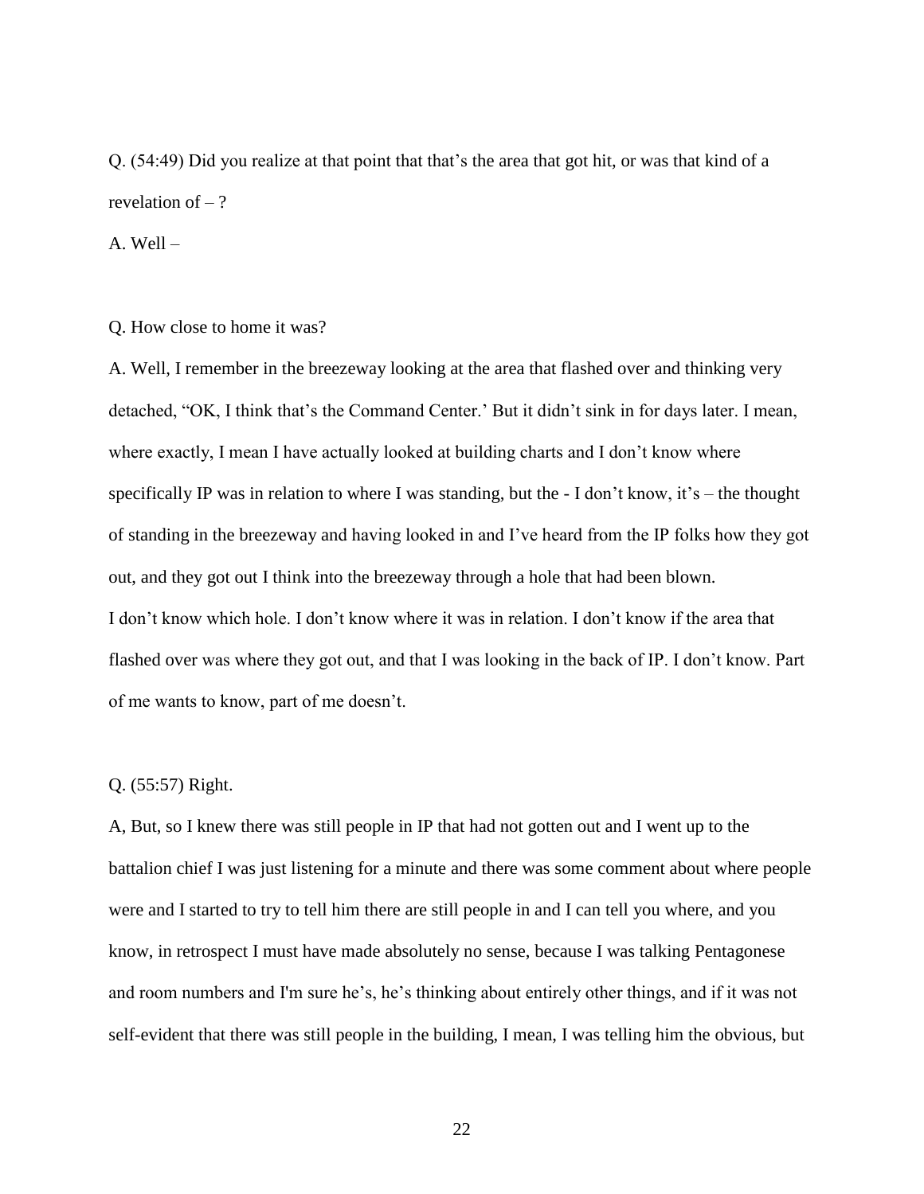Q. (54:49) Did you realize at that point that that's the area that got hit, or was that kind of a revelation of – ?

A. Well –

Q. How close to home it was?

A. Well, I remember in the breezeway looking at the area that flashed over and thinking very detached, "OK, I think that's the Command Center.' But it didn't sink in for days later. I mean, where exactly, I mean I have actually looked at building charts and I don't know where specifically IP was in relation to where I was standing, but the - I don't know, it's – the thought of standing in the breezeway and having looked in and I've heard from the IP folks how they got out, and they got out I think into the breezeway through a hole that had been blown.
I don't know which hole. I don't know where it was in relation. I don't know if the area that flashed over was where they got out, and that I was looking in the back of IP. I don't know. Part of me wants to know, part of me doesn't.

Q. (55:57) Right.

A, But, so I knew there was still people in IP that had not gotten out and I went up to the battalion chief I was just listening for a minute and there was some comment about where people were and I started to try to tell him there are still people in and I can tell you where, and you know, in retrospect I must have made absolutely no sense, because I was talking Pentagonese and room numbers and I'm sure he's, he's thinking about entirely other things, and if it was not self-evident that there was still people in the building, I mean, I was telling him the obvious, but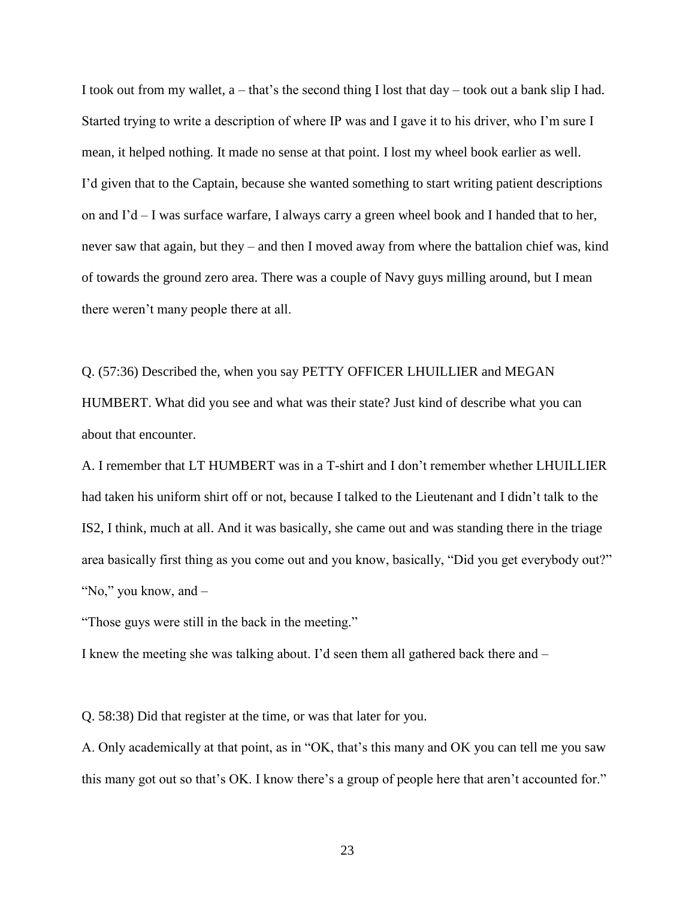I took out from my wallet, a – that's the second thing I lost that day – took out a bank slip I had. Started trying to write a description of where IP was and I gave it to his driver, who I'm sure I mean, it helped nothing. It made no sense at that point. I lost my wheel book earlier as well. I'd given that to the Captain, because she wanted something to start writing patient descriptions on and I'd – I was surface warfare, I always carry a green wheel book and I handed that to her, never saw that again, but they – and then I moved away from where the battalion chief was, kind of towards the ground zero area. There was a couple of Navy guys milling around, but I mean there weren't many people there at all.

Q. (57:36) Described the, when you say PETTY OFFICER LHUILLIER and MEGAN HUMBERT. What did you see and what was their state? Just kind of describe what you can about that encounter.

A. I remember that LT HUMBERT was in a T-shirt and I don't remember whether LHUILLIER had taken his uniform shirt off or not, because I talked to the Lieutenant and I didn't talk to the IS2, I think, much at all. And it was basically, she came out and was standing there in the triage area basically first thing as you come out and you know, basically, "Did you get everybody out?" "No," you know, and –

"Those guys were still in the back in the meeting."

I knew the meeting she was talking about. I'd seen them all gathered back there and –

Q. 58:38) Did that register at the time, or was that later for you.

A. Only academically at that point, as in "OK, that's this many and OK you can tell me you saw this many got out so that's OK. I know there's a group of people here that aren't accounted for."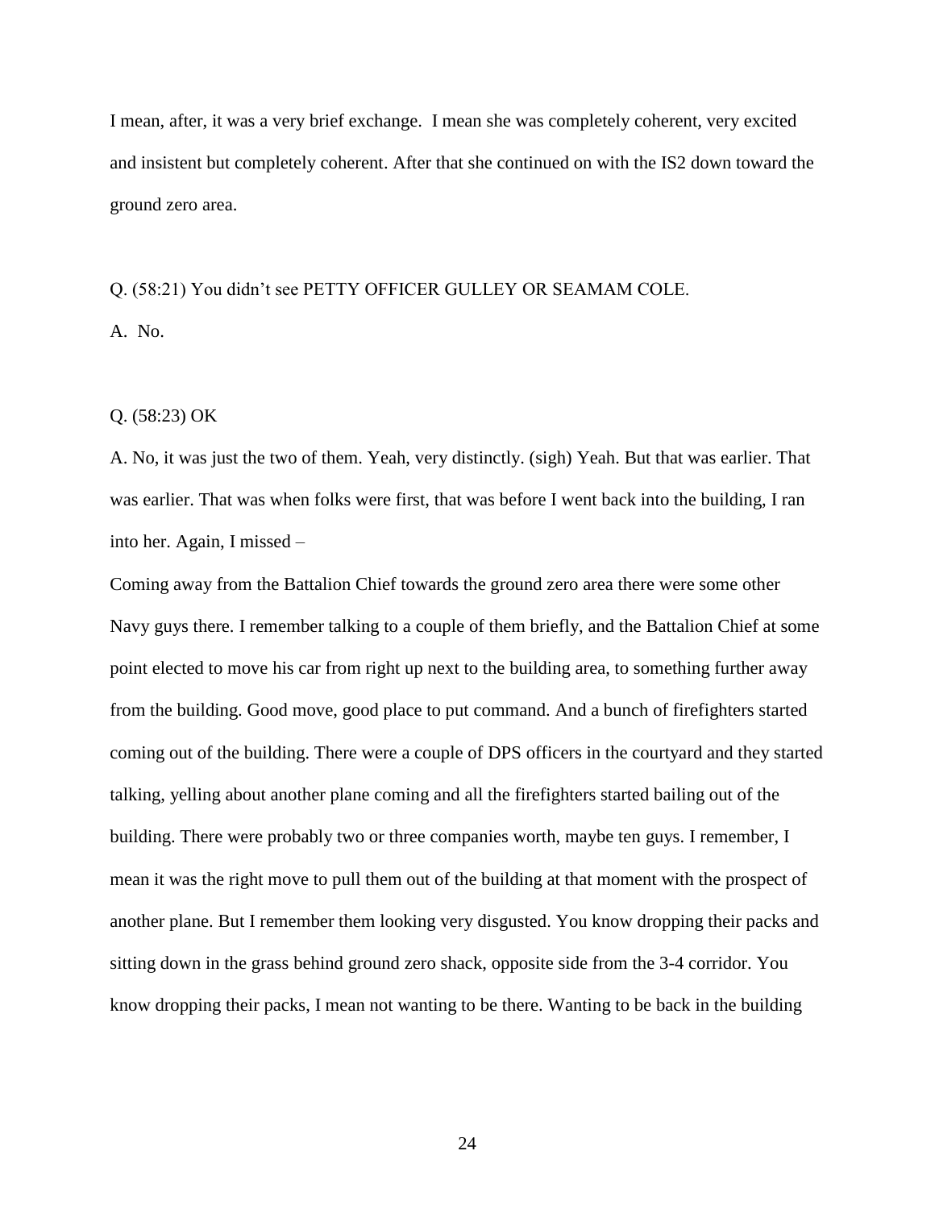I mean, after, it was a very brief exchange. I mean she was completely coherent, very excited and insistent but completely coherent. After that she continued on with the IS2 down toward the ground zero area.

Q. (58:21) You didn't see PETTY OFFICER GULLEY OR SEAMAM COLE.

A. No.

Q. (58:23) OK

A. No, it was just the two of them. Yeah, very distinctly. (sigh) Yeah. But that was earlier. That was earlier. That was when folks were first, that was before I went back into the building, I ran into her. Again, I missed –

Coming away from the Battalion Chief towards the ground zero area there were some other Navy guys there. I remember talking to a couple of them briefly, and the Battalion Chief at some point elected to move his car from right up next to the building area, to something further away from the building. Good move, good place to put command. And a bunch of firefighters started coming out of the building. There were a couple of DPS officers in the courtyard and they started talking, yelling about another plane coming and all the firefighters started bailing out of the building. There were probably two or three companies worth, maybe ten guys. I remember, I mean it was the right move to pull them out of the building at that moment with the prospect of another plane. But I remember them looking very disgusted. You know dropping their packs and sitting down in the grass behind ground zero shack, opposite side from the 3-4 corridor. You know dropping their packs, I mean not wanting to be there. Wanting to be back in the building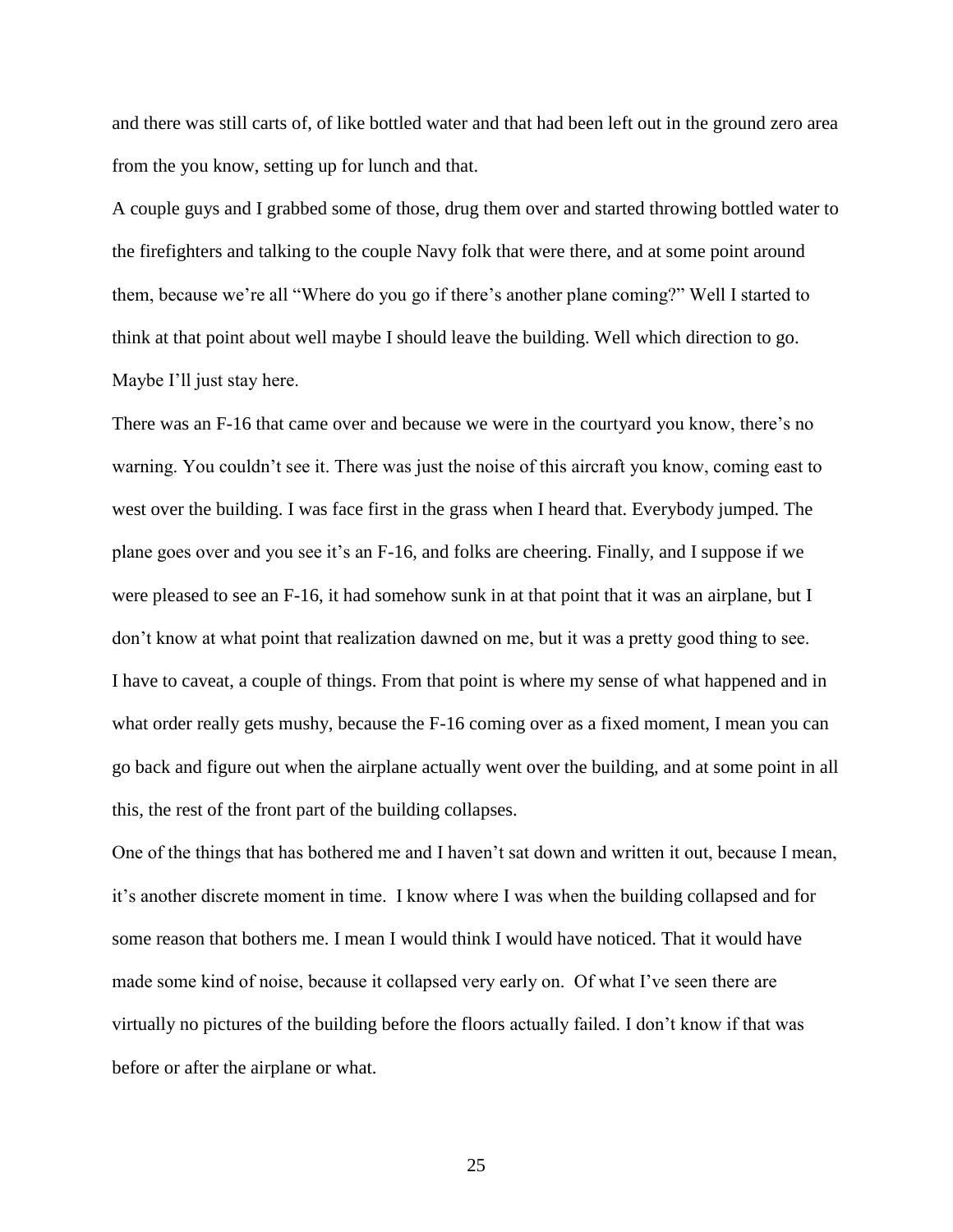and there was still carts of, of like bottled water and that had been left out in the ground zero area from the you know, setting up for lunch and that.

A couple guys and I grabbed some of those, drug them over and started throwing bottled water to the firefighters and talking to the couple Navy folk that were there, and at some point around them, because we're all "Where do you go if there's another plane coming?" Well I started to think at that point about well maybe I should leave the building. Well which direction to go. Maybe I'll just stay here.

There was an F-16 that came over and because we were in the courtyard you know, there's no warning. You couldn't see it. There was just the noise of this aircraft you know, coming east to west over the building. I was face first in the grass when I heard that. Everybody jumped. The plane goes over and you see it's an F-16, and folks are cheering. Finally, and I suppose if we were pleased to see an F-16, it had somehow sunk in at that point that it was an airplane, but I don't know at what point that realization dawned on me, but it was a pretty good thing to see.

I have to caveat, a couple of things. From that point is where my sense of what happened and in what order really gets mushy, because the F-16 coming over as a fixed moment, I mean you can go back and figure out when the airplane actually went over the building, and at some point in all this, the rest of the front part of the building collapses.

One of the things that has bothered me and I haven't sat down and written it out, because I mean, it's another discrete moment in time. I know where I was when the building collapsed and for some reason that bothers me. I mean I would think I would have noticed. That it would have made some kind of noise, because it collapsed very early on. Of what I've seen there are virtually no pictures of the building before the floors actually failed. I don't know if that was before or after the airplane or what.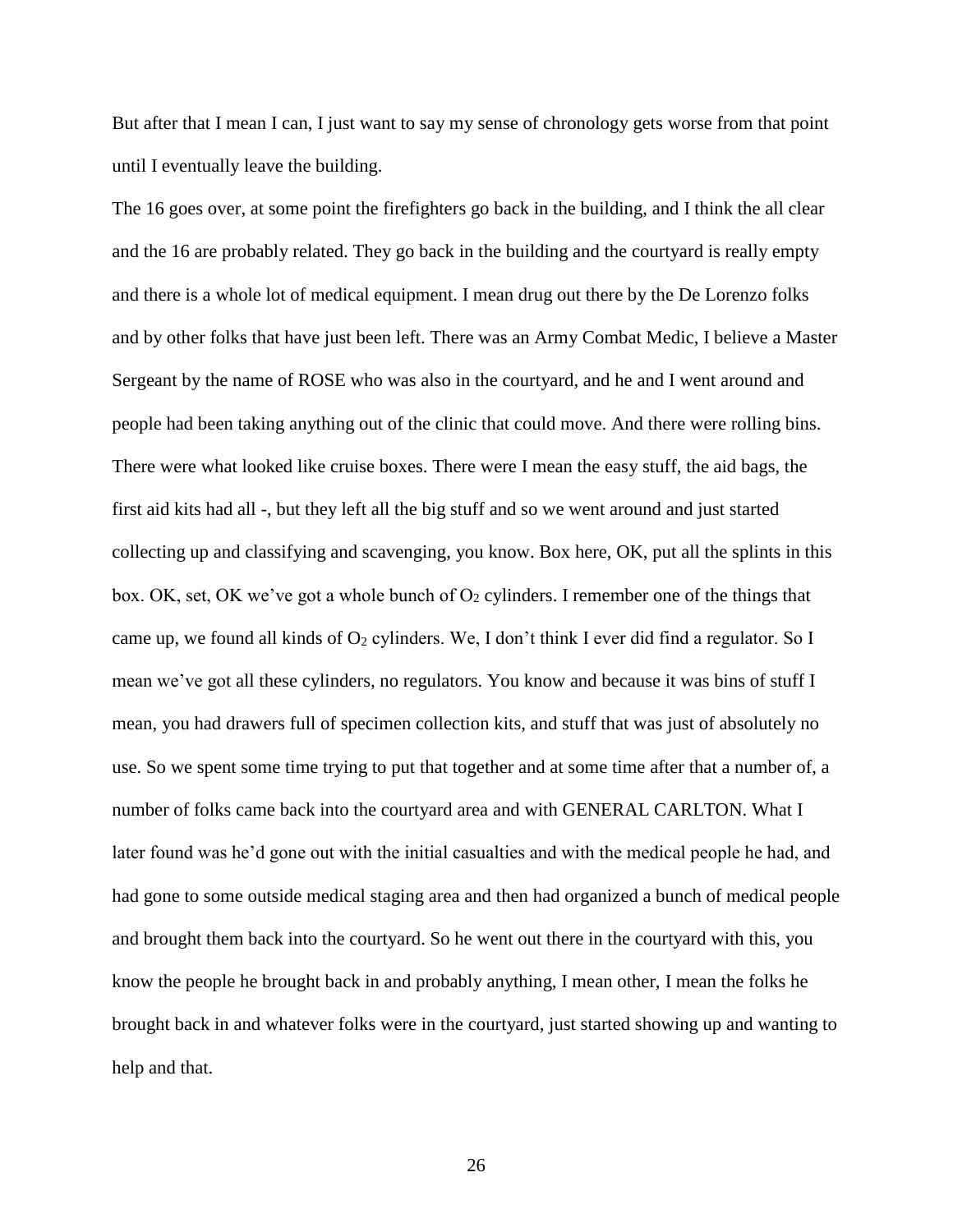But after that I mean I can, I just want to say my sense of chronology gets worse from that point until I eventually leave the building.

The 16 goes over, at some point the firefighters go back in the building, and I think the all clear and the 16 are probably related. They go back in the building and the courtyard is really empty and there is a whole lot of medical equipment. I mean drug out there by the De Lorenzo folks and by other folks that have just been left. There was an Army Combat Medic, I believe a Master Sergeant by the name of ROSE who was also in the courtyard, and he and I went around and people had been taking anything out of the clinic that could move. And there were rolling bins. There were what looked like cruise boxes. There were I mean the easy stuff, the aid bags, the first aid kits had all -, but they left all the big stuff and so we went around and just started collecting up and classifying and scavenging, you know. Box here, OK, put all the splints in this box. OK, set, OK we've got a whole bunch of $O_2$ cylinders. I remember one of the things that came up, we found all kinds of $O_2$ cylinders. We, I don't think I ever did find a regulator. So I mean we've got all these cylinders, no regulators. You know and because it was bins of stuff I mean, you had drawers full of specimen collection kits, and stuff that was just of absolutely no use. So we spent some time trying to put that together and at some time after that a number of, a number of folks came back into the courtyard area and with GENERAL CARLTON. What I later found was he'd gone out with the initial casualties and with the medical people he had, and had gone to some outside medical staging area and then had organized a bunch of medical people and brought them back into the courtyard. So he went out there in the courtyard with this, you know the people he brought back in and probably anything, I mean other, I mean the folks he brought back in and whatever folks were in the courtyard, just started showing up and wanting to help and that.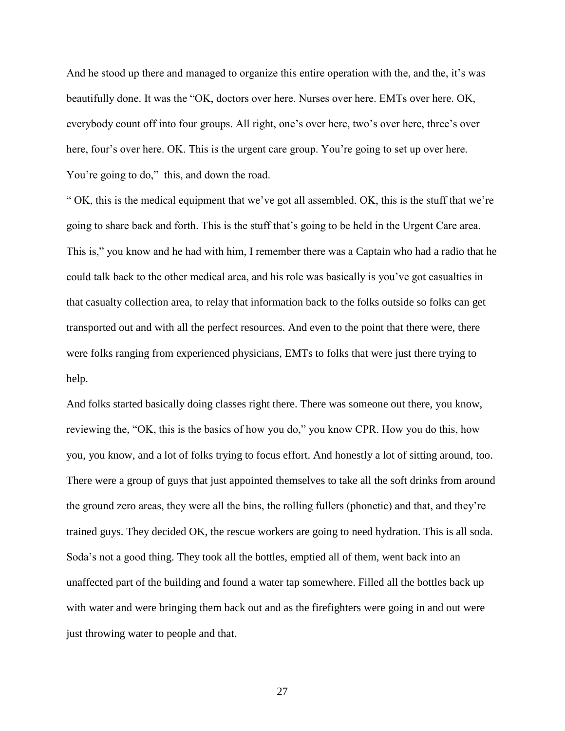And he stood up there and managed to organize this entire operation with the, and the, it's was beautifully done. It was the "OK, doctors over here. Nurses over here. EMTs over here. OK, everybody count off into four groups. All right, one's over here, two's over here, three's over here, four's over here. OK. This is the urgent care group. You're going to set up over here. You're going to do," this, and down the road.

" OK, this is the medical equipment that we've got all assembled. OK, this is the stuff that we're going to share back and forth. This is the stuff that's going to be held in the Urgent Care area. This is," you know and he had with him, I remember there was a Captain who had a radio that he could talk back to the other medical area, and his role was basically is you've got casualties in that casualty collection area, to relay that information back to the folks outside so folks can get transported out and with all the perfect resources. And even to the point that there were, there were folks ranging from experienced physicians, EMTs to folks that were just there trying to help.

And folks started basically doing classes right there. There was someone out there, you know, reviewing the, "OK, this is the basics of how you do," you know CPR. How you do this, how you, you know, and a lot of folks trying to focus effort. And honestly a lot of sitting around, too. There were a group of guys that just appointed themselves to take all the soft drinks from around the ground zero areas, they were all the bins, the rolling fullers (phonetic) and that, and they're trained guys. They decided OK, the rescue workers are going to need hydration. This is all soda. Soda's not a good thing. They took all the bottles, emptied all of them, went back into an unaffected part of the building and found a water tap somewhere. Filled all the bottles back up with water and were bringing them back out and as the firefighters were going in and out were just throwing water to people and that.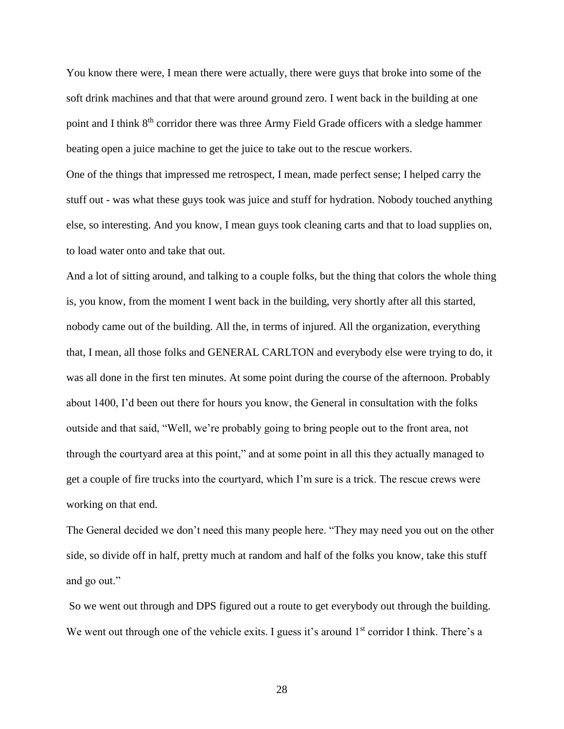You know there were, I mean there were actually, there were guys that broke into some of the soft drink machines and that that were around ground zero. I went back in the building at one point and I think 8th corridor there was three Army Field Grade officers with a sledge hammer beating open a juice machine to get the juice to take out to the rescue workers.

One of the things that impressed me retrospect, I mean, made perfect sense; I helped carry the stuff out - was what these guys took was juice and stuff for hydration. Nobody touched anything else, so interesting. And you know, I mean guys took cleaning carts and that to load supplies on, to load water onto and take that out.

And a lot of sitting around, and talking to a couple folks, but the thing that colors the whole thing is, you know, from the moment I went back in the building, very shortly after all this started, nobody came out of the building. All the, in terms of injured. All the organization, everything that, I mean, all those folks and GENERAL CARLTON and everybody else were trying to do, it was all done in the first ten minutes. At some point during the course of the afternoon. Probably about 1400, I'd been out there for hours you know, the General in consultation with the folks outside and that said, "Well, we're probably going to bring people out to the front area, not through the courtyard area at this point," and at some point in all this they actually managed to get a couple of fire trucks into the courtyard, which I'm sure is a trick. The rescue crews were working on that end.

The General decided we don't need this many people here. "They may need you out on the other side, so divide off in half, pretty much at random and half of the folks you know, take this stuff and go out."

So we went out through and DPS figured out a route to get everybody out through the building. We went out through one of the vehicle exits. I guess it's around 1st corridor I think. There's a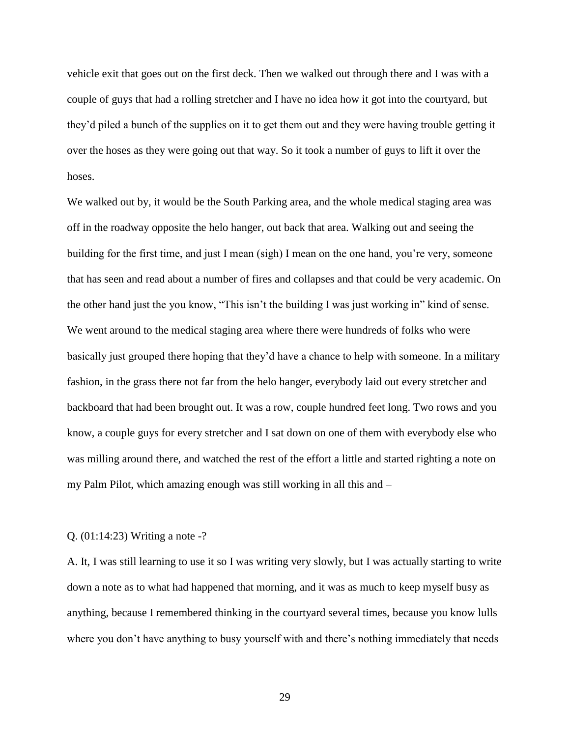vehicle exit that goes out on the first deck. Then we walked out through there and I was with a couple of guys that had a rolling stretcher and I have no idea how it got into the courtyard, but they'd piled a bunch of the supplies on it to get them out and they were having trouble getting it over the hoses as they were going out that way. So it took a number of guys to lift it over the hoses.

We walked out by, it would be the South Parking area, and the whole medical staging area was off in the roadway opposite the helo hanger, out back that area. Walking out and seeing the building for the first time, and just I mean (sigh) I mean on the one hand, you're very, someone that has seen and read about a number of fires and collapses and that could be very academic. On the other hand just the you know, "This isn't the building I was just working in" kind of sense. We went around to the medical staging area where there were hundreds of folks who were basically just grouped there hoping that they'd have a chance to help with someone. In a military fashion, in the grass there not far from the helo hanger, everybody laid out every stretcher and backboard that had been brought out. It was a row, couple hundred feet long. Two rows and you know, a couple guys for every stretcher and I sat down on one of them with everybody else who was milling around there, and watched the rest of the effort a little and started righting a note on my Palm Pilot, which amazing enough was still working in all this and –

Q. (01:14:23) Writing a note -?

A. It, I was still learning to use it so I was writing very slowly, but I was actually starting to write down a note as to what had happened that morning, and it was as much to keep myself busy as anything, because I remembered thinking in the courtyard several times, because you know lulls where you don't have anything to busy yourself with and there's nothing immediately that needs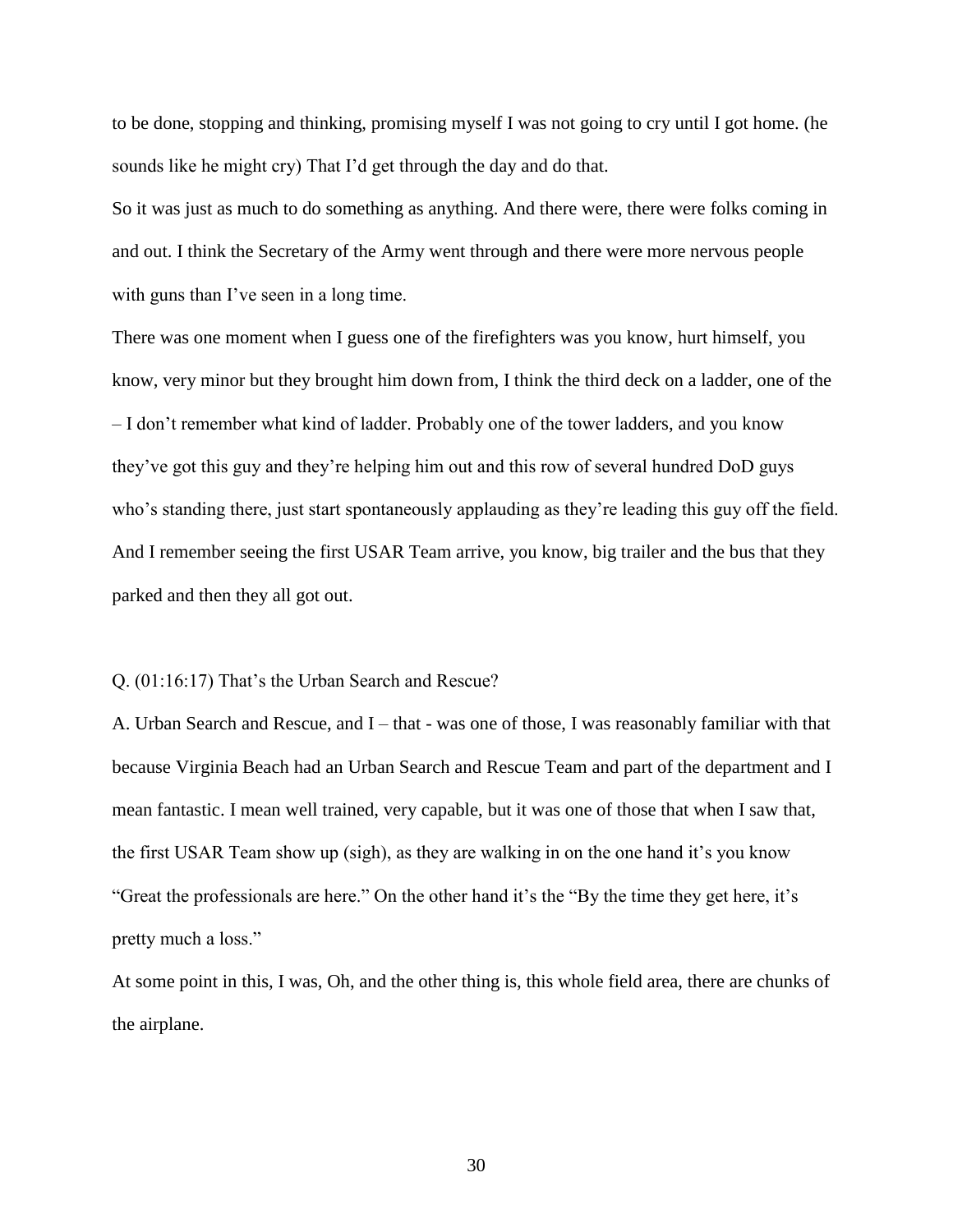to be done, stopping and thinking, promising myself I was not going to cry until I got home. (he sounds like he might cry) That I'd get through the day and do that.

So it was just as much to do something as anything. And there were, there were folks coming in and out. I think the Secretary of the Army went through and there were more nervous people with guns than I've seen in a long time.

There was one moment when I guess one of the firefighters was you know, hurt himself, you know, very minor but they brought him down from, I think the third deck on a ladder, one of the – I don't remember what kind of ladder. Probably one of the tower ladders, and you know they've got this guy and they're helping him out and this row of several hundred DoD guys who's standing there, just start spontaneously applauding as they're leading this guy off the field. And I remember seeing the first USAR Team arrive, you know, big trailer and the bus that they parked and then they all got out.

Q. (01:16:17) That's the Urban Search and Rescue?

A. Urban Search and Rescue, and I – that - was one of those, I was reasonably familiar with that because Virginia Beach had an Urban Search and Rescue Team and part of the department and I mean fantastic. I mean well trained, very capable, but it was one of those that when I saw that, the first USAR Team show up (sigh), as they are walking in on the one hand it's you know "Great the professionals are here." On the other hand it's the "By the time they get here, it's pretty much a loss."

At some point in this, I was, Oh, and the other thing is, this whole field area, there are chunks of the airplane.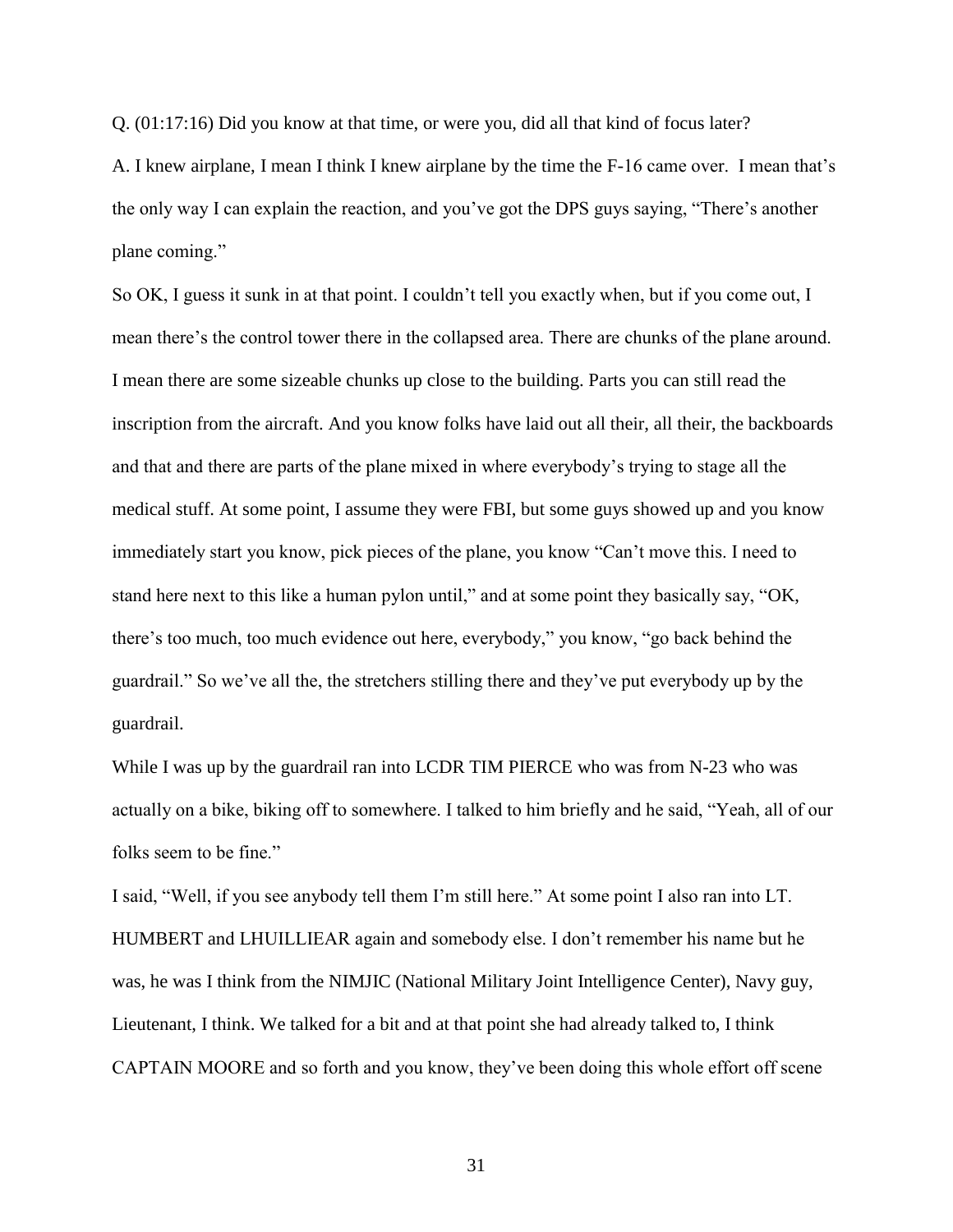Q. (01:17:16) Did you know at that time, or were you, did all that kind of focus later?

A. I knew airplane, I mean I think I knew airplane by the time the F-16 came over. I mean that's the only way I can explain the reaction, and you've got the DPS guys saying, "There's another plane coming."

So OK, I guess it sunk in at that point. I couldn't tell you exactly when, but if you come out, I mean there's the control tower there in the collapsed area. There are chunks of the plane around. I mean there are some sizeable chunks up close to the building. Parts you can still read the inscription from the aircraft. And you know folks have laid out all their, all their, the backboards and that and there are parts of the plane mixed in where everybody's trying to stage all the medical stuff. At some point, I assume they were FBI, but some guys showed up and you know immediately start you know, pick pieces of the plane, you know "Can't move this. I need to stand here next to this like a human pylon until," and at some point they basically say, "OK, there's too much, too much evidence out here, everybody," you know, "go back behind the guardrail." So we've all the, the stretchers stilling there and they've put everybody up by the guardrail.

While I was up by the guardrail ran into LCDR TIM PIERCE who was from N-23 who was actually on a bike, biking off to somewhere. I talked to him briefly and he said, "Yeah, all of our folks seem to be fine."

I said, "Well, if you see anybody tell them I'm still here." At some point I also ran into LT. HUMBERT and LHUILLIEAR again and somebody else. I don't remember his name but he was, he was I think from the NIMJIC (National Military Joint Intelligence Center), Navy guy, Lieutenant, I think. We talked for a bit and at that point she had already talked to, I think CAPTAIN MOORE and so forth and you know, they've been doing this whole effort off scene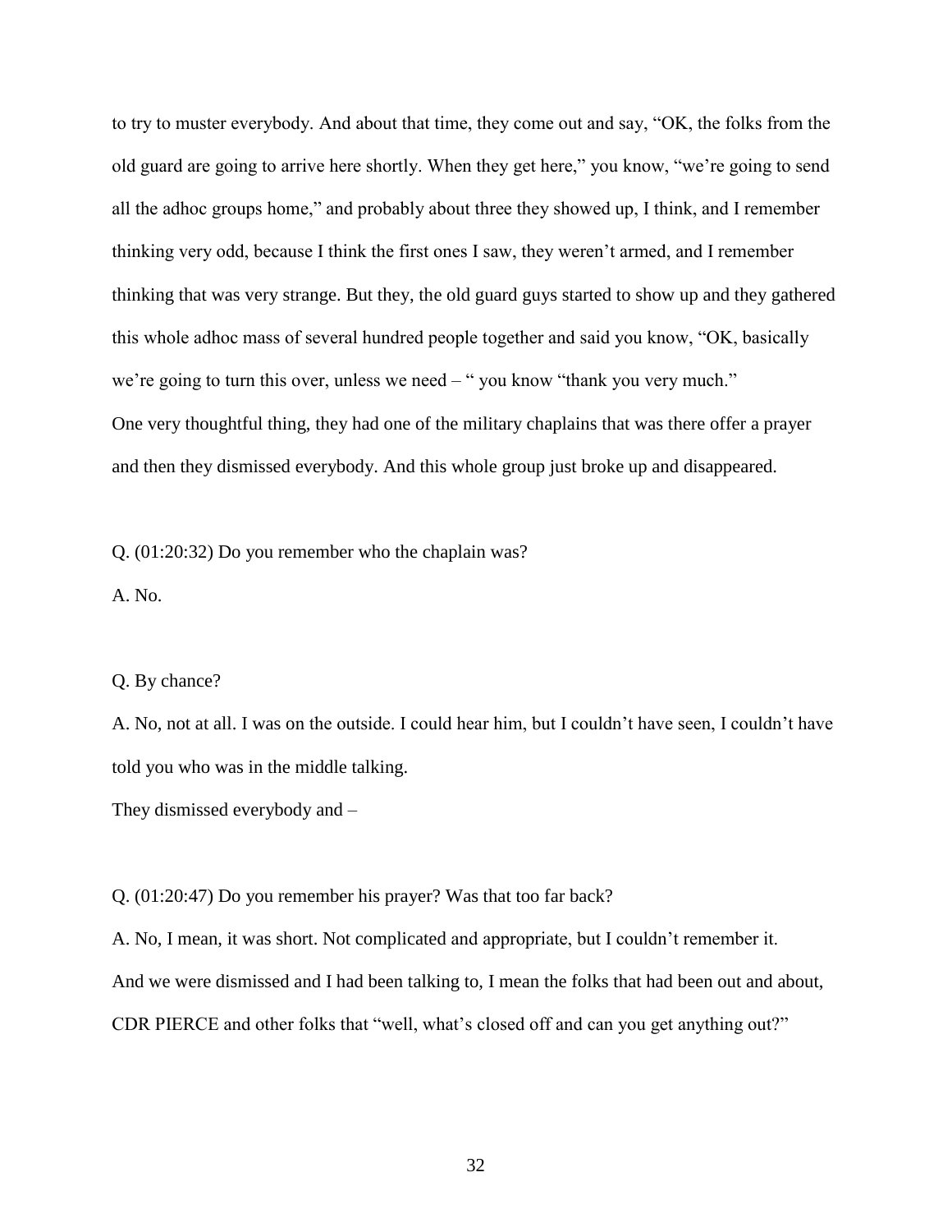to try to muster everybody. And about that time, they come out and say, "OK, the folks from the old guard are going to arrive here shortly. When they get here," you know, "we're going to send all the adhoc groups home," and probably about three they showed up, I think, and I remember thinking very odd, because I think the first ones I saw, they weren't armed, and I remember thinking that was very strange. But they, the old guard guys started to show up and they gathered this whole adhoc mass of several hundred people together and said you know, "OK, basically we're going to turn this over, unless we need – " you know "thank you very much."
One very thoughtful thing, they had one of the military chaplains that was there offer a prayer and then they dismissed everybody. And this whole group just broke up and disappeared.

Q. (01:20:32) Do you remember who the chaplain was?

A. No.

Q. By chance?

A. No, not at all. I was on the outside. I could hear him, but I couldn't have seen, I couldn't have told you who was in the middle talking.
They dismissed everybody and –

Q. (01:20:47) Do you remember his prayer? Was that too far back?

A. No, I mean, it was short. Not complicated and appropriate, but I couldn't remember it.
And we were dismissed and I had been talking to, I mean the folks that had been out and about, CDR PIERCE and other folks that "well, what's closed off and can you get anything out?"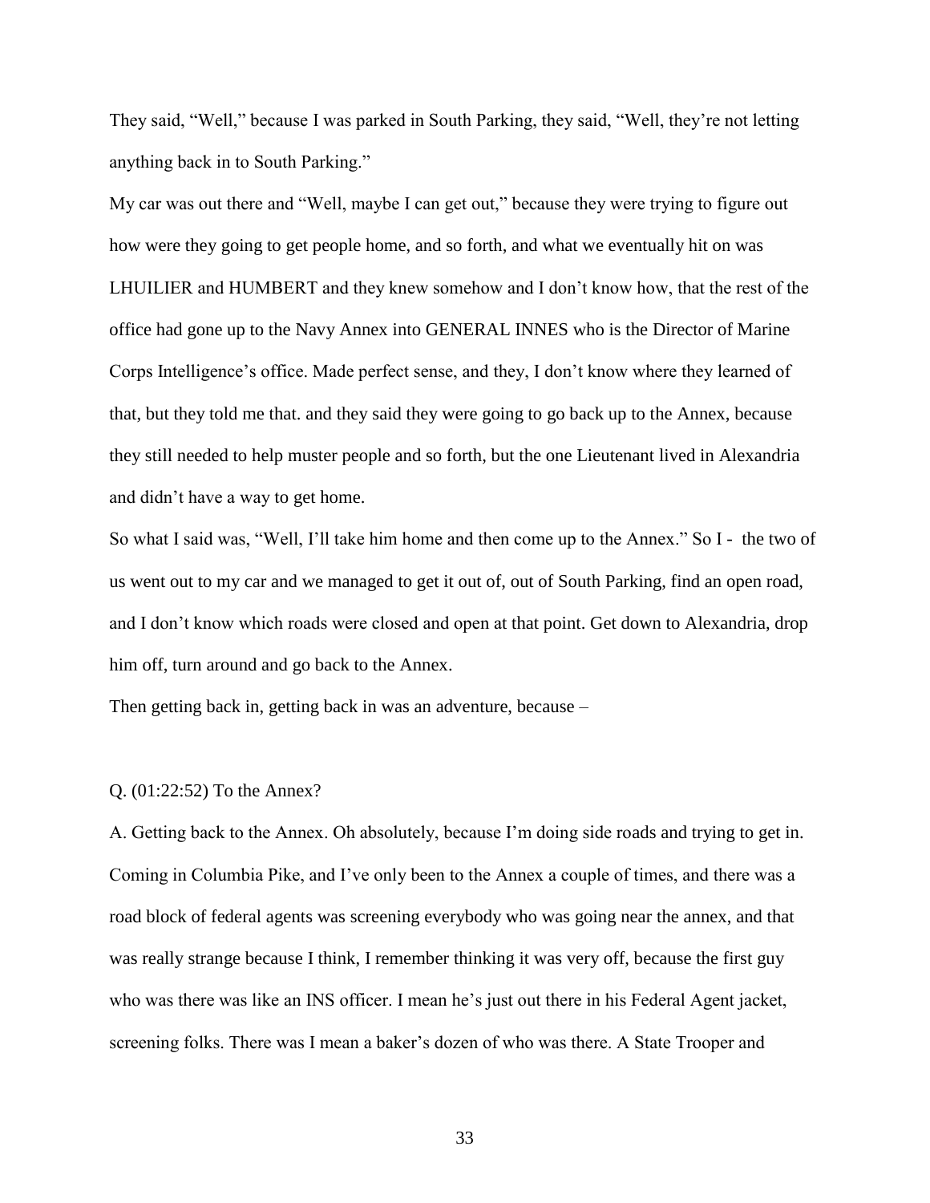They said, “Well,” because I was parked in South Parking, they said, “Well, they’re not letting anything back in to South Parking.”

My car was out there and “Well, maybe I can get out,” because they were trying to figure out how were they going to get people home, and so forth, and what we eventually hit on was LHUILIER and HUMBERT and they knew somehow and I don’t know how, that the rest of the office had gone up to the Navy Annex into GENERAL INNES who is the Director of Marine Corps Intelligence’s office. Made perfect sense, and they, I don’t know where they learned of that, but they told me that. and they said they were going to go back up to the Annex, because they still needed to help muster people and so forth, but the one Lieutenant lived in Alexandria and didn’t have a way to get home.

So what I said was, “Well, I’ll take him home and then come up to the Annex.” So I - the two of us went out to my car and we managed to get it out of, out of South Parking, find an open road, and I don’t know which roads were closed and open at that point. Get down to Alexandria, drop him off, turn around and go back to the Annex.

Then getting back in, getting back in was an adventure, because –

Q. (01:22:52) To the Annex?

A. Getting back to the Annex. Oh absolutely, because I’m doing side roads and trying to get in. Coming in Columbia Pike, and I’ve only been to the Annex a couple of times, and there was a road block of federal agents was screening everybody who was going near the annex, and that was really strange because I think, I remember thinking it was very off, because the first guy who was there was like an INS officer. I mean he’s just out there in his Federal Agent jacket, screening folks. There was I mean a baker’s dozen of who was there. A State Trooper and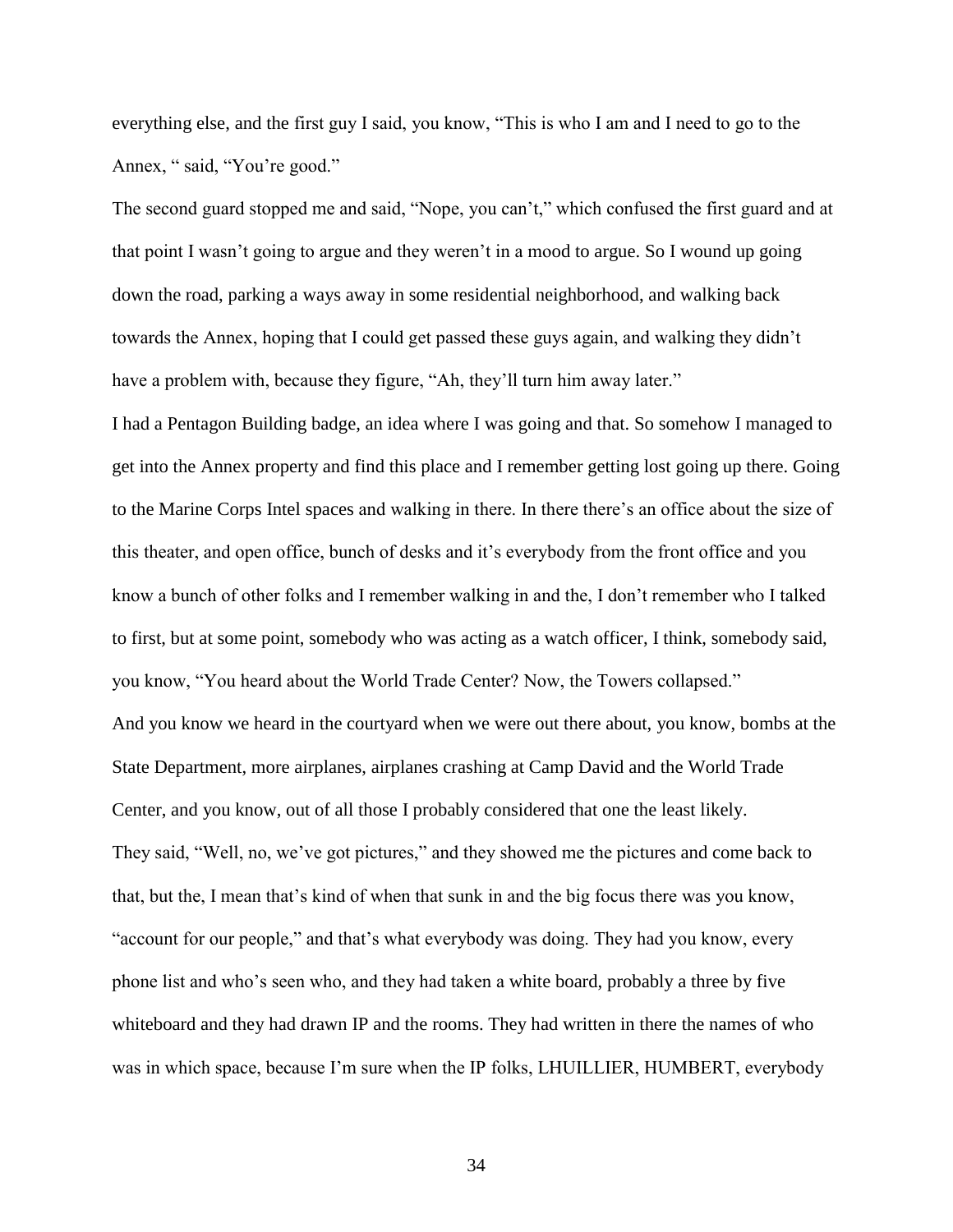everything else, and the first guy I said, you know, "This is who I am and I need to go to the Annex, " said, "You're good."

The second guard stopped me and said, "Nope, you can't," which confused the first guard and at that point I wasn't going to argue and they weren't in a mood to argue. So I wound up going down the road, parking a ways away in some residential neighborhood, and walking back towards the Annex, hoping that I could get passed these guys again, and walking they didn't have a problem with, because they figure, "Ah, they'll turn him away later."

I had a Pentagon Building badge, an idea where I was going and that. So somehow I managed to get into the Annex property and find this place and I remember getting lost going up there. Going to the Marine Corps Intel spaces and walking in there. In there there's an office about the size of this theater, and open office, bunch of desks and it's everybody from the front office and you know a bunch of other folks and I remember walking in and the, I don't remember who I talked to first, but at some point, somebody who was acting as a watch officer, I think, somebody said, you know, "You heard about the World Trade Center? Now, the Towers collapsed."

And you know we heard in the courtyard when we were out there about, you know, bombs at the State Department, more airplanes, airplanes crashing at Camp David and the World Trade Center, and you know, out of all those I probably considered that one the least likely.

They said, "Well, no, we've got pictures," and they showed me the pictures and come back to that, but the, I mean that's kind of when that sunk in and the big focus there was you know, "account for our people," and that's what everybody was doing. They had you know, every phone list and who's seen who, and they had taken a white board, probably a three by five whiteboard and they had drawn IP and the rooms. They had written in there the names of who was in which space, because I'm sure when the IP folks, LHUILLIER, HUMBERT, everybody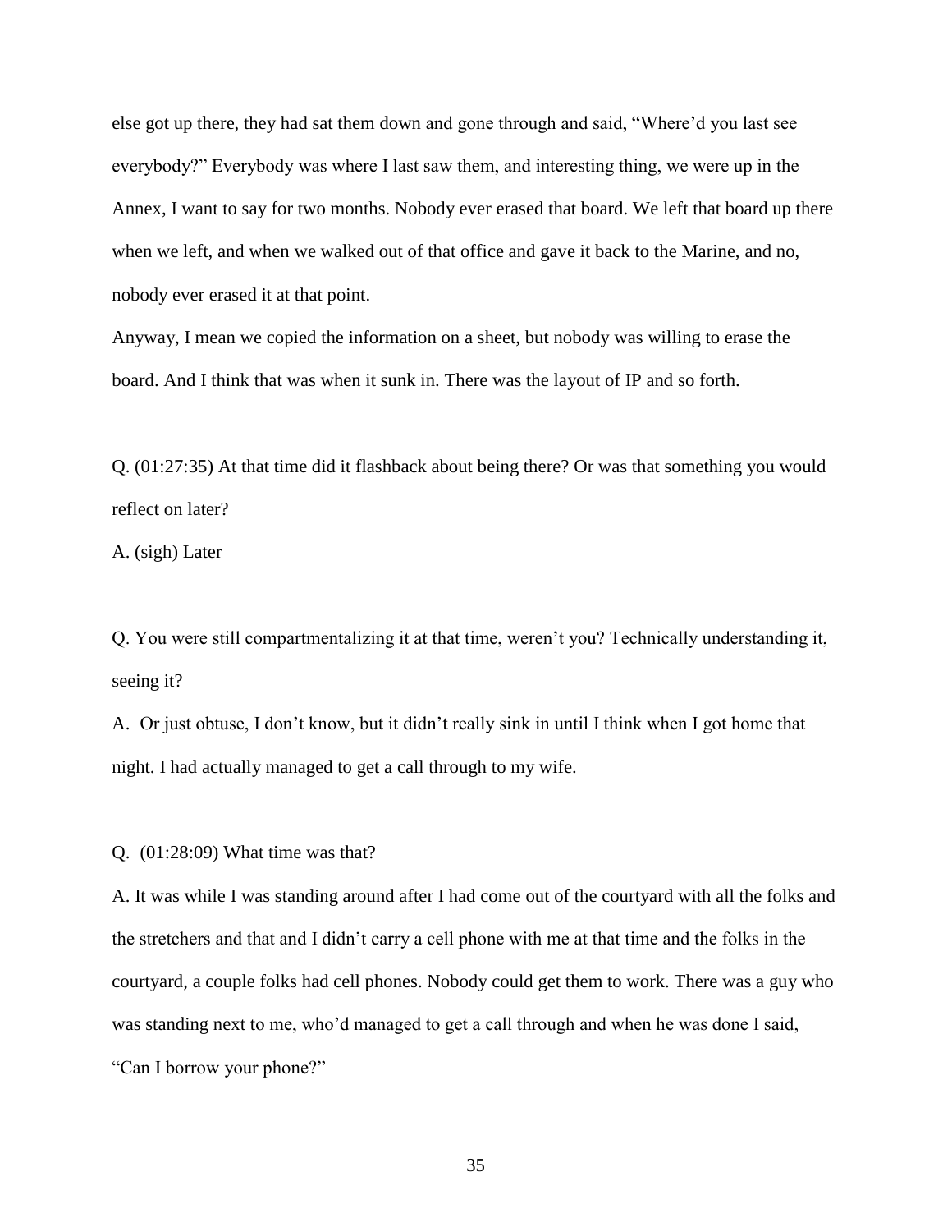else got up there, they had sat them down and gone through and said, “Where’d you last see everybody?” Everybody was where I last saw them, and interesting thing, we were up in the Annex, I want to say for two months. Nobody ever erased that board. We left that board up there when we left, and when we walked out of that office and gave it back to the Marine, and no, nobody ever erased it at that point.

Anyway, I mean we copied the information on a sheet, but nobody was willing to erase the board. And I think that was when it sunk in. There was the layout of IP and so forth.

Q. (01:27:35) At that time did it flashback about being there? Or was that something you would reflect on later?

A. (sigh) Later

Q. You were still compartmentalizing it at that time, weren’t you? Technically understanding it, seeing it?

A. Or just obtuse, I don’t know, but it didn’t really sink in until I think when I got home that night. I had actually managed to get a call through to my wife.

Q. (01:28:09) What time was that?

A. It was while I was standing around after I had come out of the courtyard with all the folks and the stretchers and that and I didn’t carry a cell phone with me at that time and the folks in the courtyard, a couple folks had cell phones. Nobody could get them to work. There was a guy who was standing next to me, who’d managed to get a call through and when he was done I said, “Can I borrow your phone?”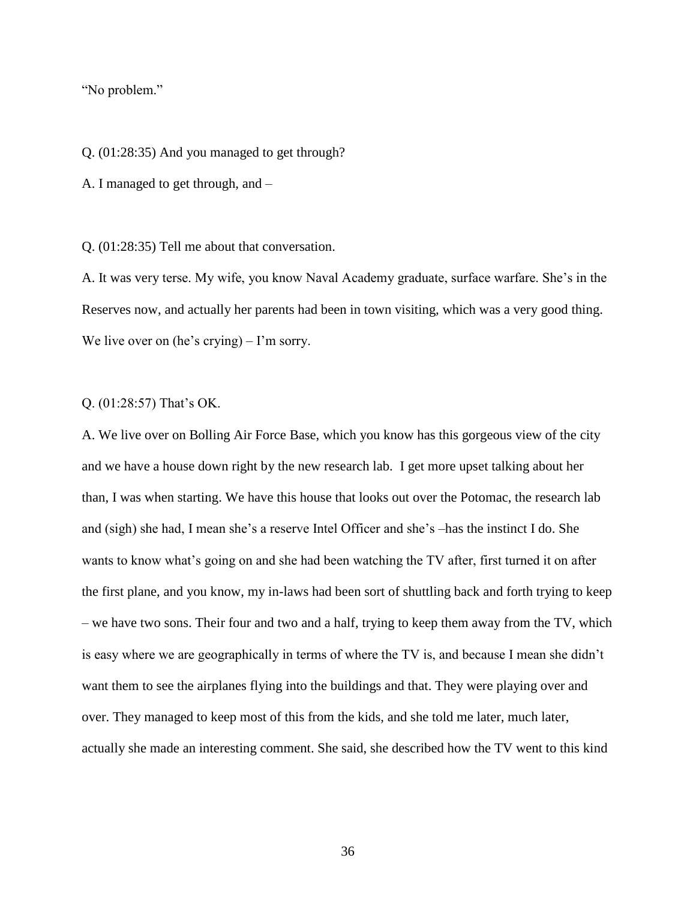"No problem."

Q. (01:28:35) And you managed to get through?

A. I managed to get through, and –

Q. (01:28:35) Tell me about that conversation.

A. It was very terse. My wife, you know Naval Academy graduate, surface warfare. She's in the Reserves now, and actually her parents had been in town visiting, which was a very good thing. We live over on (he's crying) – I'm sorry.

Q. (01:28:57) That's OK.

A. We live over on Bolling Air Force Base, which you know has this gorgeous view of the city and we have a house down right by the new research lab. I get more upset talking about her than, I was when starting. We have this house that looks out over the Potomac, the research lab and (sigh) she had, I mean she's a reserve Intel Officer and she's –has the instinct I do. She wants to know what's going on and she had been watching the TV after, first turned it on after the first plane, and you know, my in-laws had been sort of shuttling back and forth trying to keep – we have two sons. Their four and two and a half, trying to keep them away from the TV, which is easy where we are geographically in terms of where the TV is, and because I mean she didn't want them to see the airplanes flying into the buildings and that. They were playing over and over. They managed to keep most of this from the kids, and she told me later, much later, actually she made an interesting comment. She said, she described how the TV went to this kind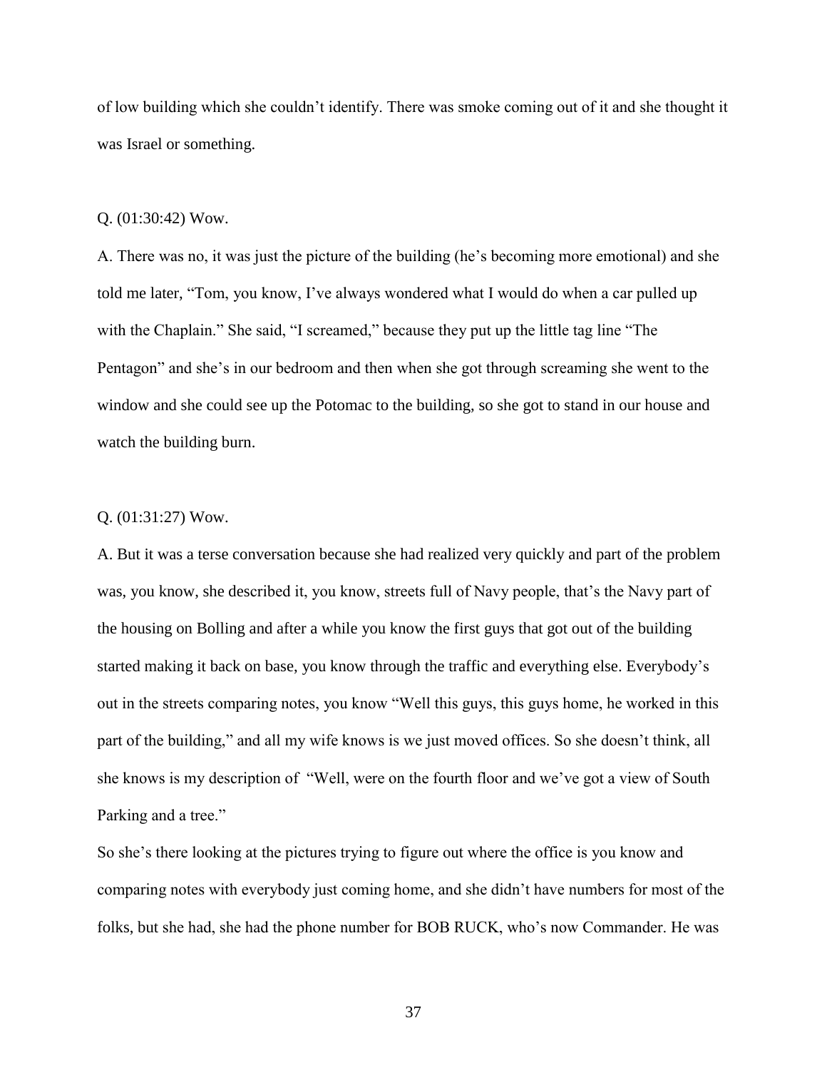of low building which she couldn't identify. There was smoke coming out of it and she thought it was Israel or something.

Q. (01:30:42) Wow.

A. There was no, it was just the picture of the building (he's becoming more emotional) and she told me later, "Tom, you know, I've always wondered what I would do when a car pulled up with the Chaplain." She said, "I screamed," because they put up the little tag line "The Pentagon" and she's in our bedroom and then when she got through screaming she went to the window and she could see up the Potomac to the building, so she got to stand in our house and watch the building burn.

Q. (01:31:27) Wow.

A. But it was a terse conversation because she had realized very quickly and part of the problem was, you know, she described it, you know, streets full of Navy people, that's the Navy part of the housing on Bolling and after a while you know the first guys that got out of the building started making it back on base, you know through the traffic and everything else. Everybody's out in the streets comparing notes, you know "Well this guys, this guys home, he worked in this part of the building," and all my wife knows is we just moved offices. So she doesn't think, all she knows is my description of "Well, were on the fourth floor and we've got a view of South Parking and a tree."

So she's there looking at the pictures trying to figure out where the office is you know and comparing notes with everybody just coming home, and she didn't have numbers for most of the folks, but she had, she had the phone number for BOB RUCK, who's now Commander. He was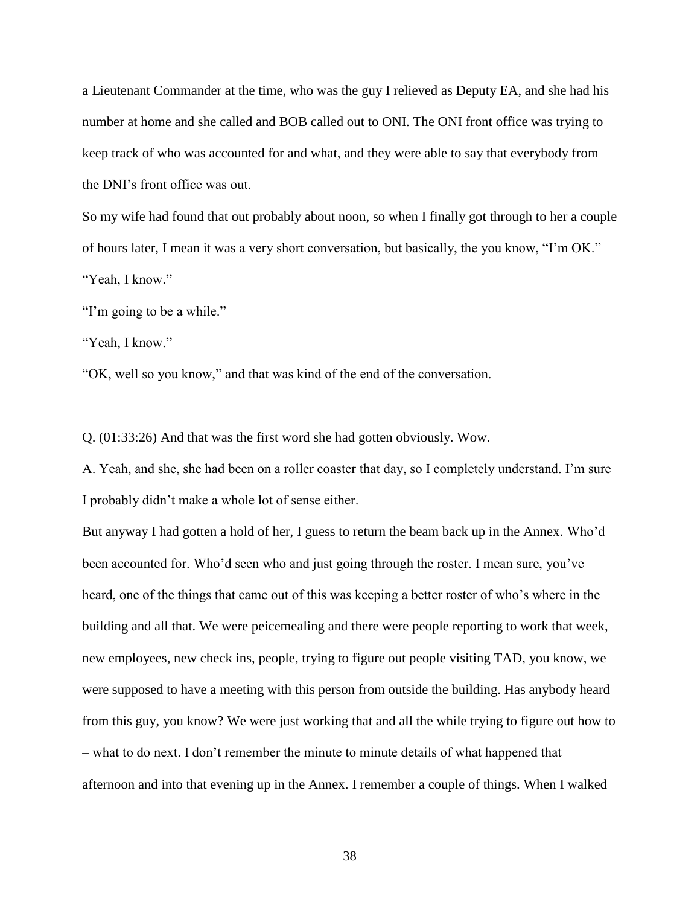a Lieutenant Commander at the time, who was the guy I relieved as Deputy EA, and she had his number at home and she called and BOB called out to ONI. The ONI front office was trying to keep track of who was accounted for and what, and they were able to say that everybody from the DNI's front office was out.

So my wife had found that out probably about noon, so when I finally got through to her a couple of hours later, I mean it was a very short conversation, but basically, the you know, "I'm OK."

"Yeah, I know."

"I'm going to be a while."

"Yeah, I know."

"OK, well so you know," and that was kind of the end of the conversation.

Q. (01:33:26) And that was the first word she had gotten obviously. Wow.

A. Yeah, and she, she had been on a roller coaster that day, so I completely understand. I'm sure I probably didn't make a whole lot of sense either.

But anyway I had gotten a hold of her, I guess to return the beam back up in the Annex. Who'd been accounted for. Who'd seen who and just going through the roster. I mean sure, you've heard, one of the things that came out of this was keeping a better roster of who's where in the building and all that. We were peicemealing and there were people reporting to work that week, new employees, new check ins, people, trying to figure out people visiting TAD, you know, we were supposed to have a meeting with this person from outside the building. Has anybody heard from this guy, you know? We were just working that and all the while trying to figure out how to – what to do next. I don't remember the minute to minute details of what happened that afternoon and into that evening up in the Annex. I remember a couple of things. When I walked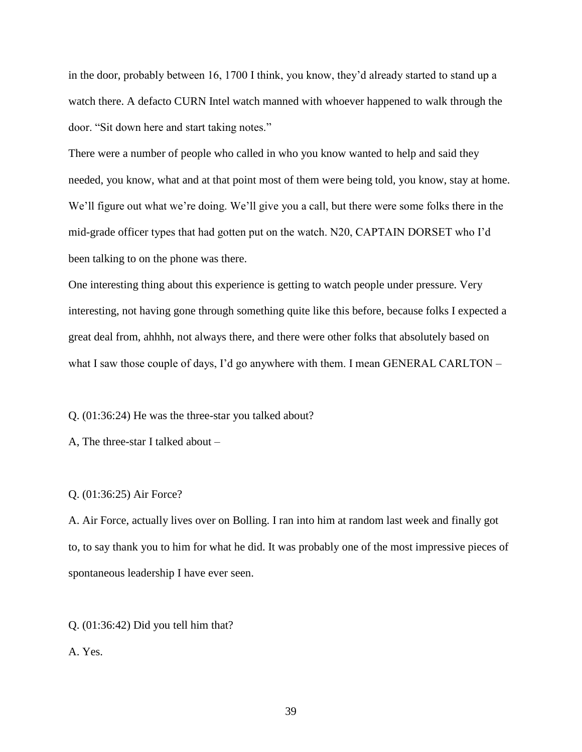in the door, probably between 16, 1700 I think, you know, they'd already started to stand up a watch there. A defacto CURN Intel watch manned with whoever happened to walk through the door. "Sit down here and start taking notes."

There were a number of people who called in who you know wanted to help and said they needed, you know, what and at that point most of them were being told, you know, stay at home. We'll figure out what we're doing. We'll give you a call, but there were some folks there in the mid-grade officer types that had gotten put on the watch. N20, CAPTAIN DORSET who I'd been talking to on the phone was there.

One interesting thing about this experience is getting to watch people under pressure. Very interesting, not having gone through something quite like this before, because folks I expected a great deal from, ahhhh, not always there, and there were other folks that absolutely based on what I saw those couple of days, I'd go anywhere with them. I mean GENERAL CARLTON –

Q. (01:36:24) He was the three-star you talked about?

A, The three-star I talked about –

Q. (01:36:25) Air Force?

A. Air Force, actually lives over on Bolling. I ran into him at random last week and finally got to, to say thank you to him for what he did. It was probably one of the most impressive pieces of spontaneous leadership I have ever seen.

Q. (01:36:42) Did you tell him that?

A. Yes.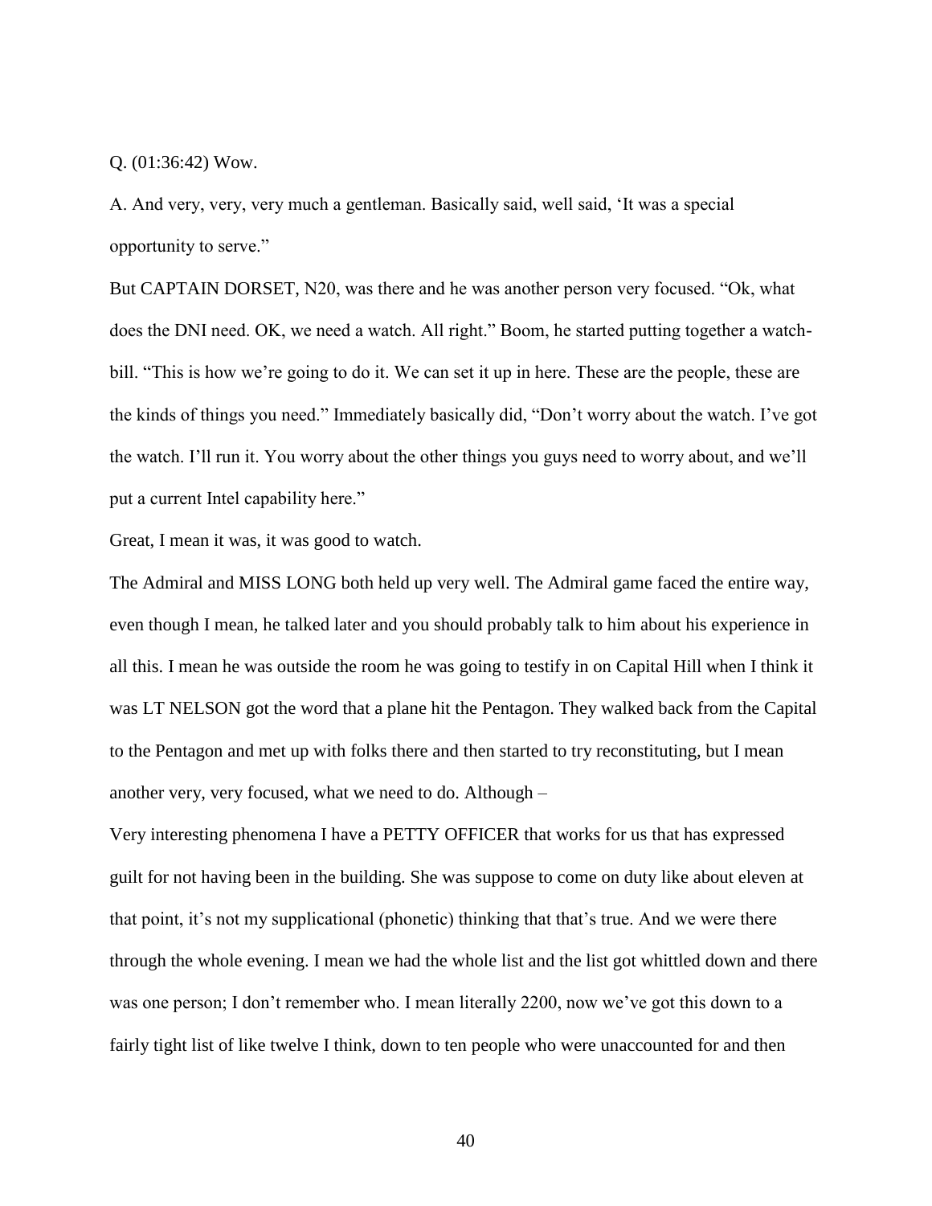Q. (01:36:42) Wow.

A. And very, very, very much a gentleman. Basically said, well said, 'It was a special opportunity to serve."

But CAPTAIN DORSET, N20, was there and he was another person very focused. "Ok, what does the DNI need. OK, we need a watch. All right." Boom, he started putting together a watch-bill. "This is how we're going to do it. We can set it up in here. These are the people, these are the kinds of things you need." Immediately basically did, "Don't worry about the watch. I've got the watch. I'll run it. You worry about the other things you guys need to worry about, and we'll put a current Intel capability here."

Great, I mean it was, it was good to watch.

The Admiral and MISS LONG both held up very well. The Admiral game faced the entire way, even though I mean, he talked later and you should probably talk to him about his experience in all this. I mean he was outside the room he was going to testify in on Capital Hill when I think it was LT NELSON got the word that a plane hit the Pentagon. They walked back from the Capital to the Pentagon and met up with folks there and then started to try reconstituting, but I mean another very, very focused, what we need to do. Although –

Very interesting phenomena I have a PETTY OFFICER that works for us that has expressed guilt for not having been in the building. She was suppose to come on duty like about eleven at that point, it's not my supplicational (phonetic) thinking that that's true. And we were there through the whole evening. I mean we had the whole list and the list got whittled down and there was one person; I don't remember who. I mean literally 2200, now we've got this down to a fairly tight list of like twelve I think, down to ten people who were unaccounted for and then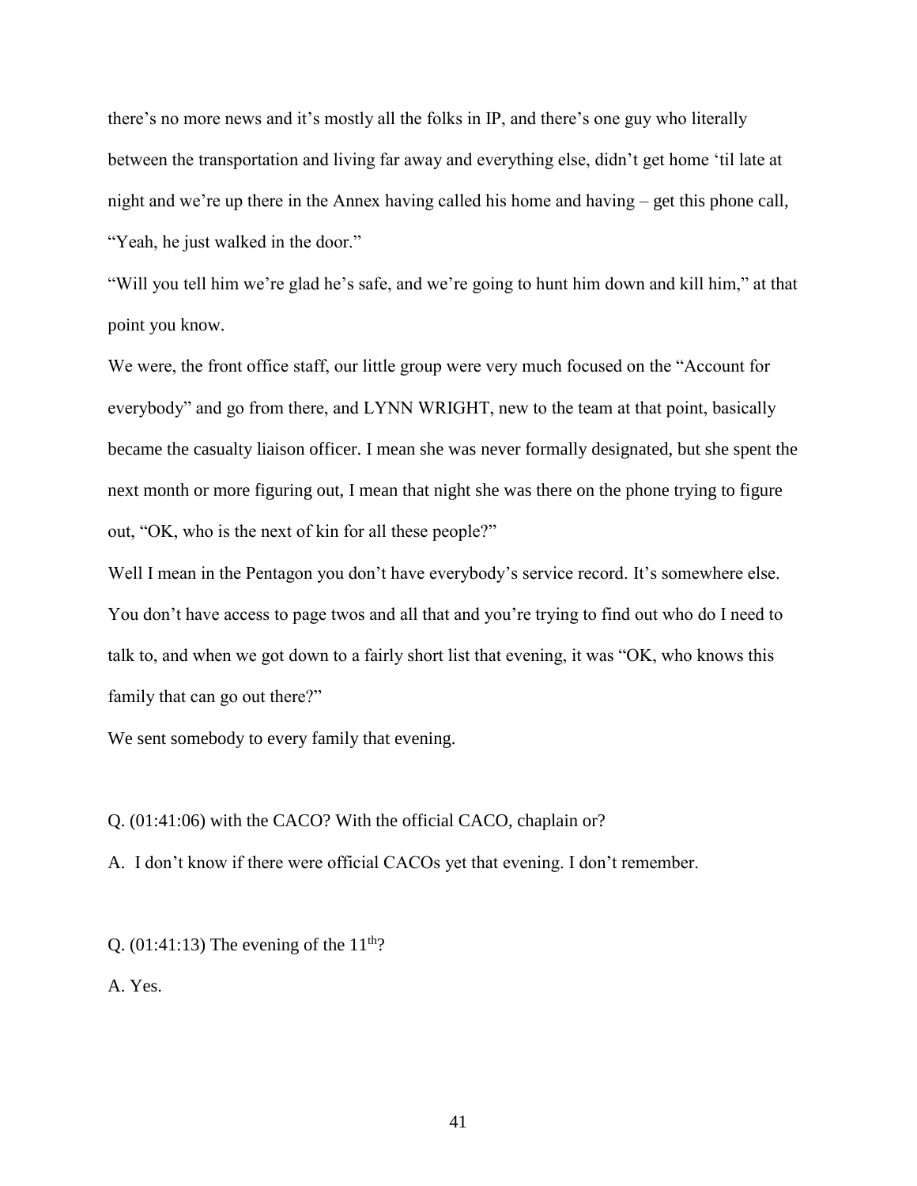there's no more news and it's mostly all the folks in IP, and there's one guy who literally between the transportation and living far away and everything else, didn't get home 'til late at night and we're up there in the Annex having called his home and having – get this phone call, "Yeah, he just walked in the door."

"Will you tell him we're glad he's safe, and we're going to hunt him down and kill him," at that point you know.

We were, the front office staff, our little group were very much focused on the "Account for everybody" and go from there, and LYNN WRIGHT, new to the team at that point, basically became the casualty liaison officer. I mean she was never formally designated, but she spent the next month or more figuring out, I mean that night she was there on the phone trying to figure out, "OK, who is the next of kin for all these people?"

Well I mean in the Pentagon you don't have everybody's service record. It's somewhere else. You don't have access to page twos and all that and you're trying to find out who do I need to talk to, and when we got down to a fairly short list that evening, it was "OK, who knows this family that can go out there?"

We sent somebody to every family that evening.

Q. (01:41:06) with the CACO? With the official CACO, chaplain or?

A. I don't know if there were official CACOs yet that evening. I don't remember.

Q. (01:41:13) The evening of the 11th?

A. Yes.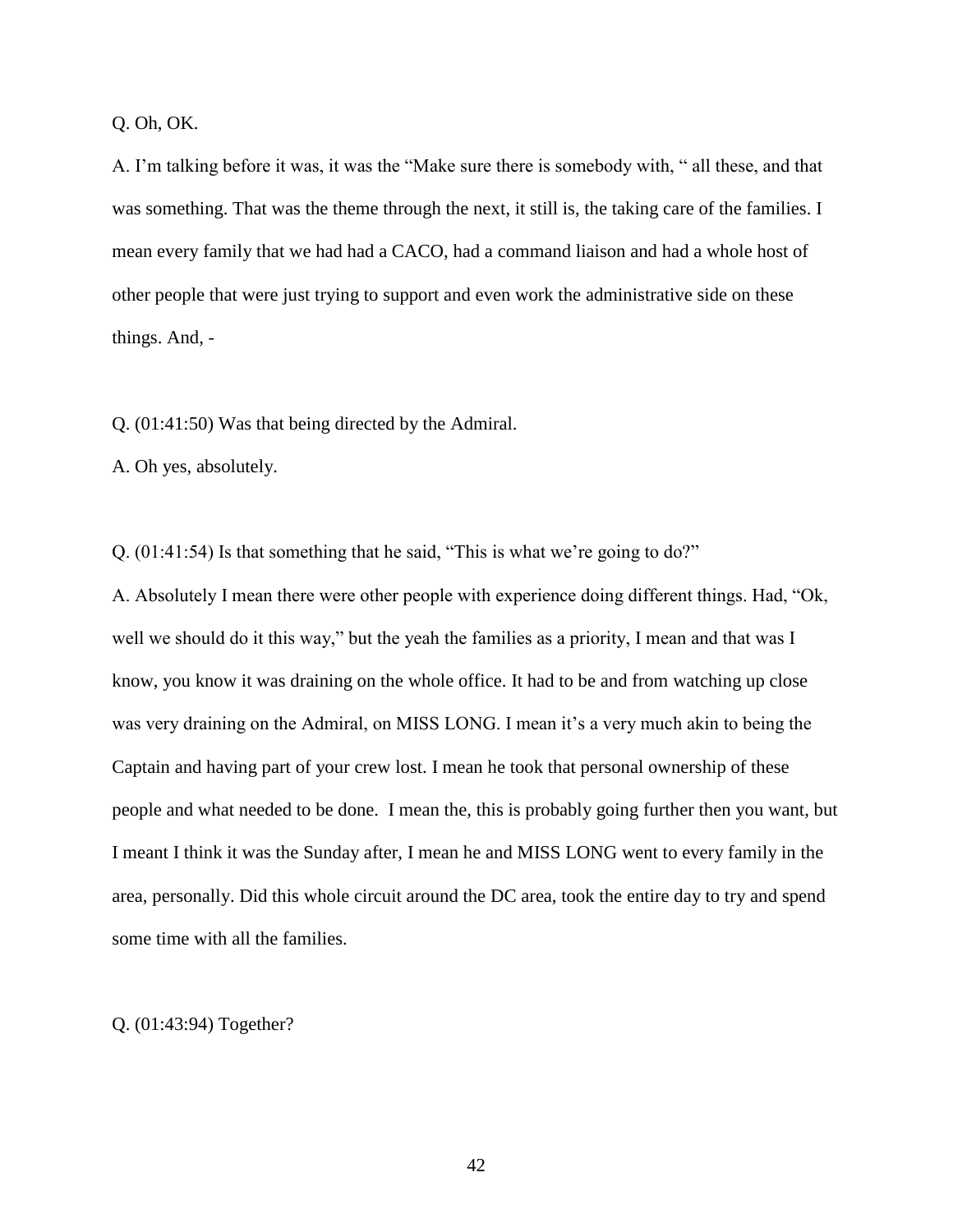Q. Oh, OK.

A. I'm talking before it was, it was the "Make sure there is somebody with, " all these, and that was something. That was the theme through the next, it still is, the taking care of the families. I mean every family that we had had a CACO, had a command liaison and had a whole host of other people that were just trying to support and even work the administrative side on these things. And, -

Q. (01:41:50) Was that being directed by the Admiral.

A. Oh yes, absolutely.

Q. (01:41:54) Is that something that he said, "This is what we're going to do?"

A. Absolutely I mean there were other people with experience doing different things. Had, "Ok, well we should do it this way," but the yeah the families as a priority, I mean and that was I know, you know it was draining on the whole office. It had to be and from watching up close was very draining on the Admiral, on MISS LONG. I mean it's a very much akin to being the Captain and having part of your crew lost. I mean he took that personal ownership of these people and what needed to be done. I mean the, this is probably going further then you want, but I meant I think it was the Sunday after, I mean he and MISS LONG went to every family in the area, personally. Did this whole circuit around the DC area, took the entire day to try and spend some time with all the families.

Q. (01:43:94) Together?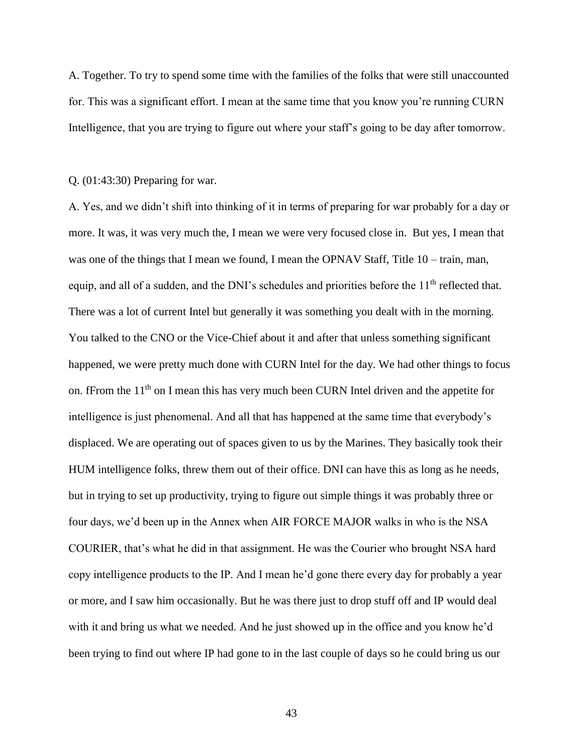A. Together. To try to spend some time with the families of the folks that were still unaccounted for. This was a significant effort. I mean at the same time that you know you're running CURN Intelligence, that you are trying to figure out where your staff's going to be day after tomorrow.

Q. (01:43:30) Preparing for war.

A. Yes, and we didn't shift into thinking of it in terms of preparing for war probably for a day or more. It was, it was very much the, I mean we were very focused close in. But yes, I mean that was one of the things that I mean we found, I mean the OPNAV Staff, Title 10 – train, man, equip, and all of a sudden, and the DNI's schedules and priorities before the 11th reflected that. There was a lot of current Intel but generally it was something you dealt with in the morning. You talked to the CNO or the Vice-Chief about it and after that unless something significant happened, we were pretty much done with CURN Intel for the day. We had other things to focus on. fFrom the 11th on I mean this has very much been CURN Intel driven and the appetite for intelligence is just phenomenal. And all that has happened at the same time that everybody's displaced. We are operating out of spaces given to us by the Marines. They basically took their HUM intelligence folks, threw them out of their office. DNI can have this as long as he needs, but in trying to set up productivity, trying to figure out simple things it was probably three or four days, we'd been up in the Annex when AIR FORCE MAJOR walks in who is the NSA COURIER, that's what he did in that assignment. He was the Courier who brought NSA hard copy intelligence products to the IP. And I mean he'd gone there every day for probably a year or more, and I saw him occasionally. But he was there just to drop stuff off and IP would deal with it and bring us what we needed. And he just showed up in the office and you know he'd been trying to find out where IP had gone to in the last couple of days so he could bring us our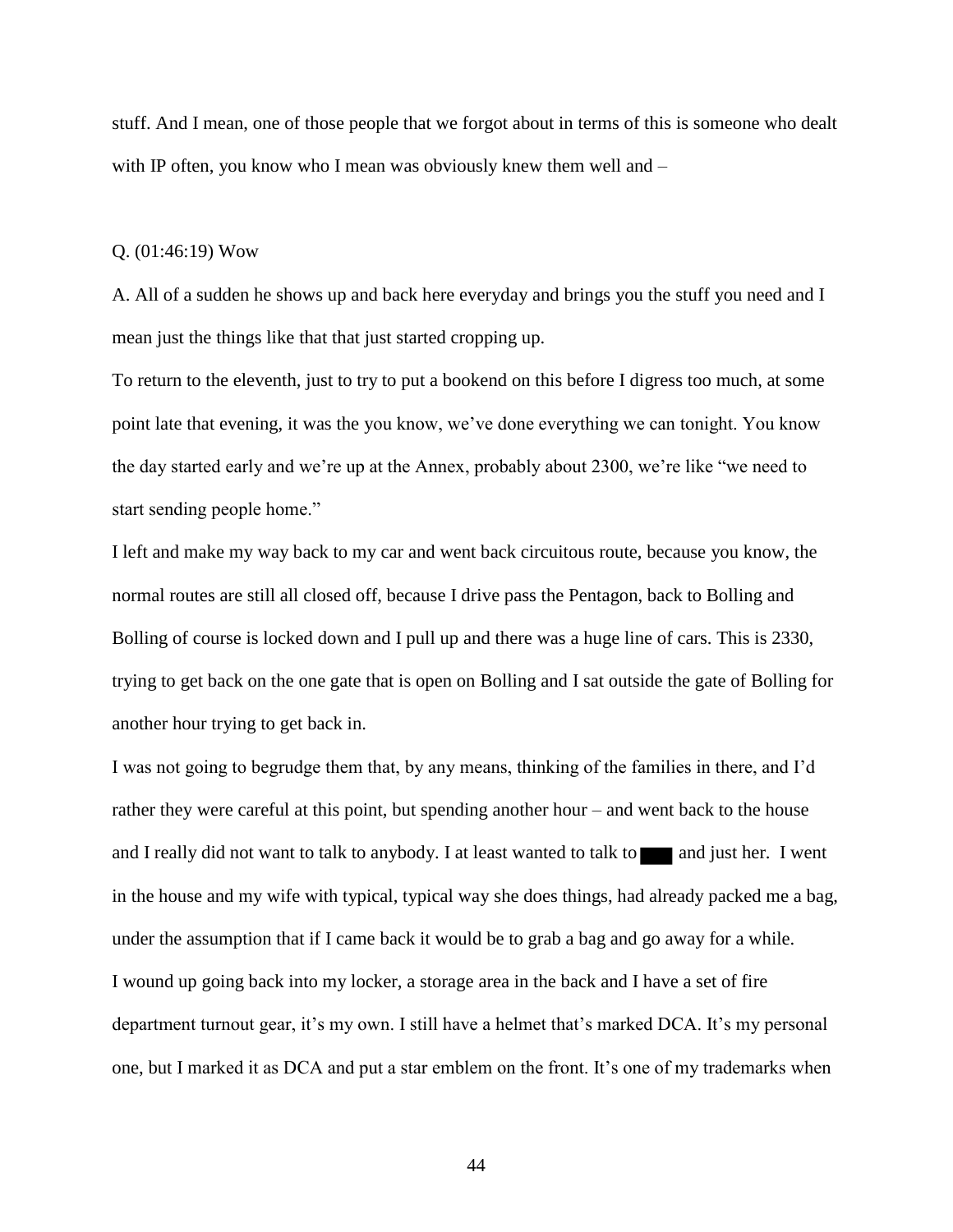stuff. And I mean, one of those people that we forgot about in terms of this is someone who dealt with IP often, you know who I mean was obviously knew them well and –

Q. (01:46:19) Wow

A. All of a sudden he shows up and back here everyday and brings you the stuff you need and I mean just the things like that that just started cropping up.

To return to the eleventh, just to try to put a bookend on this before I digress too much, at some point late that evening, it was the you know, we've done everything we can tonight. You know the day started early and we're up at the Annex, probably about 2300, we're like "we need to start sending people home."

I left and make my way back to my car and went back circuitous route, because you know, the normal routes are still all closed off, because I drive pass the Pentagon, back to Bolling and Bolling of course is locked down and I pull up and there was a huge line of cars. This is 2330, trying to get back on the one gate that is open on Bolling and I sat outside the gate of Bolling for another hour trying to get back in.

I was not going to begrudge them that, by any means, thinking of the families in there, and I'd rather they were careful at this point, but spending another hour – and went back to the house and I really did not want to talk to anybody. I at least wanted to talk to ███ and just her. I went in the house and my wife with typical, typical way she does things, had already packed me a bag, under the assumption that if I came back it would be to grab a bag and go away for a while.

I wound up going back into my locker, a storage area in the back and I have a set of fire department turnout gear, it's my own. I still have a helmet that's marked DCA. It's my personal one, but I marked it as DCA and put a star emblem on the front. It's one of my trademarks when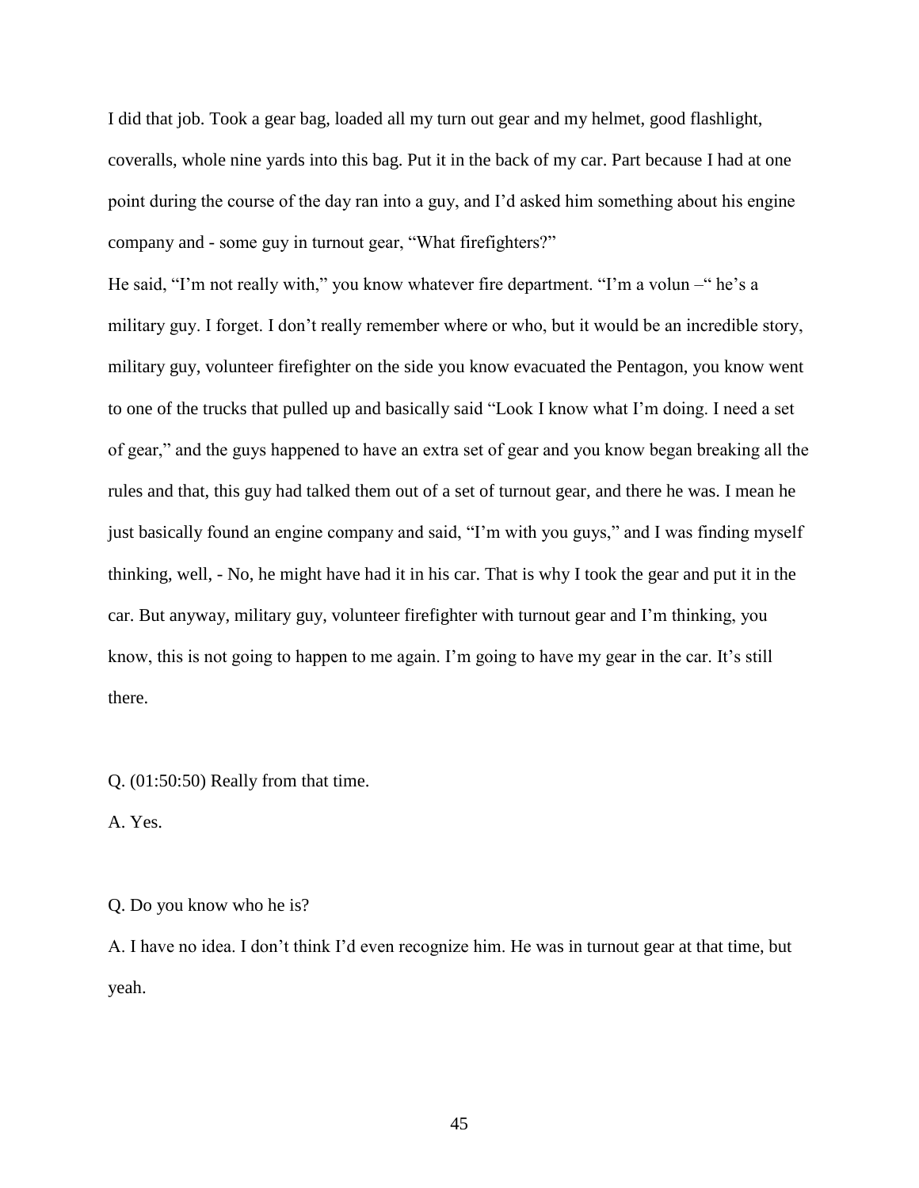I did that job. Took a gear bag, loaded all my turn out gear and my helmet, good flashlight, coveralls, whole nine yards into this bag. Put it in the back of my car. Part because I had at one point during the course of the day ran into a guy, and I'd asked him something about his engine company and - some guy in turnout gear, "What firefighters?"

He said, "I'm not really with," you know whatever fire department. "I'm a volun –" he's a military guy. I forget. I don't really remember where or who, but it would be an incredible story, military guy, volunteer firefighter on the side you know evacuated the Pentagon, you know went to one of the trucks that pulled up and basically said "Look I know what I'm doing. I need a set of gear," and the guys happened to have an extra set of gear and you know began breaking all the rules and that, this guy had talked them out of a set of turnout gear, and there he was. I mean he just basically found an engine company and said, "I'm with you guys," and I was finding myself thinking, well, - No, he might have had it in his car. That is why I took the gear and put it in the car. But anyway, military guy, volunteer firefighter with turnout gear and I'm thinking, you know, this is not going to happen to me again. I'm going to have my gear in the car. It's still there.

Q. (01:50:50) Really from that time.

A. Yes.

Q. Do you know who he is?

A. I have no idea. I don't think I'd even recognize him. He was in turnout gear at that time, but yeah.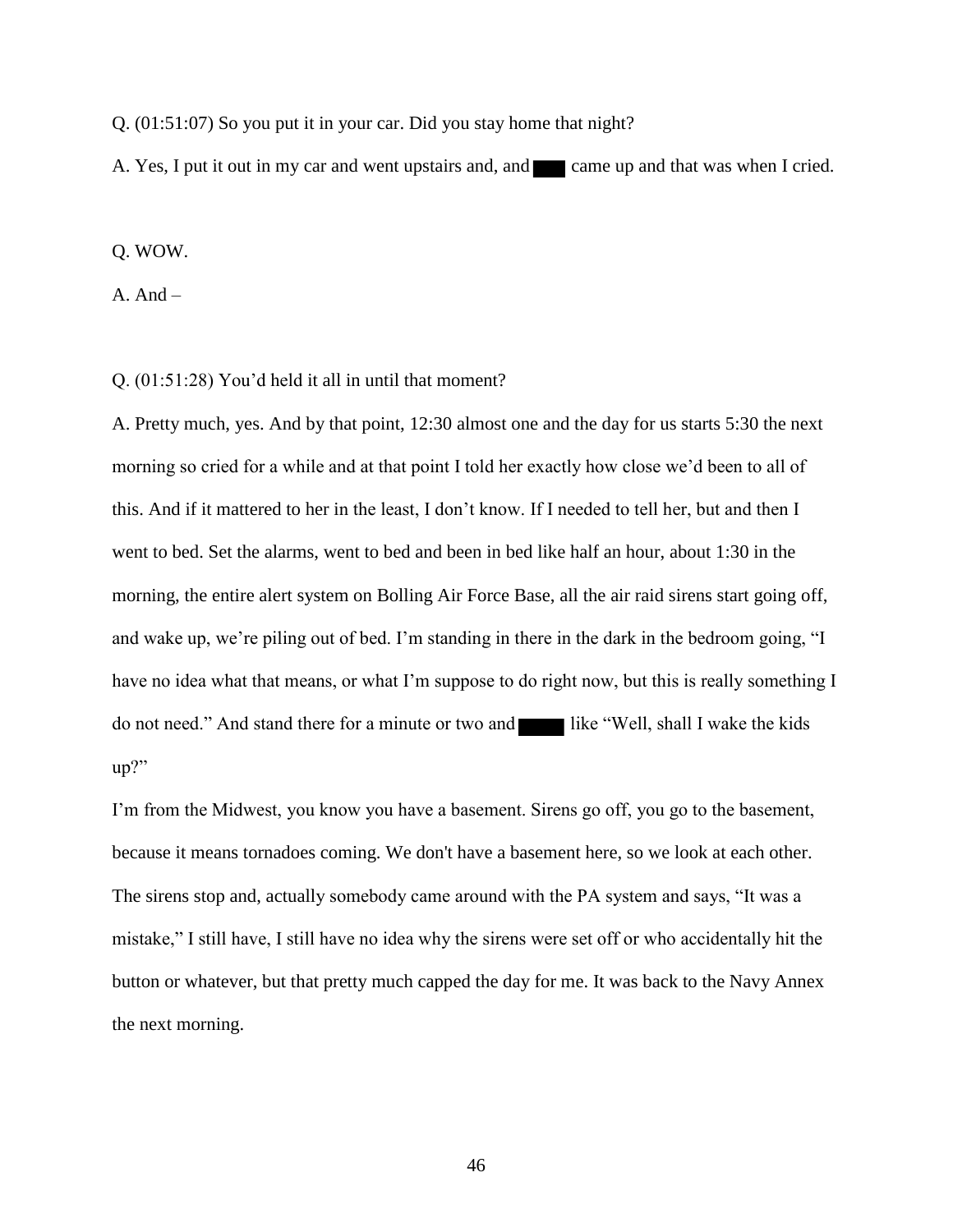Q. (01:51:07) So you put it in your car. Did you stay home that night?

A. Yes, I put it out in my car and went upstairs and, and ███ came up and that was when I cried.

Q. WOW.

A. And –

Q. (01:51:28) You'd held it all in until that moment?

A. Pretty much, yes. And by that point, 12:30 almost one and the day for us starts 5:30 the next morning so cried for a while and at that point I told her exactly how close we'd been to all of this. And if it mattered to her in the least, I don't know. If I needed to tell her, but and then I went to bed. Set the alarms, went to bed and been in bed like half an hour, about 1:30 in the morning, the entire alert system on Bolling Air Force Base, all the air raid sirens start going off, and wake up, we're piling out of bed. I'm standing in there in the dark in the bedroom going, "I have no idea what that means, or what I'm suppose to do right now, but this is really something I do not need." And stand there for a minute or two and ████ like "Well, shall I wake the kids up?"

I'm from the Midwest, you know you have a basement. Sirens go off, you go to the basement, because it means tornadoes coming. We don't have a basement here, so we look at each other. The sirens stop and, actually somebody came around with the PA system and says, "It was a mistake," I still have, I still have no idea why the sirens were set off or who accidentally hit the button or whatever, but that pretty much capped the day for me. It was back to the Navy Annex the next morning.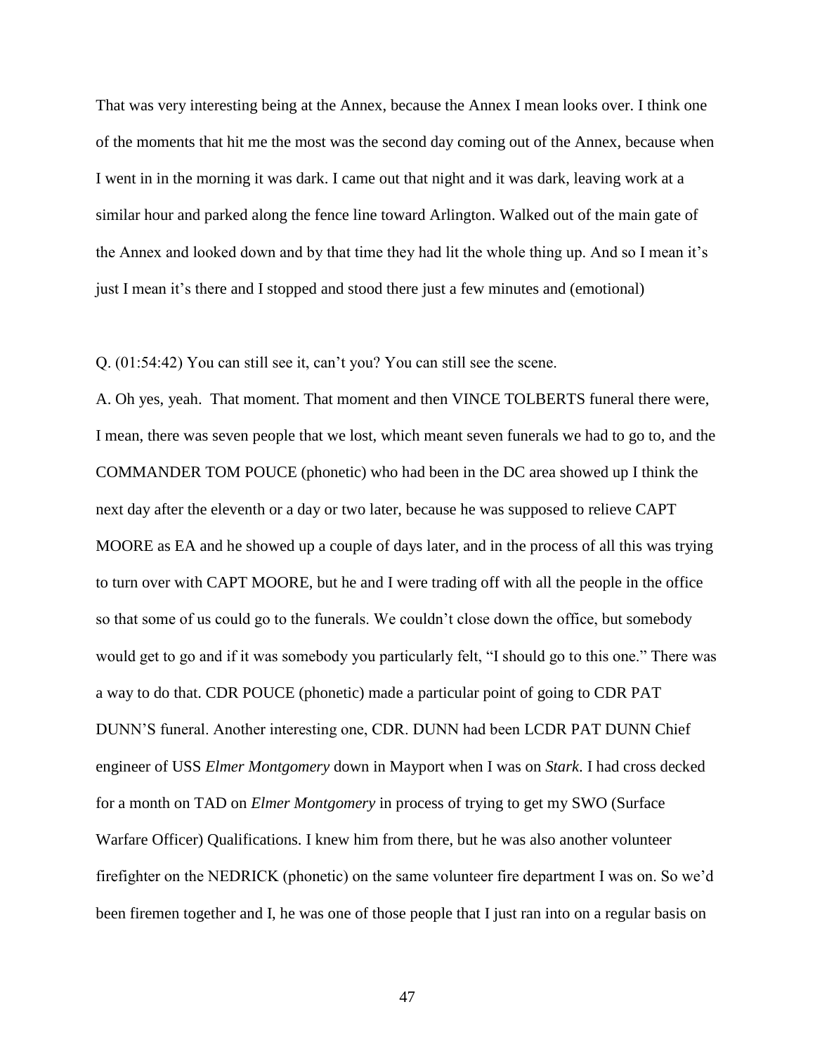That was very interesting being at the Annex, because the Annex I mean looks over. I think one of the moments that hit me the most was the second day coming out of the Annex, because when I went in in the morning it was dark. I came out that night and it was dark, leaving work at a similar hour and parked along the fence line toward Arlington. Walked out of the main gate of the Annex and looked down and by that time they had lit the whole thing up. And so I mean it's just I mean it's there and I stopped and stood there just a few minutes and (emotional)

Q. (01:54:42) You can still see it, can't you? You can still see the scene.

A. Oh yes, yeah. That moment. That moment and then VINCE TOLBERTS funeral there were, I mean, there was seven people that we lost, which meant seven funerals we had to go to, and the COMMANDER TOM POUCE (phonetic) who had been in the DC area showed up I think the next day after the eleventh or a day or two later, because he was supposed to relieve CAPT MOORE as EA and he showed up a couple of days later, and in the process of all this was trying to turn over with CAPT MOORE, but he and I were trading off with all the people in the office so that some of us could go to the funerals. We couldn't close down the office, but somebody would get to go and if it was somebody you particularly felt, "I should go to this one." There was a way to do that. CDR POUCE (phonetic) made a particular point of going to CDR PAT DUNN'S funeral. Another interesting one, CDR. DUNN had been LCDR PAT DUNN Chief engineer of USS *Elmer Montgomery* down in Mayport when I was on *Stark*. I had cross decked for a month on TAD on *Elmer Montgomery* in process of trying to get my SWO (Surface Warfare Officer) Qualifications. I knew him from there, but he was also another volunteer firefighter on the NEDRICK (phonetic) on the same volunteer fire department I was on. So we'd been firemen together and I, he was one of those people that I just ran into on a regular basis on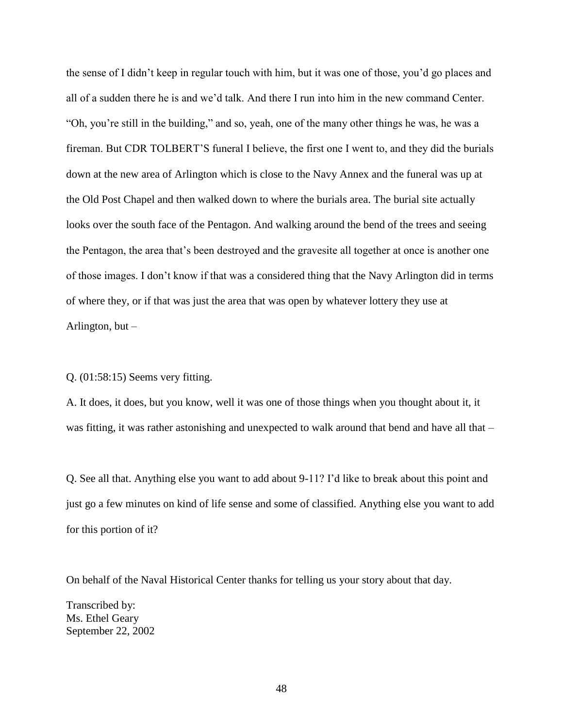the sense of I didn't keep in regular touch with him, but it was one of those, you'd go places and all of a sudden there he is and we'd talk. And there I run into him in the new command Center. "Oh, you're still in the building," and so, yeah, one of the many other things he was, he was a fireman. But CDR TOLBERT'S funeral I believe, the first one I went to, and they did the burials down at the new area of Arlington which is close to the Navy Annex and the funeral was up at the Old Post Chapel and then walked down to where the burials area. The burial site actually looks over the south face of the Pentagon. And walking around the bend of the trees and seeing the Pentagon, the area that's been destroyed and the gravesite all together at once is another one of those images. I don't know if that was a considered thing that the Navy Arlington did in terms of where they, or if that was just the area that was open by whatever lottery they use at Arlington, but –

Q. (01:58:15) Seems very fitting.

A. It does, it does, but you know, well it was one of those things when you thought about it, it was fitting, it was rather astonishing and unexpected to walk around that bend and have all that –

Q. See all that. Anything else you want to add about 9-11? I'd like to break about this point and just go a few minutes on kind of life sense and some of classified. Anything else you want to add for this portion of it?

On behalf of the Naval Historical Center thanks for telling us your story about that day.

Transcribed by:
Ms. Ethel Geary
September 22, 2002